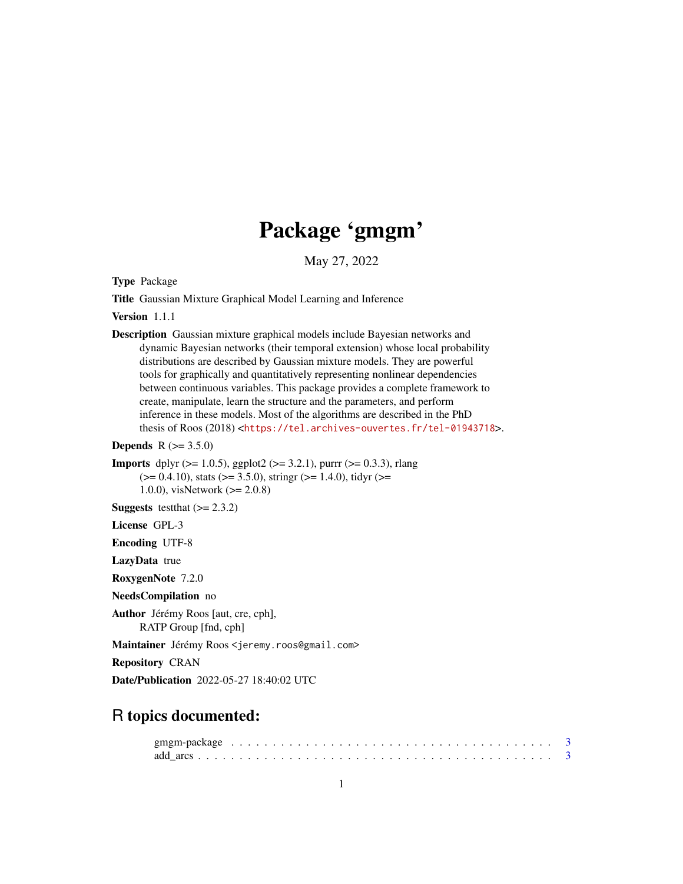# Package 'gmgm'

May 27, 2022

**Type** Package

**Title** Gaussian Mixture Graphical Model Learning and Inference

**Version** 1.1.1

**Description** Gaussian mixture graphical models include Bayesian networks and dynamic Bayesian networks (their temporal extension) whose local probability distributions are described by Gaussian mixture models. They are powerful tools for graphically and quantitatively representing nonlinear dependencies between continuous variables. This package provides a complete framework to create, manipulate, learn the structure and the parameters, and perform inference in these models. Most of the algorithms are described in the PhD thesis of Roos (2018) <https://tel.archives-ouvertes.fr/tel-01943718>.

**Depends** R (>= 3.5.0)

**Imports** dplyr (>= 1.0.5), ggplot2 (>= 3.2.1), purrr (>= 0.3.3), rlang (>= 0.4.10), stats (>= 3.5.0), stringr (>= 1.4.0), tidyr (>= 1.0.0), visNetwork (>= 2.0.8)

**Suggests** testthat (>= 2.3.2)

**License** GPL-3

**Encoding** UTF-8

**LazyData** true

**RoxygenNote** 7.2.0

**NeedsCompilation** no

**Author** Jérémy Roos [aut, cre, cph], RATP Group [fnd, cph]

**Maintainer** Jérémy Roos <jeremy.roos@gmail.com>

**Repository** CRAN

**Date/Publication** 2022-05-27 18:40:02 UTC

## R topics documented:

gmgm-package . . . . . . . . . . . . . . . . . . . . . . . . . . . . . . . . . . . . . . 3
add_arcs . . . . . . . . . . . . . . . . . . . . . . . . . . . . . . . . . . . . . . . . . 3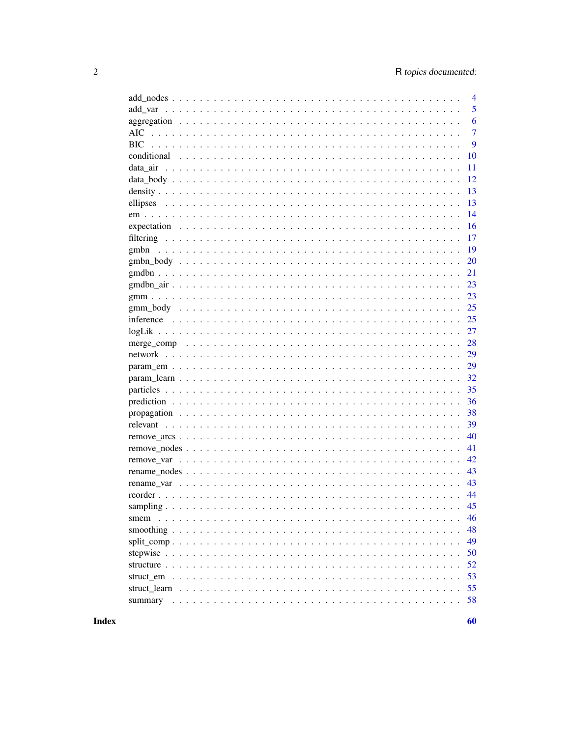| | |
|---|---|
| add_nodes | 4 |
| add_var | 5 |
| aggregation | 6 |
| AIC | 7 |
| BIC | 9 |
| conditional | 10 |
| data_air | 11 |
| data_body | 12 |
| density | 13 |
| ellipses | 13 |
| em | 14 |
| expectation | 16 |
| filtering | 17 |
| gmbn | 19 |
| gmbn_body | 20 |
| gmdbn | 21 |
| gmdbn_air | 23 |
| gmm | 23 |
| gmm_body | 25 |
| inference | 25 |
| logLik | 27 |
| merge_comp | 28 |
| network | 29 |
| param_em | 29 |
| param_learn | 32 |
| particles | 35 |
| prediction | 36 |
| propagation | 38 |
| relevant | 39 |
| remove_arcs | 40 |
| remove_nodes | 41 |
| remove_var | 42 |
| rename_nodes | 43 |
| rename_var | 43 |
| reorder | 44 |
| sampling | 45 |
| smem | 46 |
| smoothing | 48 |
| split_comp | 49 |
| stepwise | 50 |
| structure | 52 |
| struct_em | 53 |
| struct_learn | 55 |
| summary | 58 |
| **Index** | **60** |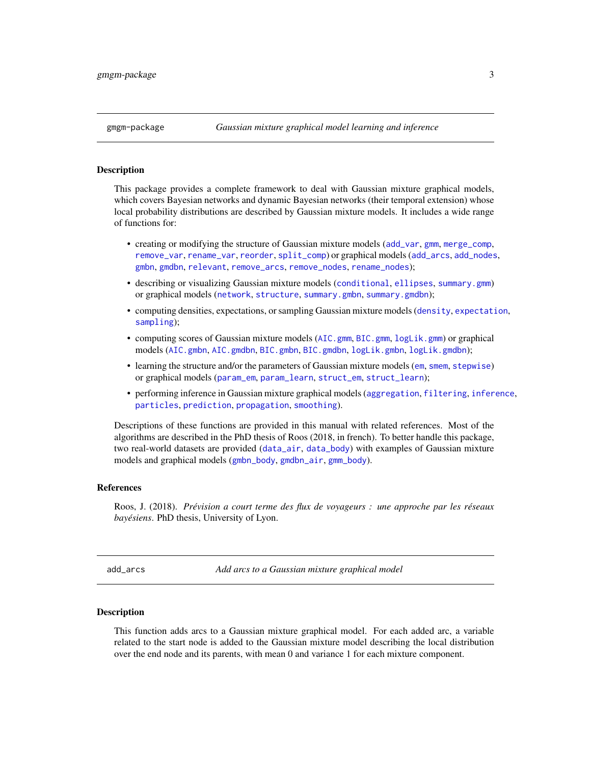## gmgm-package — *Gaussian mixture graphical model learning and inference*

### Description

This package provides a complete framework to deal with Gaussian mixture graphical models, which covers Bayesian networks and dynamic Bayesian networks (their temporal extension) whose local probability distributions are described by Gaussian mixture models. It includes a wide range of functions for:

- creating or modifying the structure of Gaussian mixture models (add_var, gmm, merge_comp, remove_var, rename_var, reorder, split_comp) or graphical models (add_arcs, add_nodes, gmbn, gmdbn, relevant, remove_arcs, remove_nodes, rename_nodes);
- describing or visualizing Gaussian mixture models (conditional, ellipses, summary.gmm) or graphical models (network, structure, summary.gmbn, summary.gmdbn);
- computing densities, expectations, or sampling Gaussian mixture models (density, expectation, sampling);
- computing scores of Gaussian mixture models (AIC.gmm, BIC.gmm, logLik.gmm) or graphical models (AIC.gmbn, AIC.gmdbn, BIC.gmbn, BIC.gmdbn, logLik.gmbn, logLik.gmdbn);
- learning the structure and/or the parameters of Gaussian mixture models (em, smem, stepwise) or graphical models (param_em, param_learn, struct_em, struct_learn);
- performing inference in Gaussian mixture graphical models (aggregation, filtering, inference, particles, prediction, propagation, smoothing).

Descriptions of these functions are provided in this manual with related references. Most of the algorithms are described in the PhD thesis of Roos (2018, in french). To better handle this package, two real-world datasets are provided (data_air, data_body) with examples of Gaussian mixture models and graphical models (gmbn_body, gmdbn_air, gmm_body).

### References

Roos, J. (2018). *Prévision a court terme des flux de voyageurs : une approche par les réseaux bayésiens*. PhD thesis, University of Lyon.

## add_arcs — *Add arcs to a Gaussian mixture graphical model*

### Description

This function adds arcs to a Gaussian mixture graphical model. For each added arc, a variable related to the start node is added to the Gaussian mixture model describing the local distribution over the end node and its parents, with mean 0 and variance 1 for each mixture component.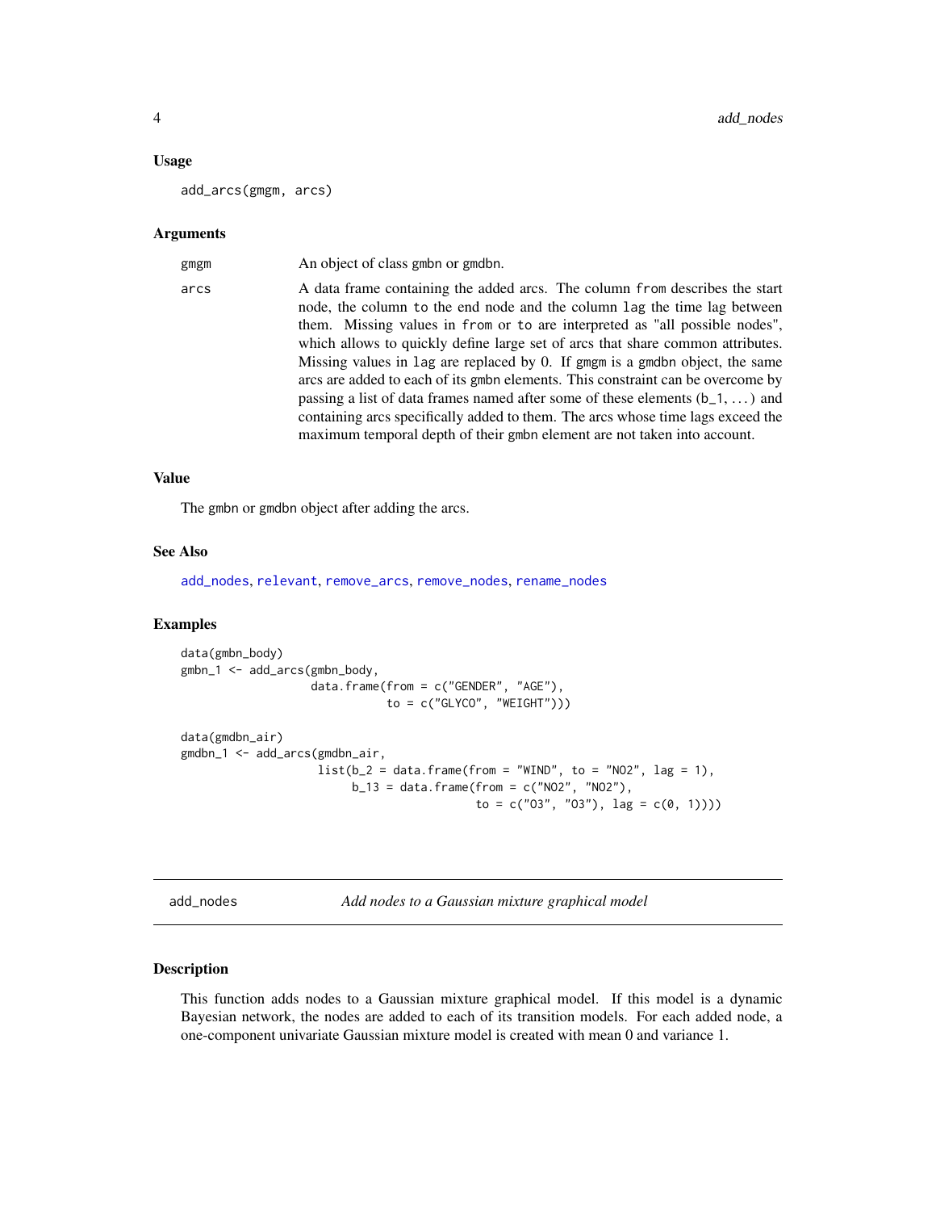### Usage

```
add_arcs(gmgm, arcs)
```

### Arguments

| | |
|---|---|
| gmgm | An object of class gmbn or gmdbn. |
| arcs | A data frame containing the added arcs. The column from describes the start node, the column to the end node and the column lag the time lag between them. Missing values in from or to are interpreted as "all possible nodes", which allows to quickly define large set of arcs that share common attributes. Missing values in lag are replaced by 0. If gmgm is a gmdbn object, the same arcs are added to each of its gmbn elements. This constraint can be overcome by passing a list of data frames named after some of these elements (b_1, ...) and containing arcs specifically added to them. The arcs whose time lags exceed the maximum temporal depth of their gmbn element are not taken into account. |

### Value

The gmbn or gmdbn object after adding the arcs.

### See Also

add_nodes, relevant, remove_arcs, remove_nodes, rename_nodes

### Examples

```
data(gmbn_body)
gmbn_1 <- add_arcs(gmbn_body,
                   data.frame(from = c("GENDER", "AGE"),
                              to = c("GLYCO", "WEIGHT")))

data(gmdbn_air)
gmdbn_1 <- add_arcs(gmdbn_air,
                    list(b_2 = data.frame(from = "WIND", to = "NO2", lag = 1),
                         b_13 = data.frame(from = c("NO2", "NO2"),
                                           to = c("O3", "O3"), lag = c(0, 1))))
```

---

## add_nodes — *Add nodes to a Gaussian mixture graphical model*

### Description

This function adds nodes to a Gaussian mixture graphical model. If this model is a dynamic Bayesian network, the nodes are added to each of its transition models. For each added node, a one-component univariate Gaussian mixture model is created with mean 0 and variance 1.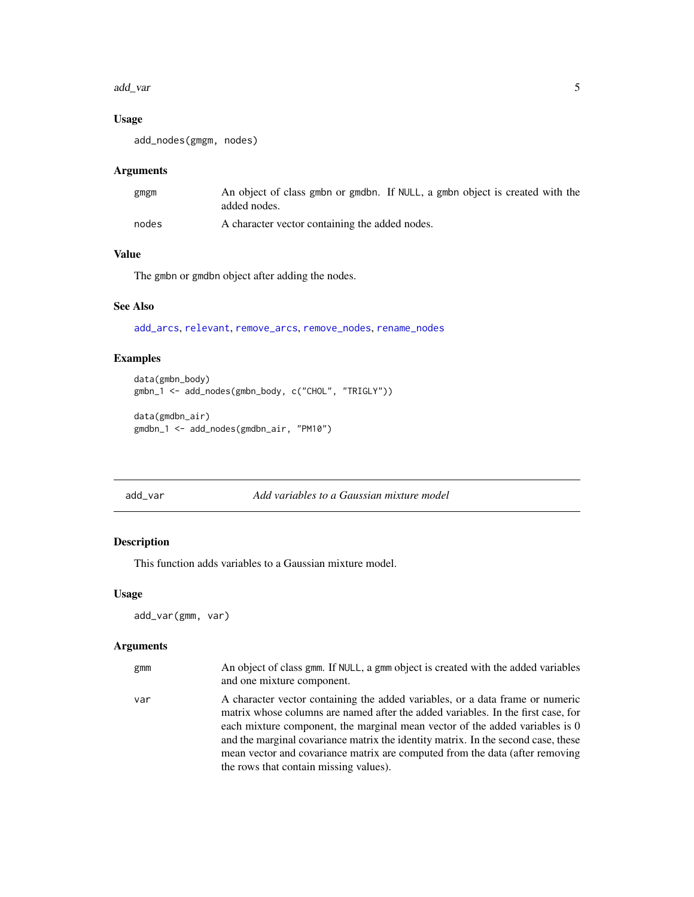### Usage

```
add_nodes(gmgm, nodes)
```

### Arguments

| | |
|---|---|
| gmgm | An object of class gmbn or gmdbn. If NULL, a gmbn object is created with the added nodes. |
| nodes | A character vector containing the added nodes. |

### Value

The gmbn or gmdbn object after adding the nodes.

### See Also

add_arcs, relevant, remove_arcs, remove_nodes, rename_nodes

### Examples

```
data(gmbn_body)
gmbn_1 <- add_nodes(gmbn_body, c("CHOL", "TRIGLY"))

data(gmdbn_air)
gmdbn_1 <- add_nodes(gmdbn_air, "PM10")
```

---

## add_var — *Add variables to a Gaussian mixture model*

### Description

This function adds variables to a Gaussian mixture model.

### Usage

```
add_var(gmm, var)
```

### Arguments

| | |
|---|---|
| gmm | An object of class gmm. If NULL, a gmm object is created with the added variables and one mixture component. |
| var | A character vector containing the added variables, or a data frame or numeric matrix whose columns are named after the added variables. In the first case, for each mixture component, the marginal mean vector of the added variables is 0 and the marginal covariance matrix the identity matrix. In the second case, these mean vector and covariance matrix are computed from the data (after removing the rows that contain missing values). |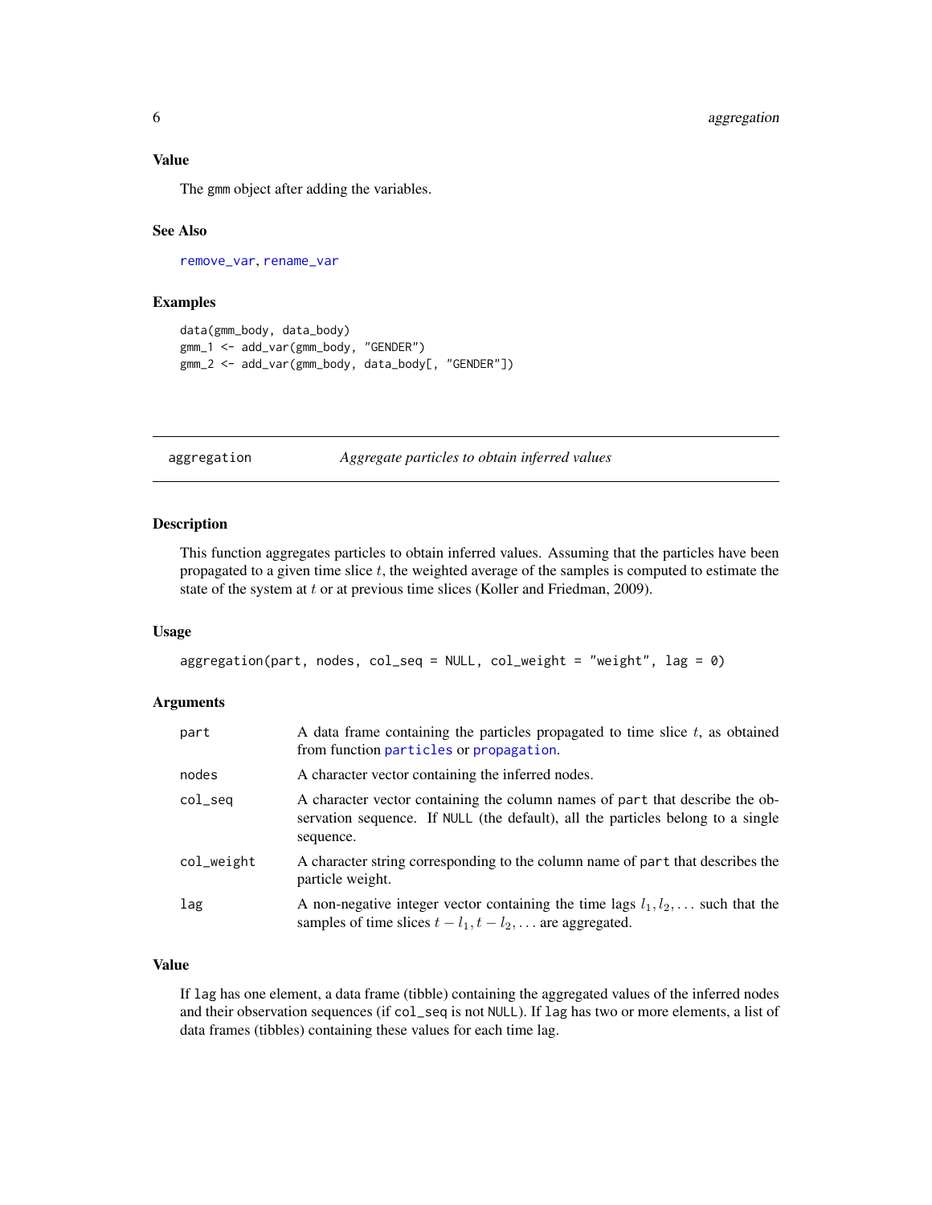### Value

The gmm object after adding the variables.

### See Also

remove_var, rename_var

### Examples

```
data(gmm_body, data_body)
gmm_1 <- add_var(gmm_body, "GENDER")
gmm_2 <- add_var(gmm_body, data_body[, "GENDER"])
```

---

## aggregation — *Aggregate particles to obtain inferred values*

---

### Description

This function aggregates particles to obtain inferred values. Assuming that the particles have been propagated to a given time slice $t$, the weighted average of the samples is computed to estimate the state of the system at $t$ or at previous time slices (Koller and Friedman, 2009).

### Usage

```
aggregation(part, nodes, col_seq = NULL, col_weight = "weight", lag = 0)
```

### Arguments

| | |
|---|---|
| `part` | A data frame containing the particles propagated to time slice $t$, as obtained from function particles or propagation. |
| `nodes` | A character vector containing the inferred nodes. |
| `col_seq` | A character vector containing the column names of `part` that describe the observation sequence. If `NULL` (the default), all the particles belong to a single sequence. |
| `col_weight` | A character string corresponding to the column name of `part` that describes the particle weight. |
| `lag` | A non-negative integer vector containing the time lags $l_1, l_2, \ldots$ such that the samples of time slices $t - l_1, t - l_2, \ldots$ are aggregated. |

### Value

If `lag` has one element, a data frame (tibble) containing the aggregated values of the inferred nodes and their observation sequences (if `col_seq` is not `NULL`). If `lag` has two or more elements, a list of data frames (tibbles) containing these values for each time lag.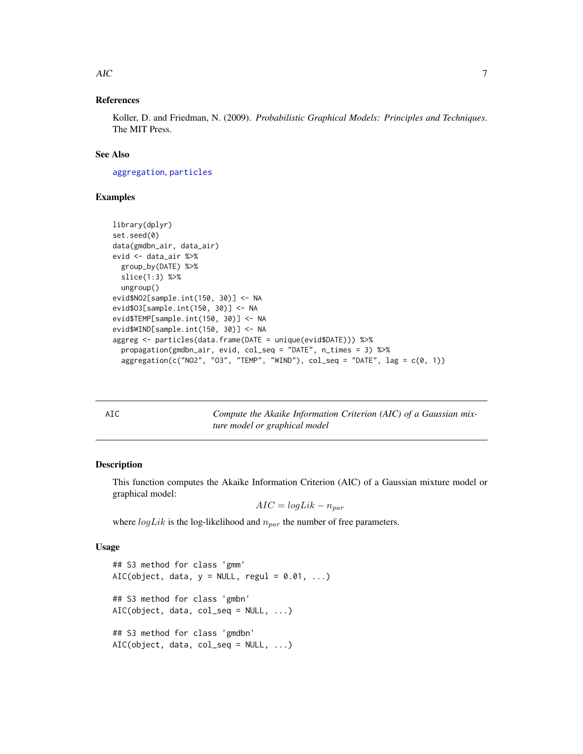### References

Koller, D. and Friedman, N. (2009). *Probabilistic Graphical Models: Principles and Techniques*. The MIT Press.

### See Also

aggregation, particles

### Examples

```
library(dplyr)
set.seed(0)
data(gmdbn_air, data_air)
evid <- data_air %>%
  group_by(DATE) %>%
  slice(1:3) %>%
  ungroup()
evid$NO2[sample.int(150, 30)] <- NA
evid$O3[sample.int(150, 30)] <- NA
evid$TEMP[sample.int(150, 30)] <- NA
evid$WIND[sample.int(150, 30)] <- NA
aggreg <- particles(data.frame(DATE = unique(evid$DATE))) %>%
  propagation(gmdbn_air, evid, col_seq = "DATE", n_times = 3) %>%
  aggregation(c("NO2", "O3", "TEMP", "WIND"), col_seq = "DATE", lag = c(0, 1))
```

---

## AIC — *Compute the Akaike Information Criterion (AIC) of a Gaussian mixture model or graphical model*

---

### Description

This function computes the Akaike Information Criterion (AIC) of a Gaussian mixture model or graphical model:

$$AIC = logLik - n_{par}$$

where $logLik$ is the log-likelihood and $n_{par}$ the number of free parameters.

### Usage

```
## S3 method for class 'gmm'
AIC(object, data, y = NULL, regul = 0.01, ...)

## S3 method for class 'gmbn'
AIC(object, data, col_seq = NULL, ...)

## S3 method for class 'gmdbn'
AIC(object, data, col_seq = NULL, ...)
```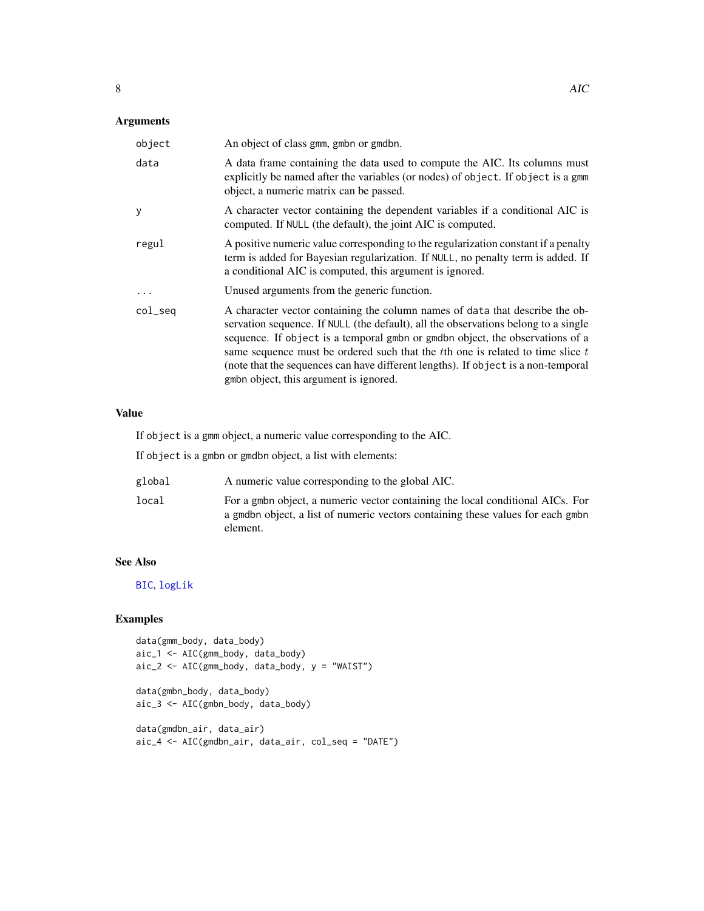## Arguments

| | |
|---|---|
| `object` | An object of class `gmm`, `gmbn` or `gmdbn`. |
| `data` | A data frame containing the data used to compute the AIC. Its columns must explicitly be named after the variables (or nodes) of `object`. If `object` is a `gmm` object, a numeric matrix can be passed. |
| `y` | A character vector containing the dependent variables if a conditional AIC is computed. If `NULL` (the default), the joint AIC is computed. |
| `regul` | A positive numeric value corresponding to the regularization constant if a penalty term is added for Bayesian regularization. If `NULL`, no penalty term is added. If a conditional AIC is computed, this argument is ignored. |
| `...` | Unused arguments from the generic function. |
| `col_seq` | A character vector containing the column names of `data` that describe the observation sequence. If `NULL` (the default), all the observations belong to a single sequence. If `object` is a temporal `gmbn` or `gmdbn` object, the observations of a same sequence must be ordered such that the $t$th one is related to time slice $t$ (note that the sequences can have different lengths). If `object` is a non-temporal `gmbn` object, this argument is ignored. |

## Value

If `object` is a `gmm` object, a numeric value corresponding to the AIC.

If `object` is a `gmbn` or `gmdbn` object, a list with elements:

| | |
|---|---|
| `global` | A numeric value corresponding to the global AIC. |
| `local` | For a `gmbn` object, a numeric vector containing the local conditional AICs. For a `gmdbn` object, a list of numeric vectors containing these values for each `gmbn` element. |

## See Also

`BIC`, `logLik`

## Examples

```
data(gmm_body, data_body)
aic_1 <- AIC(gmm_body, data_body)
aic_2 <- AIC(gmm_body, data_body, y = "WAIST")

data(gmbn_body, data_body)
aic_3 <- AIC(gmbn_body, data_body)

data(gmdbn_air, data_air)
aic_4 <- AIC(gmdbn_air, data_air, col_seq = "DATE")
```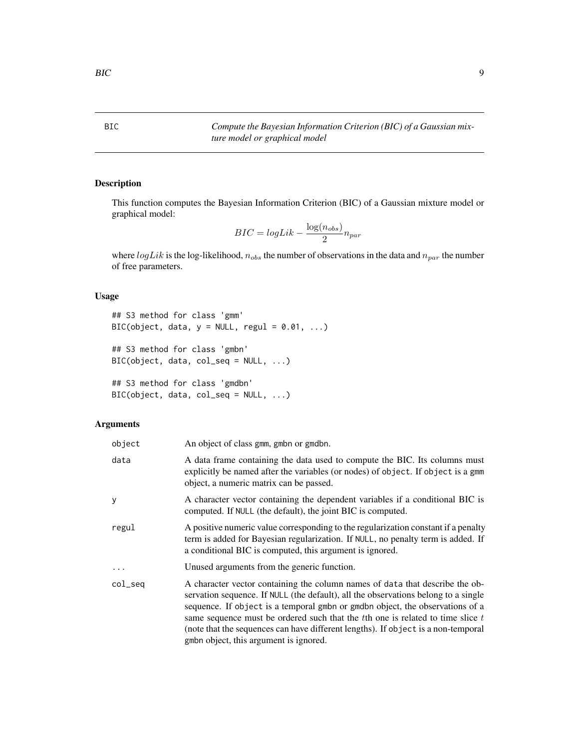BIC *Compute the Bayesian Information Criterion (BIC) of a Gaussian mixture model or graphical model*

## Description

This function computes the Bayesian Information Criterion (BIC) of a Gaussian mixture model or graphical model:

$$BIC = logLik - \frac{\log(n_{obs})}{2} n_{par}$$

where $logLik$ is the log-likelihood, $n_{obs}$ the number of observations in the data and $n_{par}$ the number of free parameters.

## Usage

```
## S3 method for class 'gmm'
BIC(object, data, y = NULL, regul = 0.01, ...)

## S3 method for class 'gmbn'
BIC(object, data, col_seq = NULL, ...)

## S3 method for class 'gmdbn'
BIC(object, data, col_seq = NULL, ...)
```

## Arguments

| | |
|---|---|
| `object` | An object of class `gmm`, `gmbn` or `gmdbn`. |
| `data` | A data frame containing the data used to compute the BIC. Its columns must explicitly be named after the variables (or nodes) of `object`. If `object` is a `gmm` object, a numeric matrix can be passed. |
| `y` | A character vector containing the dependent variables if a conditional BIC is computed. If `NULL` (the default), the joint BIC is computed. |
| `regul` | A positive numeric value corresponding to the regularization constant if a penalty term is added for Bayesian regularization. If `NULL`, no penalty term is added. If a conditional BIC is computed, this argument is ignored. |
| `...` | Unused arguments from the generic function. |
| `col_seq` | A character vector containing the column names of `data` that describe the observation sequence. If `NULL` (the default), all the observations belong to a single sequence. If `object` is a temporal `gmbn` or `gmdbn` object, the observations of a same sequence must be ordered such that the $t$th one is related to time slice $t$ (note that the sequences can have different lengths). If `object` is a non-temporal `gmbn` object, this argument is ignored. |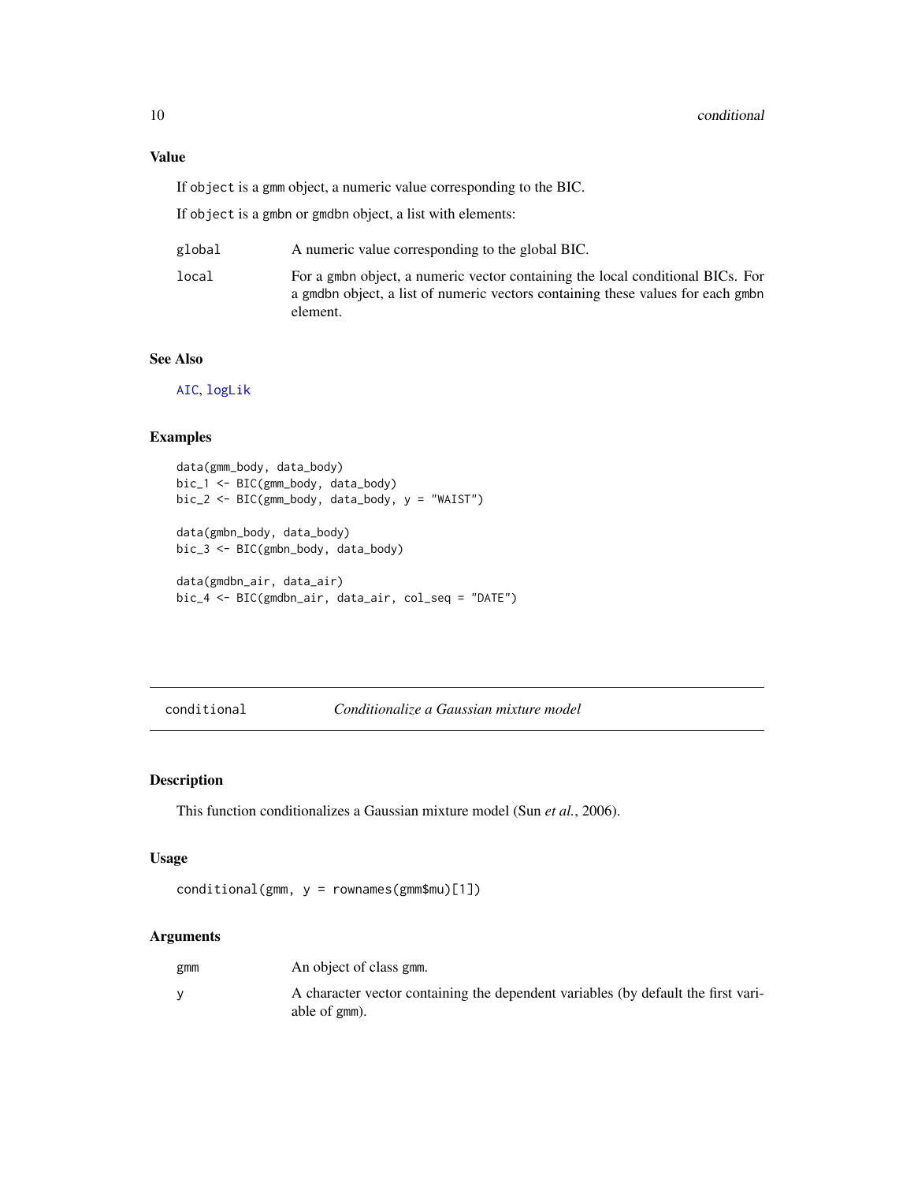### Value

If `object` is a `gmm` object, a numeric value corresponding to the BIC.

If `object` is a `gmbn` or `gmdbn` object, a list with elements:

| | |
|---|---|
| `global` | A numeric value corresponding to the global BIC. |
| `local` | For a `gmbn` object, a numeric vector containing the local conditional BICs. For a `gmdbn` object, a list of numeric vectors containing these values for each `gmbn` element. |

### See Also

`AIC`, `logLik`

### Examples

```
data(gmm_body, data_body)
bic_1 <- BIC(gmm_body, data_body)
bic_2 <- BIC(gmm_body, data_body, y = "WAIST")

data(gmbn_body, data_body)
bic_3 <- BIC(gmbn_body, data_body)

data(gmdbn_air, data_air)
bic_4 <- BIC(gmdbn_air, data_air, col_seq = "DATE")
```

---

## conditional — *Conditionalize a Gaussian mixture model*

### Description

This function conditionalizes a Gaussian mixture model (Sun *et al.*, 2006).

### Usage

```
conditional(gmm, y = rownames(gmm$mu)[1])
```

### Arguments

| | |
|---|---|
| `gmm` | An object of class `gmm`. |
| `y` | A character vector containing the dependent variables (by default the first variable of `gmm`). |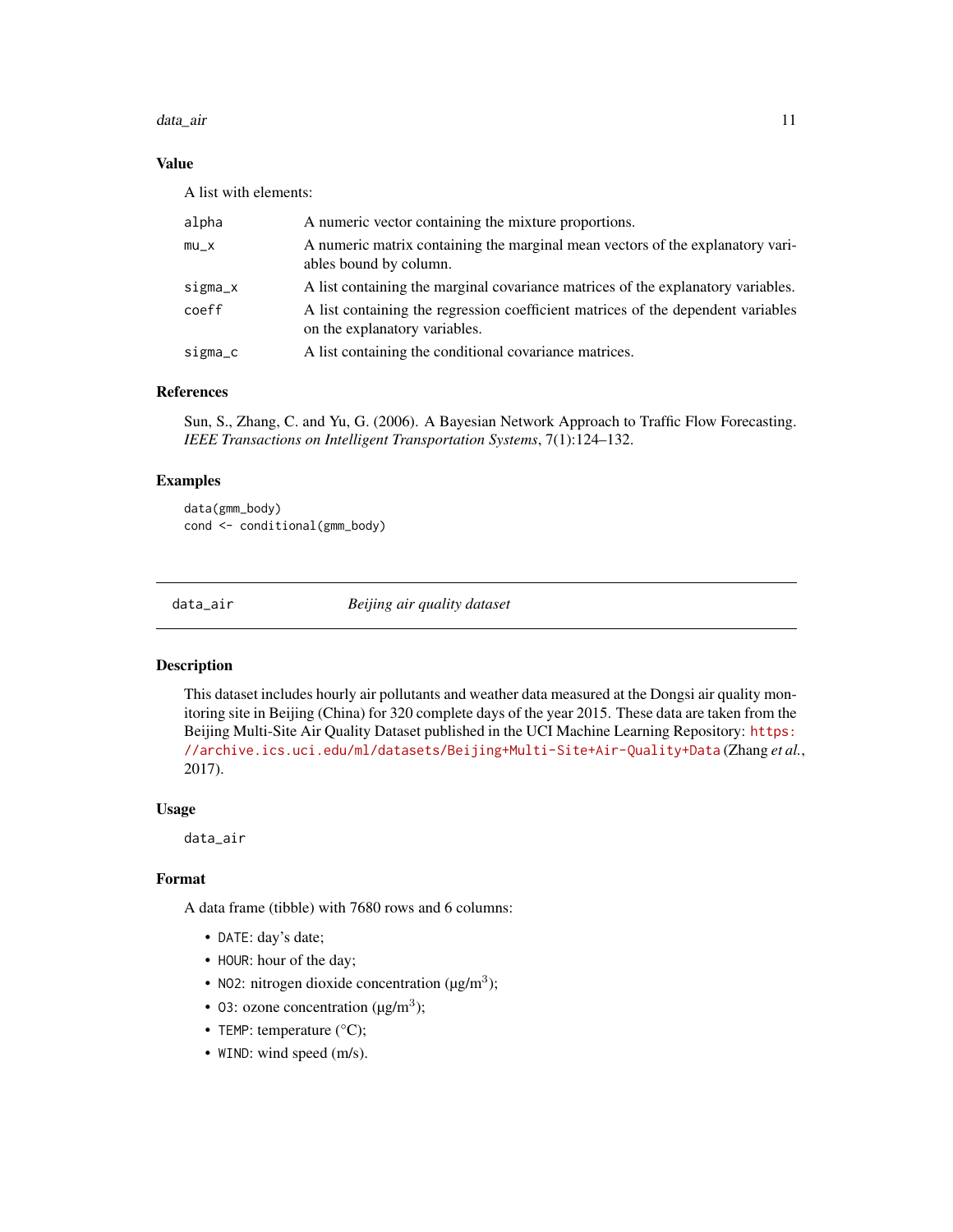### Value

A list with elements:

| | |
|---|---|
| alpha | A numeric vector containing the mixture proportions. |
| mu_x | A numeric matrix containing the marginal mean vectors of the explanatory variables bound by column. |
| sigma_x | A list containing the marginal covariance matrices of the explanatory variables. |
| coeff | A list containing the regression coefficient matrices of the dependent variables on the explanatory variables. |
| sigma_c | A list containing the conditional covariance matrices. |

### References

Sun, S., Zhang, C. and Yu, G. (2006). A Bayesian Network Approach to Traffic Flow Forecasting. *IEEE Transactions on Intelligent Transportation Systems*, 7(1):124–132.

### Examples

```
data(gmm_body)
cond <- conditional(gmm_body)
```

---

## data_air — *Beijing air quality dataset*

### Description

This dataset includes hourly air pollutants and weather data measured at the Dongsi air quality monitoring site in Beijing (China) for 320 complete days of the year 2015. These data are taken from the Beijing Multi-Site Air Quality Dataset published in the UCI Machine Learning Repository: https://archive.ics.uci.edu/ml/datasets/Beijing+Multi-Site+Air-Quality+Data (Zhang *et al.*, 2017).

### Usage

```
data_air
```

### Format

A data frame (tibble) with 7680 rows and 6 columns:

- `DATE`: day's date;
- `HOUR`: hour of the day;
- `NO2`: nitrogen dioxide concentration (µg/m$^3$);
- `O3`: ozone concentration (µg/m$^3$);
- `TEMP`: temperature (°C);
- `WIND`: wind speed (m/s).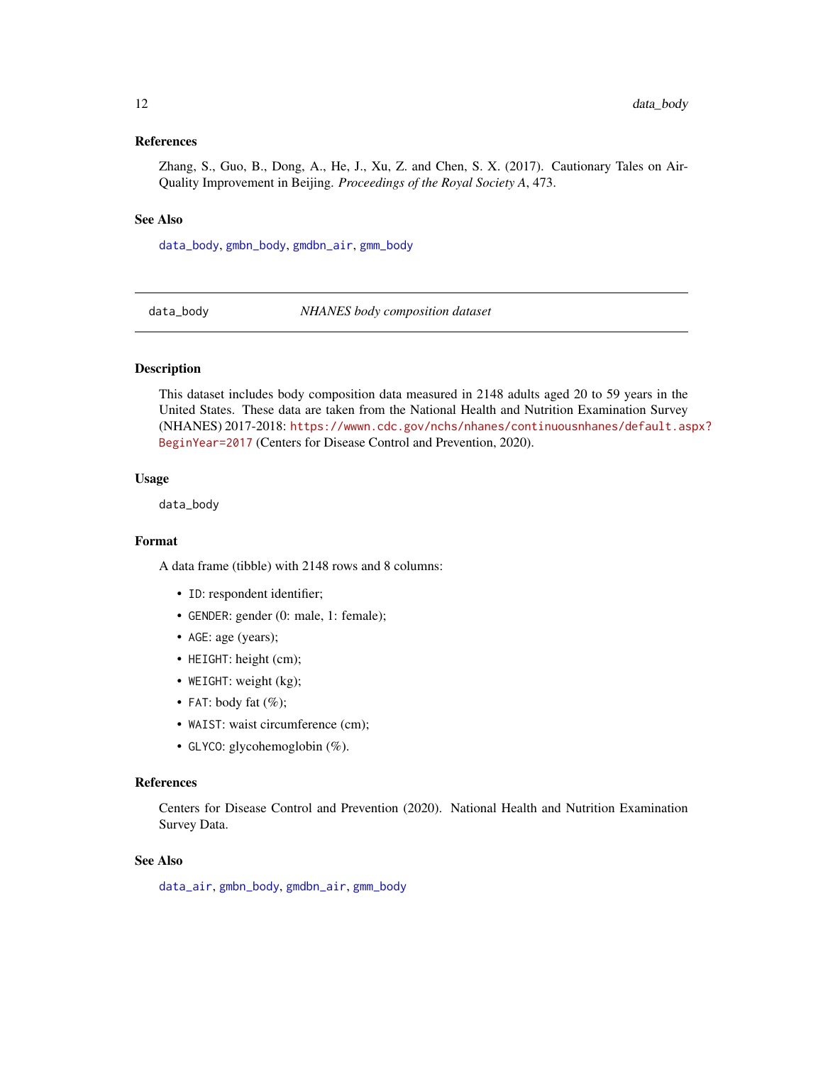### References

Zhang, S., Guo, B., Dong, A., He, J., Xu, Z. and Chen, S. X. (2017). Cautionary Tales on Air-Quality Improvement in Beijing. *Proceedings of the Royal Society A*, 473.

### See Also

`data_body`, `gmbn_body`, `gmdbn_air`, `gmm_body`

---

## data_body — *NHANES body composition dataset*

---

### Description

This dataset includes body composition data measured in 2148 adults aged 20 to 59 years in the United States. These data are taken from the National Health and Nutrition Examination Survey (NHANES) 2017-2018: https://wwwn.cdc.gov/nchs/nhanes/continuousnhanes/default.aspx?BeginYear=2017 (Centers for Disease Control and Prevention, 2020).

### Usage

```
data_body
```

### Format

A data frame (tibble) with 2148 rows and 8 columns:

- `ID`: respondent identifier;
- `GENDER`: gender (0: male, 1: female);
- `AGE`: age (years);
- `HEIGHT`: height (cm);
- `WEIGHT`: weight (kg);
- `FAT`: body fat (%);
- `WAIST`: waist circumference (cm);
- `GLYCO`: glycohemoglobin (%).

### References

Centers for Disease Control and Prevention (2020). National Health and Nutrition Examination Survey Data.

### See Also

`data_air`, `gmbn_body`, `gmdbn_air`, `gmm_body`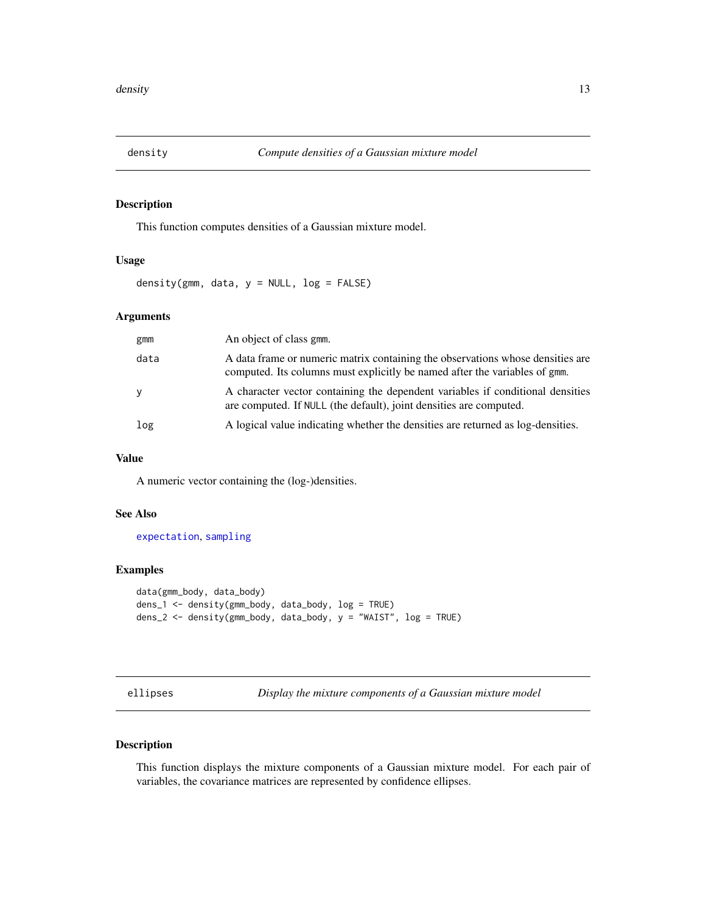## density — *Compute densities of a Gaussian mixture model*

### Description

This function computes densities of a Gaussian mixture model.

### Usage

```
density(gmm, data, y = NULL, log = FALSE)
```

### Arguments

| | |
|---|---|
| gmm | An object of class gmm. |
| data | A data frame or numeric matrix containing the observations whose densities are computed. Its columns must explicitly be named after the variables of gmm. |
| y | A character vector containing the dependent variables if conditional densities are computed. If NULL (the default), joint densities are computed. |
| log | A logical value indicating whether the densities are returned as log-densities. |

### Value

A numeric vector containing the (log-)densities.

### See Also

expectation, sampling

### Examples

```
data(gmm_body, data_body)
dens_1 <- density(gmm_body, data_body, log = TRUE)
dens_2 <- density(gmm_body, data_body, y = "WAIST", log = TRUE)
```

## ellipses — *Display the mixture components of a Gaussian mixture model*

### Description

This function displays the mixture components of a Gaussian mixture model. For each pair of variables, the covariance matrices are represented by confidence ellipses.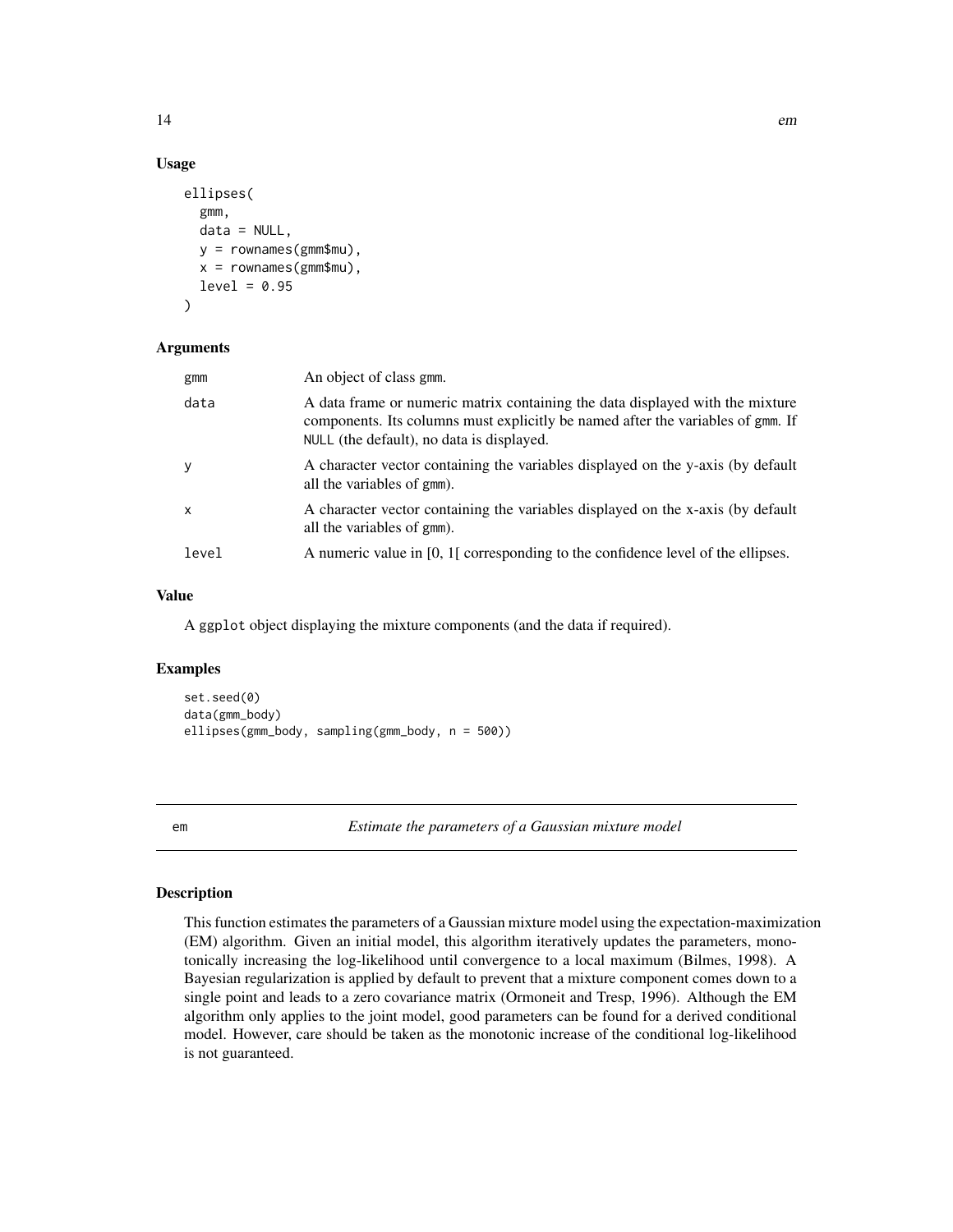### Usage

```
ellipses(
  gmm,
  data = NULL,
  y = rownames(gmm$mu),
  x = rownames(gmm$mu),
  level = 0.95
)
```

### Arguments

| | |
|---|---|
| `gmm` | An object of class `gmm`. |
| `data` | A data frame or numeric matrix containing the data displayed with the mixture components. Its columns must explicitly be named after the variables of `gmm`. If `NULL` (the default), no data is displayed. |
| `y` | A character vector containing the variables displayed on the y-axis (by default all the variables of `gmm`). |
| `x` | A character vector containing the variables displayed on the x-axis (by default all the variables of `gmm`). |
| `level` | A numeric value in [0, 1[ corresponding to the confidence level of the ellipses. |

### Value

A `ggplot` object displaying the mixture components (and the data if required).

### Examples

```
set.seed(0)
data(gmm_body)
ellipses(gmm_body, sampling(gmm_body, n = 500))
```

---

## em — *Estimate the parameters of a Gaussian mixture model*

---

### Description

This function estimates the parameters of a Gaussian mixture model using the expectation-maximization (EM) algorithm. Given an initial model, this algorithm iteratively updates the parameters, monotonically increasing the log-likelihood until convergence to a local maximum (Bilmes, 1998). A Bayesian regularization is applied by default to prevent that a mixture component comes down to a single point and leads to a zero covariance matrix (Ormoneit and Tresp, 1996). Although the EM algorithm only applies to the joint model, good parameters can be found for a derived conditional model. However, care should be taken as the monotonic increase of the conditional log-likelihood is not guaranteed.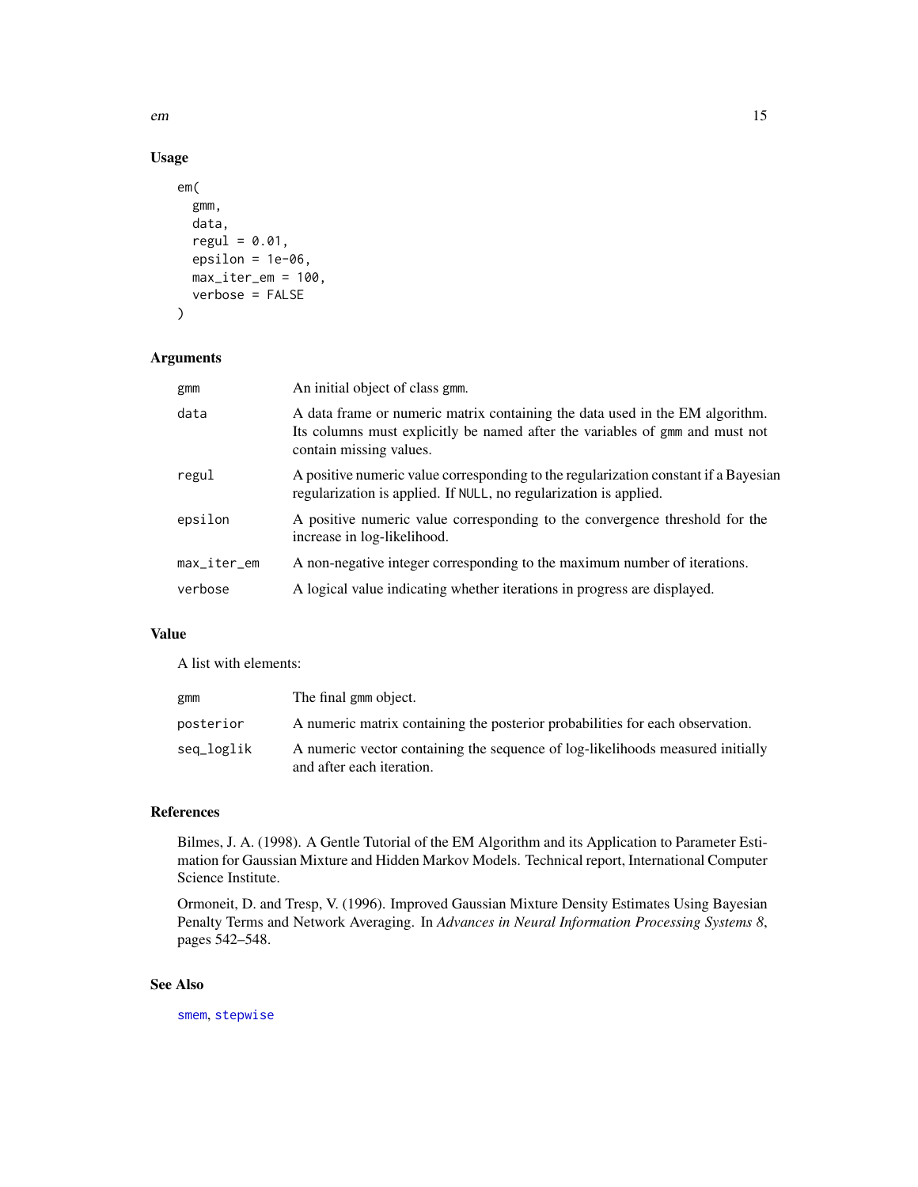### Usage

```
em(
  gmm,
  data,
  regul = 0.01,
  epsilon = 1e-06,
  max_iter_em = 100,
  verbose = FALSE
)
```

### Arguments

| | |
|---|---|
| gmm | An initial object of class gmm. |
| data | A data frame or numeric matrix containing the data used in the EM algorithm. Its columns must explicitly be named after the variables of gmm and must not contain missing values. |
| regul | A positive numeric value corresponding to the regularization constant if a Bayesian regularization is applied. If NULL, no regularization is applied. |
| epsilon | A positive numeric value corresponding to the convergence threshold for the increase in log-likelihood. |
| max_iter_em | A non-negative integer corresponding to the maximum number of iterations. |
| verbose | A logical value indicating whether iterations in progress are displayed. |

### Value

A list with elements:

| | |
|---|---|
| gmm | The final gmm object. |
| posterior | A numeric matrix containing the posterior probabilities for each observation. |
| seq_loglik | A numeric vector containing the sequence of log-likelihoods measured initially and after each iteration. |

### References

Bilmes, J. A. (1998). A Gentle Tutorial of the EM Algorithm and its Application to Parameter Estimation for Gaussian Mixture and Hidden Markov Models. Technical report, International Computer Science Institute.

Ormoneit, D. and Tresp, V. (1996). Improved Gaussian Mixture Density Estimates Using Bayesian Penalty Terms and Network Averaging. In *Advances in Neural Information Processing Systems 8*, pages 542–548.

### See Also

smem, stepwise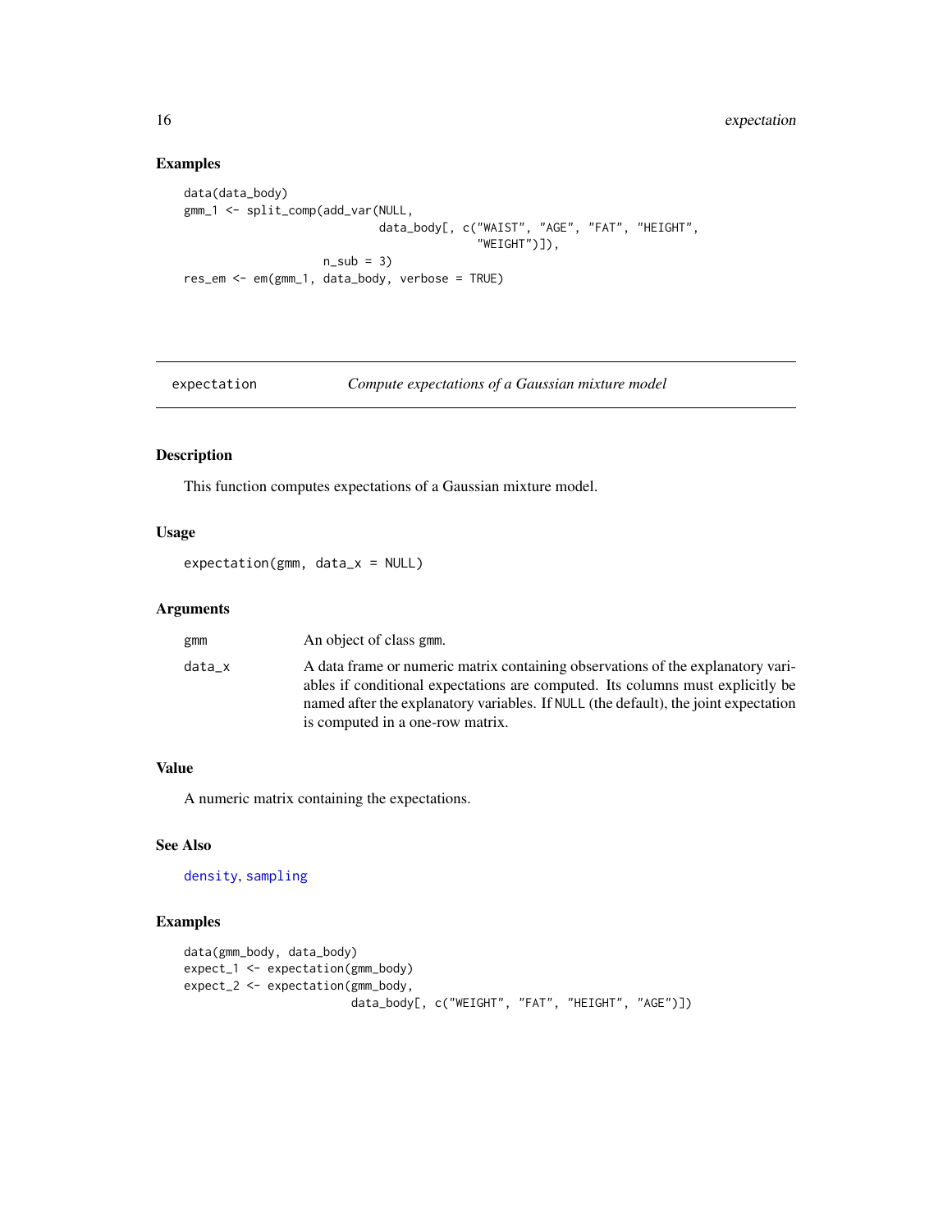## Examples

```
data(data_body)
gmm_1 <- split_comp(add_var(NULL,
                            data_body[, c("WAIST", "AGE", "FAT", "HEIGHT",
                                          "WEIGHT")]),
                    n_sub = 3)
res_em <- em(gmm_1, data_body, verbose = TRUE)
```

---

# expectation — *Compute expectations of a Gaussian mixture model*

---

## Description

This function computes expectations of a Gaussian mixture model.

## Usage

```
expectation(gmm, data_x = NULL)
```

## Arguments

| | |
|---|---|
| `gmm` | An object of class `gmm`. |
| `data_x` | A data frame or numeric matrix containing observations of the explanatory variables if conditional expectations are computed. Its columns must explicitly be named after the explanatory variables. If `NULL` (the default), the joint expectation is computed in a one-row matrix. |

## Value

A numeric matrix containing the expectations.

## See Also

`density`, `sampling`

## Examples

```
data(gmm_body, data_body)
expect_1 <- expectation(gmm_body)
expect_2 <- expectation(gmm_body,
                        data_body[, c("WEIGHT", "FAT", "HEIGHT", "AGE")])
```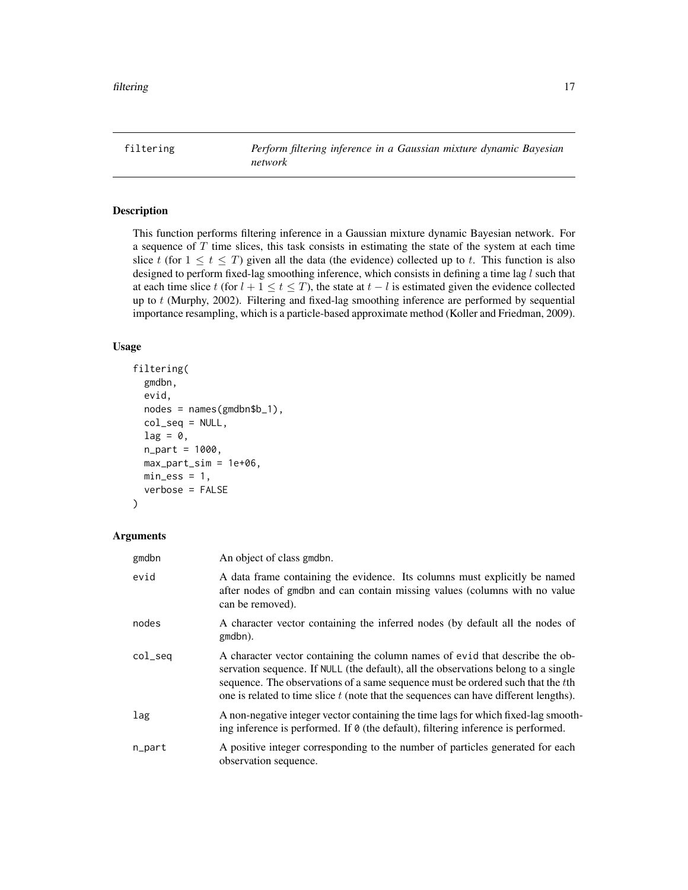`filtering` *Perform filtering inference in a Gaussian mixture dynamic Bayesian network*

## Description

This function performs filtering inference in a Gaussian mixture dynamic Bayesian network. For a sequence of $T$ time slices, this task consists in estimating the state of the system at each time slice $t$ (for $1 \leq t \leq T$) given all the data (the evidence) collected up to $t$. This function is also designed to perform fixed-lag smoothing inference, which consists in defining a time lag $l$ such that at each time slice $t$ (for $l + 1 \leq t \leq T$), the state at $t - l$ is estimated given the evidence collected up to $t$ (Murphy, 2002). Filtering and fixed-lag smoothing inference are performed by sequential importance resampling, which is a particle-based approximate method (Koller and Friedman, 2009).

## Usage

```
filtering(
  gmdbn,
  evid,
  nodes = names(gmdbn$b_1),
  col_seq = NULL,
  lag = 0,
  n_part = 1000,
  max_part_sim = 1e+06,
  min_ess = 1,
  verbose = FALSE
)
```

## Arguments

| | |
|---|---|
| `gmdbn` | An object of class `gmdbn`. |
| `evid` | A data frame containing the evidence. Its columns must explicitly be named after nodes of `gmdbn` and can contain missing values (columns with no value can be removed). |
| `nodes` | A character vector containing the inferred nodes (by default all the nodes of `gmdbn`). |
| `col_seq` | A character vector containing the column names of `evid` that describe the observation sequence. If `NULL` (the default), all the observations belong to a single sequence. The observations of a same sequence must be ordered such that the $t$th one is related to time slice $t$ (note that the sequences can have different lengths). |
| `lag` | A non-negative integer vector containing the time lags for which fixed-lag smoothing inference is performed. If `0` (the default), filtering inference is performed. |
| `n_part` | A positive integer corresponding to the number of particles generated for each observation sequence. |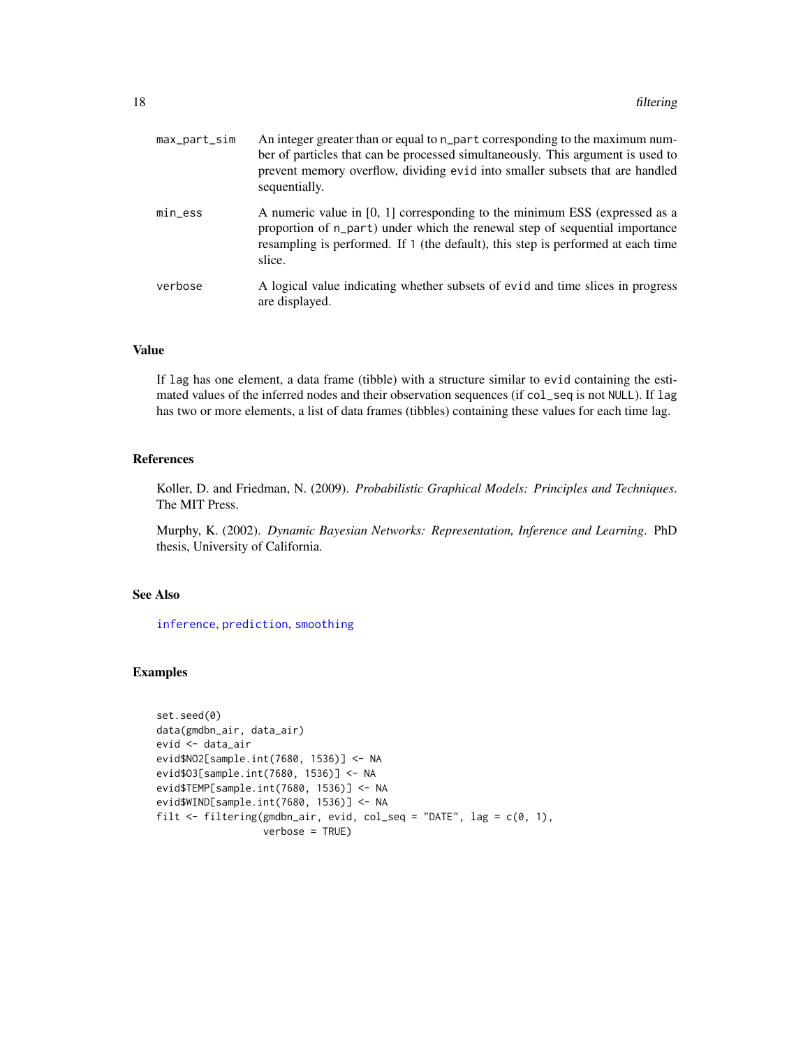| | |
|---|---|
| max_part_sim | An integer greater than or equal to n_part corresponding to the maximum number of particles that can be processed simultaneously. This argument is used to prevent memory overflow, dividing evid into smaller subsets that are handled sequentially. |
| min_ess | A numeric value in [0, 1] corresponding to the minimum ESS (expressed as a proportion of n_part) under which the renewal step of sequential importance resampling is performed. If 1 (the default), this step is performed at each time slice. |
| verbose | A logical value indicating whether subsets of evid and time slices in progress are displayed. |

## Value

If lag has one element, a data frame (tibble) with a structure similar to evid containing the estimated values of the inferred nodes and their observation sequences (if col_seq is not NULL). If lag has two or more elements, a list of data frames (tibbles) containing these values for each time lag.

## References

Koller, D. and Friedman, N. (2009). *Probabilistic Graphical Models: Principles and Techniques*. The MIT Press.

Murphy, K. (2002). *Dynamic Bayesian Networks: Representation, Inference and Learning*. PhD thesis, University of California.

## See Also

inference, prediction, smoothing

## Examples

```
set.seed(0)
data(gmdbn_air, data_air)
evid <- data_air
evid$NO2[sample.int(7680, 1536)] <- NA
evid$O3[sample.int(7680, 1536)] <- NA
evid$TEMP[sample.int(7680, 1536)] <- NA
evid$WIND[sample.int(7680, 1536)] <- NA
filt <- filtering(gmdbn_air, evid, col_seq = "DATE", lag = c(0, 1),
                  verbose = TRUE)
```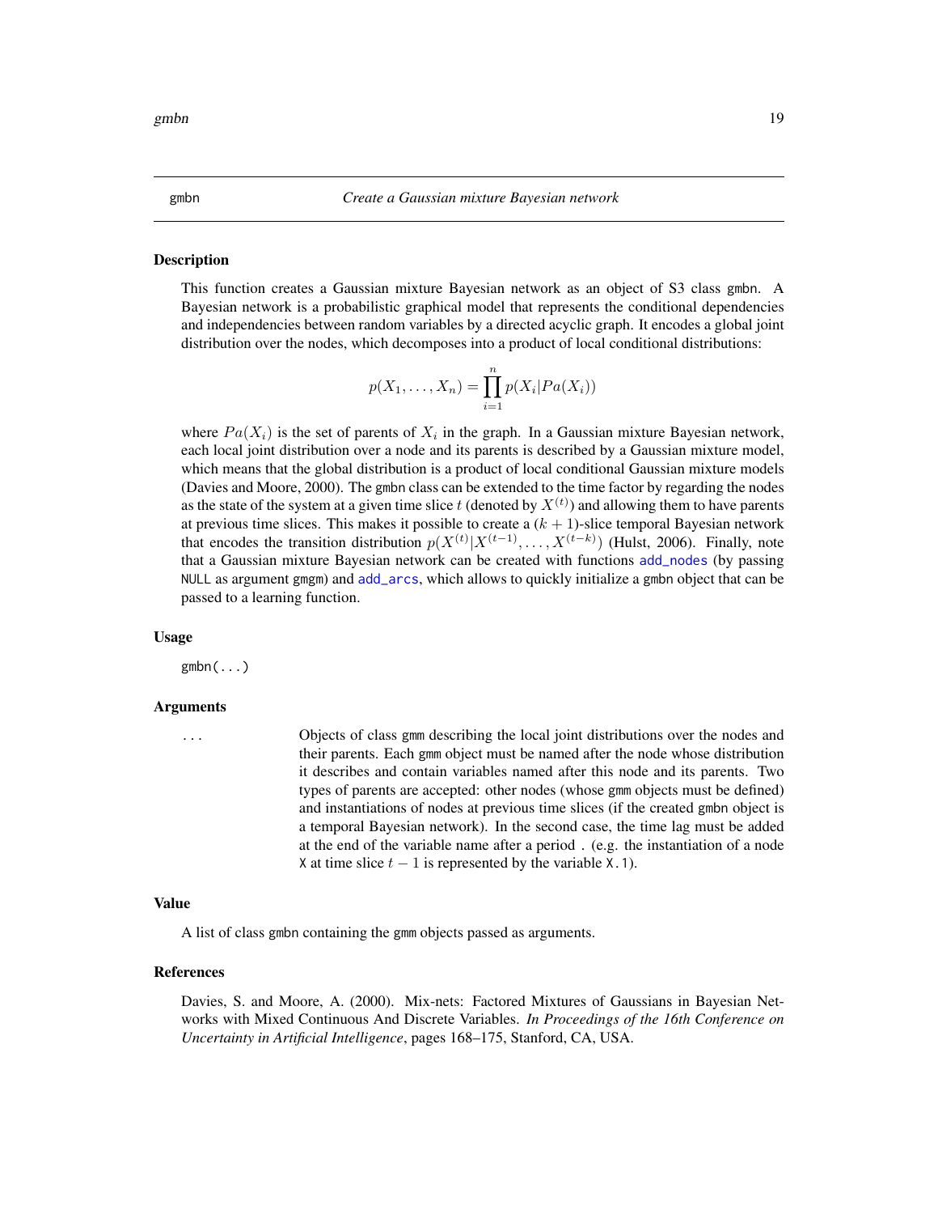## gmbn — *Create a Gaussian mixture Bayesian network*

### Description

This function creates a Gaussian mixture Bayesian network as an object of S3 class gmbn. A Bayesian network is a probabilistic graphical model that represents the conditional dependencies and independencies between random variables by a directed acyclic graph. It encodes a global joint distribution over the nodes, which decomposes into a product of local conditional distributions:

$$p(X_1, \ldots, X_n) = \prod_{i=1}^{n} p(X_i | Pa(X_i))$$

where $Pa(X_i)$ is the set of parents of $X_i$ in the graph. In a Gaussian mixture Bayesian network, each local joint distribution over a node and its parents is described by a Gaussian mixture model, which means that the global distribution is a product of local conditional Gaussian mixture models (Davies and Moore, 2000). The gmbn class can be extended to the time factor by regarding the nodes as the state of the system at a given time slice $t$ (denoted by $X^{(t)}$) and allowing them to have parents at previous time slices. This makes it possible to create a $(k+1)$-slice temporal Bayesian network that encodes the transition distribution $p(X^{(t)}|X^{(t-1)}, \ldots, X^{(t-k)})$ (Hulst, 2006). Finally, note that a Gaussian mixture Bayesian network can be created with functions add_nodes (by passing NULL as argument gmgm) and add_arcs, which allows to quickly initialize a gmbn object that can be passed to a learning function.

### Usage

```
gmbn(...)
```

### Arguments

| | |
|---|---|
| ... | Objects of class gmm describing the local joint distributions over the nodes and their parents. Each gmm object must be named after the node whose distribution it describes and contain variables named after this node and its parents. Two types of parents are accepted: other nodes (whose gmm objects must be defined) and instantiations of nodes at previous time slices (if the created gmbn object is a temporal Bayesian network). In the second case, the time lag must be added at the end of the variable name after a period . (e.g. the instantiation of a node X at time slice $t-1$ is represented by the variable X.1). |

### Value

A list of class gmbn containing the gmm objects passed as arguments.

### References

Davies, S. and Moore, A. (2000). Mix-nets: Factored Mixtures of Gaussians in Bayesian Networks with Mixed Continuous And Discrete Variables. *In Proceedings of the 16th Conference on Uncertainty in Artificial Intelligence*, pages 168–175, Stanford, CA, USA.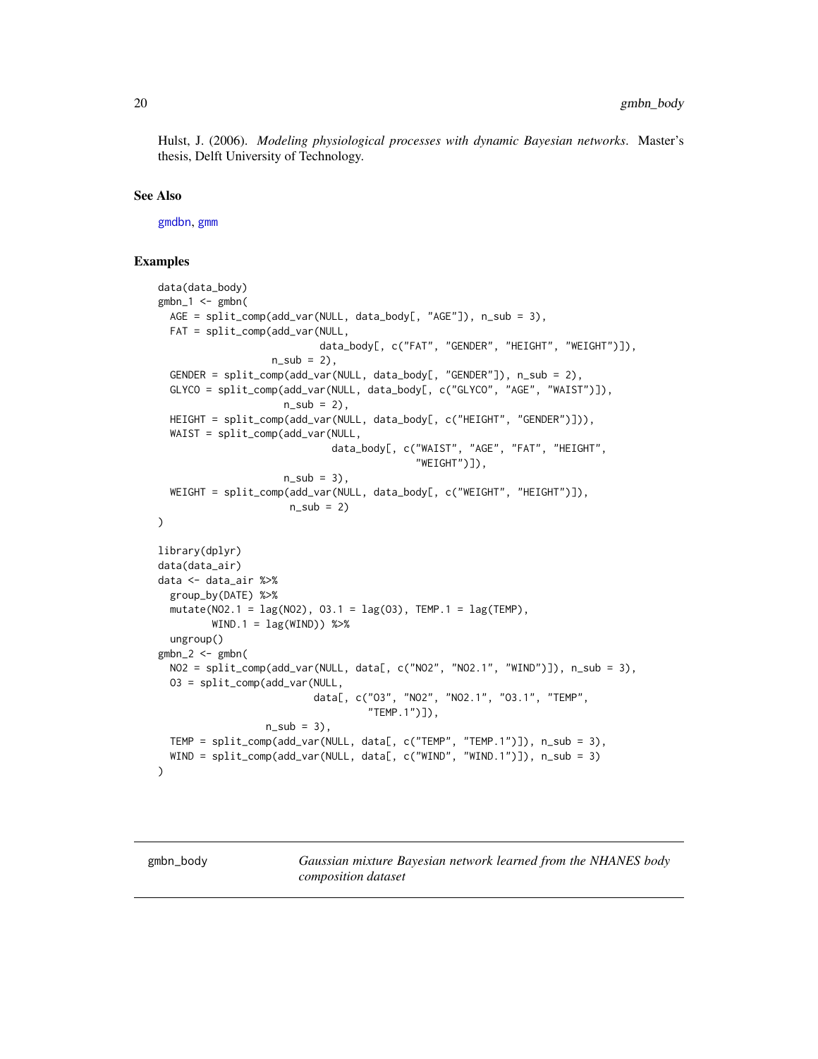Hulst, J. (2006). *Modeling physiological processes with dynamic Bayesian networks*. Master's thesis, Delft University of Technology.

### See Also

gmdbn, gmm

### Examples

```
data(data_body)
gmbn_1 <- gmbn(
  AGE = split_comp(add_var(NULL, data_body[, "AGE"]), n_sub = 3),
  FAT = split_comp(add_var(NULL,
                           data_body[, c("FAT", "GENDER", "HEIGHT", "WEIGHT")]),
                   n_sub = 2),
  GENDER = split_comp(add_var(NULL, data_body[, "GENDER"]), n_sub = 2),
  GLYCO = split_comp(add_var(NULL, data_body[, c("GLYCO", "AGE", "WAIST")]),
                     n_sub = 2),
  HEIGHT = split_comp(add_var(NULL, data_body[, c("HEIGHT", "GENDER")])),
  WAIST = split_comp(add_var(NULL,
                             data_body[, c("WAIST", "AGE", "FAT", "HEIGHT",
                                           "WEIGHT")]),
                     n_sub = 3),
  WEIGHT = split_comp(add_var(NULL, data_body[, c("WEIGHT", "HEIGHT")]),
                      n_sub = 2)
)

library(dplyr)
data(data_air)
data <- data_air %>%
  group_by(DATE) %>%
  mutate(NO2.1 = lag(NO2), O3.1 = lag(O3), TEMP.1 = lag(TEMP),
         WIND.1 = lag(WIND)) %>%
  ungroup()
gmbn_2 <- gmbn(
  NO2 = split_comp(add_var(NULL, data[, c("NO2", "NO2.1", "WIND")]), n_sub = 3),
  O3 = split_comp(add_var(NULL,
                          data[, c("O3", "NO2", "NO2.1", "O3.1", "TEMP",
                                   "TEMP.1")]),
                  n_sub = 3),
  TEMP = split_comp(add_var(NULL, data[, c("TEMP", "TEMP.1")]), n_sub = 3),
  WIND = split_comp(add_var(NULL, data[, c("WIND", "WIND.1")]), n_sub = 3)
)
```

---

## gmbn_body — *Gaussian mixture Bayesian network learned from the NHANES body composition dataset*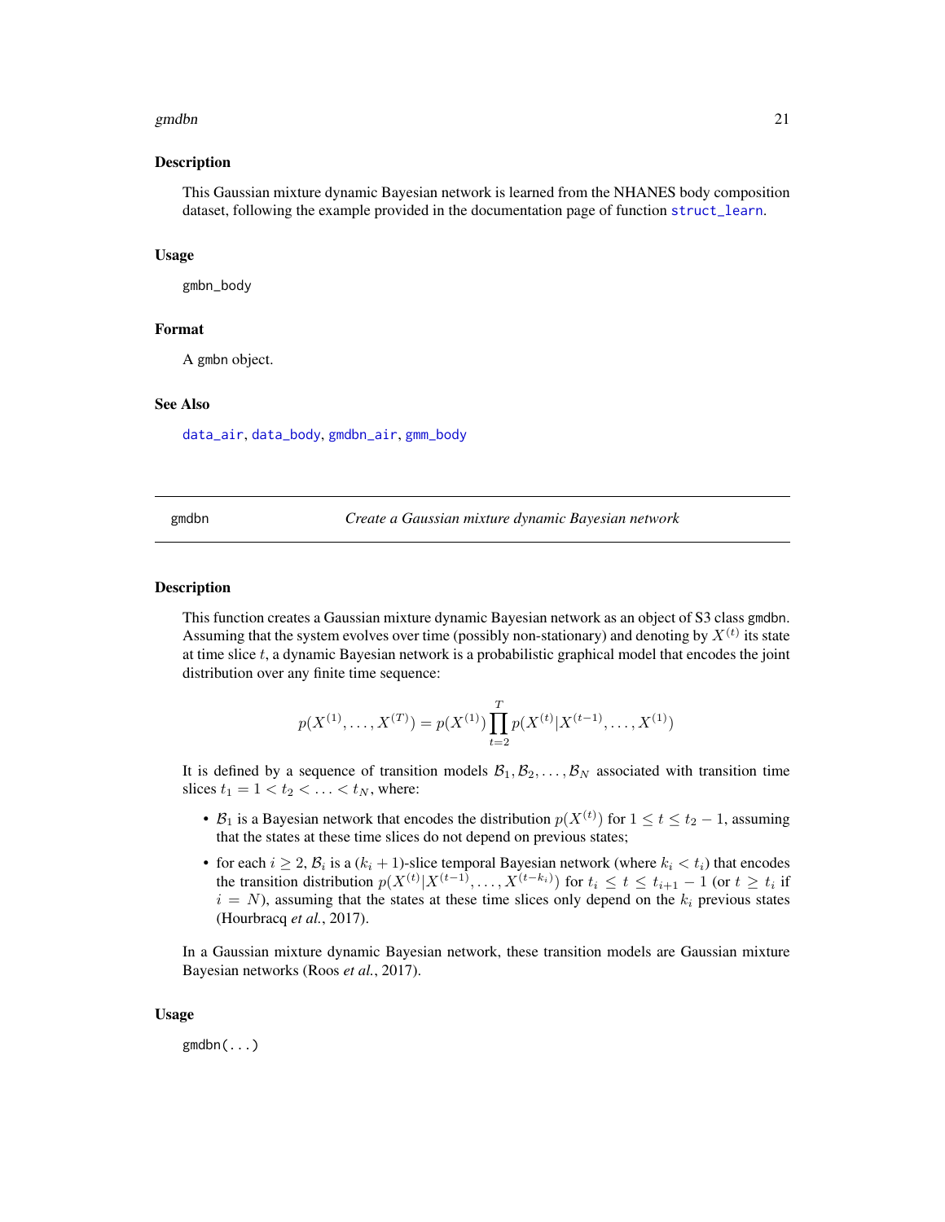## Description

This Gaussian mixture dynamic Bayesian network is learned from the NHANES body composition dataset, following the example provided in the documentation page of function struct_learn.

## Usage

```
gmbn_body
```

## Format

A gmbn object.

## See Also

data_air, data_body, gmdbn_air, gmm_body

---

# gmdbn — *Create a Gaussian mixture dynamic Bayesian network*

---

## Description

This function creates a Gaussian mixture dynamic Bayesian network as an object of S3 class gmdbn. Assuming that the system evolves over time (possibly non-stationary) and denoting by $X^{(t)}$ its state at time slice $t$, a dynamic Bayesian network is a probabilistic graphical model that encodes the joint distribution over any finite time sequence:

$$p(X^{(1)}, \ldots, X^{(T)}) = p(X^{(1)}) \prod_{t=2}^{T} p(X^{(t)} | X^{(t-1)}, \ldots, X^{(1)})$$

It is defined by a sequence of transition models $\mathcal{B}_1, \mathcal{B}_2, \ldots, \mathcal{B}_N$ associated with transition time slices $t_1 = 1 < t_2 < \ldots < t_N$, where:

- $\mathcal{B}_1$ is a Bayesian network that encodes the distribution $p(X^{(t)})$ for $1 \leq t \leq t_2 - 1$, assuming that the states at these time slices do not depend on previous states;
- for each $i \geq 2$, $\mathcal{B}_i$ is a $(k_i + 1)$-slice temporal Bayesian network (where $k_i < t_i$) that encodes the transition distribution $p(X^{(t)} | X^{(t-1)}, \ldots, X^{(t-k_i)})$ for $t_i \leq t \leq t_{i+1} - 1$ (or $t \geq t_i$ if $i = N$), assuming that the states at these time slices only depend on the $k_i$ previous states (Hourbracq *et al.*, 2017).

In a Gaussian mixture dynamic Bayesian network, these transition models are Gaussian mixture Bayesian networks (Roos *et al.*, 2017).

## Usage

```
gmdbn(...)
```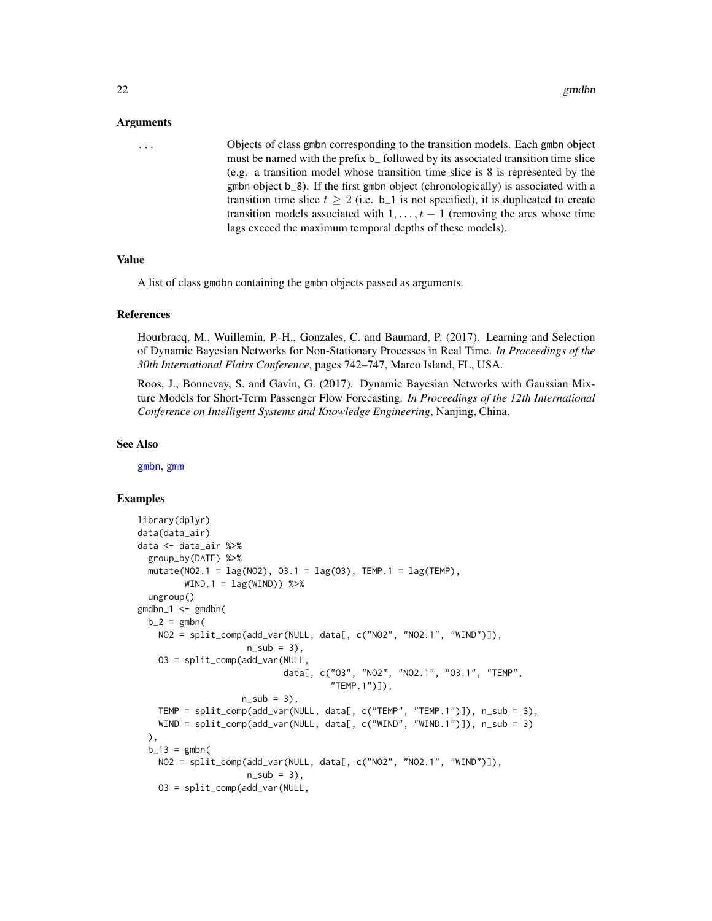## Arguments

`...` Objects of class gmbn corresponding to the transition models. Each gmbn object must be named with the prefix b_ followed by its associated transition time slice (e.g. a transition model whose transition time slice is 8 is represented by the gmbn object b_8). If the first gmbn object (chronologically) is associated with a transition time slice $t \geq 2$ (i.e. b_1 is not specified), it is duplicated to create transition models associated with $1, \ldots, t-1$ (removing the arcs whose time lags exceed the maximum temporal depths of these models).

## Value

A list of class gmdbn containing the gmbn objects passed as arguments.

## References

Hourbracq, M., Wuillemin, P.-H., Gonzales, C. and Baumard, P. (2017). Learning and Selection of Dynamic Bayesian Networks for Non-Stationary Processes in Real Time. *In Proceedings of the 30th International Flairs Conference*, pages 742–747, Marco Island, FL, USA.

Roos, J., Bonnevay, S. and Gavin, G. (2017). Dynamic Bayesian Networks with Gaussian Mixture Models for Short-Term Passenger Flow Forecasting. *In Proceedings of the 12th International Conference on Intelligent Systems and Knowledge Engineering*, Nanjing, China.

## See Also

gmbn, gmm

## Examples

```
library(dplyr)
data(data_air)
data <- data_air %>%
  group_by(DATE) %>%
  mutate(NO2.1 = lag(NO2), O3.1 = lag(O3), TEMP.1 = lag(TEMP),
         WIND.1 = lag(WIND)) %>%
  ungroup()
gmdbn_1 <- gmdbn(
  b_2 = gmbn(
    NO2 = split_comp(add_var(NULL, data[, c("NO2", "NO2.1", "WIND")]),
                     n_sub = 3),
    O3 = split_comp(add_var(NULL,
                            data[, c("O3", "NO2", "NO2.1", "O3.1", "TEMP",
                                     "TEMP.1")]),
                    n_sub = 3),
    TEMP = split_comp(add_var(NULL, data[, c("TEMP", "TEMP.1")]), n_sub = 3),
    WIND = split_comp(add_var(NULL, data[, c("WIND", "WIND.1")]), n_sub = 3)
  ),
  b_13 = gmbn(
    NO2 = split_comp(add_var(NULL, data[, c("NO2", "NO2.1", "WIND")]),
                     n_sub = 3),
    O3 = split_comp(add_var(NULL,
```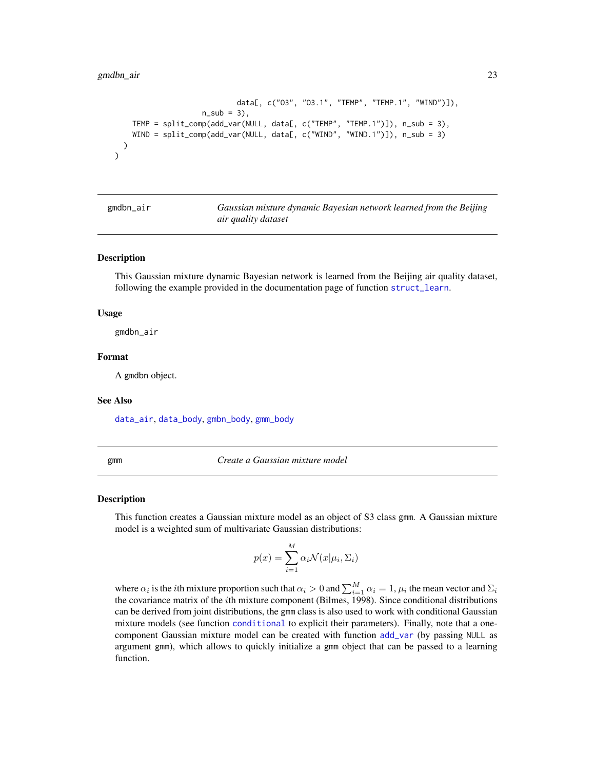```
                              data[, c("O3", "O3.1", "TEMP", "TEMP.1", "WIND")]),
                    n_sub = 3),
    TEMP = split_comp(add_var(NULL, data[, c("TEMP", "TEMP.1")]), n_sub = 3),
    WIND = split_comp(add_var(NULL, data[, c("WIND", "WIND.1")]), n_sub = 3)
  )
)
```

## gmdbn_air — *Gaussian mixture dynamic Bayesian network learned from the Beijing air quality dataset*

### Description

This Gaussian mixture dynamic Bayesian network is learned from the Beijing air quality dataset, following the example provided in the documentation page of function `struct_learn`.

### Usage

```
gmdbn_air
```

### Format

A `gmdbn` object.

### See Also

`data_air`, `data_body`, `gmbn_body`, `gmm_body`

## gmm — *Create a Gaussian mixture model*

### Description

This function creates a Gaussian mixture model as an object of S3 class `gmm`. A Gaussian mixture model is a weighted sum of multivariate Gaussian distributions:

$$p(x) = \sum_{i=1}^{M} \alpha_i \mathcal{N}(x|\mu_i, \Sigma_i)$$

where $\alpha_i$ is the $i$th mixture proportion such that $\alpha_i > 0$ and $\sum_{i=1}^{M} \alpha_i = 1$, $\mu_i$ the mean vector and $\Sigma_i$ the covariance matrix of the $i$th mixture component (Bilmes, 1998). Since conditional distributions can be derived from joint distributions, the `gmm` class is also used to work with conditional Gaussian mixture models (see function `conditional` to explicit their parameters). Finally, note that a one-component Gaussian mixture model can be created with function `add_var` (by passing `NULL` as argument `gmm`), which allows to quickly initialize a `gmm` object that can be passed to a learning function.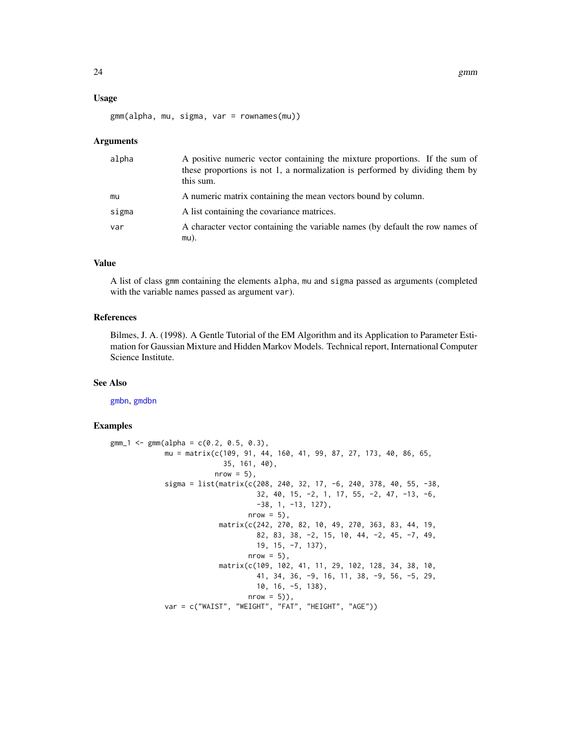### Usage

```
gmm(alpha, mu, sigma, var = rownames(mu))
```

### Arguments

| | |
|---|---|
| alpha | A positive numeric vector containing the mixture proportions. If the sum of these proportions is not 1, a normalization is performed by dividing them by this sum. |
| mu | A numeric matrix containing the mean vectors bound by column. |
| sigma | A list containing the covariance matrices. |
| var | A character vector containing the variable names (by default the row names of mu). |

### Value

A list of class gmm containing the elements alpha, mu and sigma passed as arguments (completed with the variable names passed as argument var).

### References

Bilmes, J. A. (1998). A Gentle Tutorial of the EM Algorithm and its Application to Parameter Estimation for Gaussian Mixture and Hidden Markov Models. Technical report, International Computer Science Institute.

### See Also

gmbn, gmdbn

### Examples

```
gmm_1 <- gmm(alpha = c(0.2, 0.5, 0.3),
             mu = matrix(c(109, 91, 44, 160, 41, 99, 87, 27, 173, 40, 86, 65,
                           35, 161, 40),
                         nrow = 5),
             sigma = list(matrix(c(208, 240, 32, 17, -6, 240, 378, 40, 55, -38,
                                   32, 40, 15, -2, 1, 17, 55, -2, 47, -13, -6,
                                   -38, 1, -13, 127),
                                 nrow = 5),
                          matrix(c(242, 270, 82, 10, 49, 270, 363, 83, 44, 19,
                                   82, 83, 38, -2, 15, 10, 44, -2, 45, -7, 49,
                                   19, 15, -7, 137),
                                 nrow = 5),
                          matrix(c(109, 102, 41, 11, 29, 102, 128, 34, 38, 10,
                                   41, 34, 36, -9, 16, 11, 38, -9, 56, -5, 29,
                                   10, 16, -5, 138),
                                 nrow = 5)),
             var = c("WAIST", "WEIGHT", "FAT", "HEIGHT", "AGE"))
```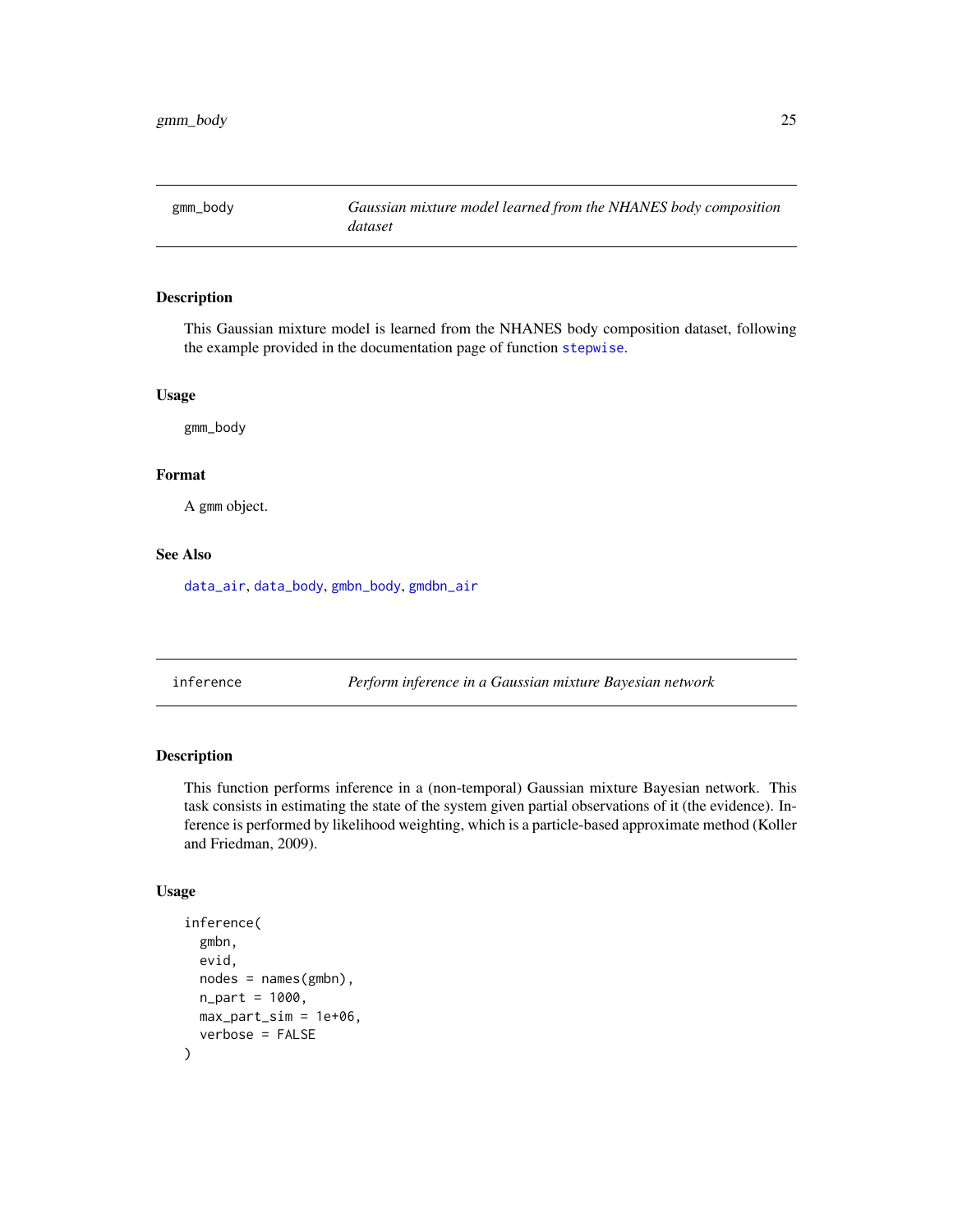## gmm_body — *Gaussian mixture model learned from the NHANES body composition dataset*

### Description

This Gaussian mixture model is learned from the NHANES body composition dataset, following the example provided in the documentation page of function `stepwise`.

### Usage

```
gmm_body
```

### Format

A gmm object.

### See Also

`data_air`, `data_body`, `gmbn_body`, `gmdbn_air`

## inference — *Perform inference in a Gaussian mixture Bayesian network*

### Description

This function performs inference in a (non-temporal) Gaussian mixture Bayesian network. This task consists in estimating the state of the system given partial observations of it (the evidence). Inference is performed by likelihood weighting, which is a particle-based approximate method (Koller and Friedman, 2009).

### Usage

```
inference(
  gmbn,
  evid,
  nodes = names(gmbn),
  n_part = 1000,
  max_part_sim = 1e+06,
  verbose = FALSE
)
```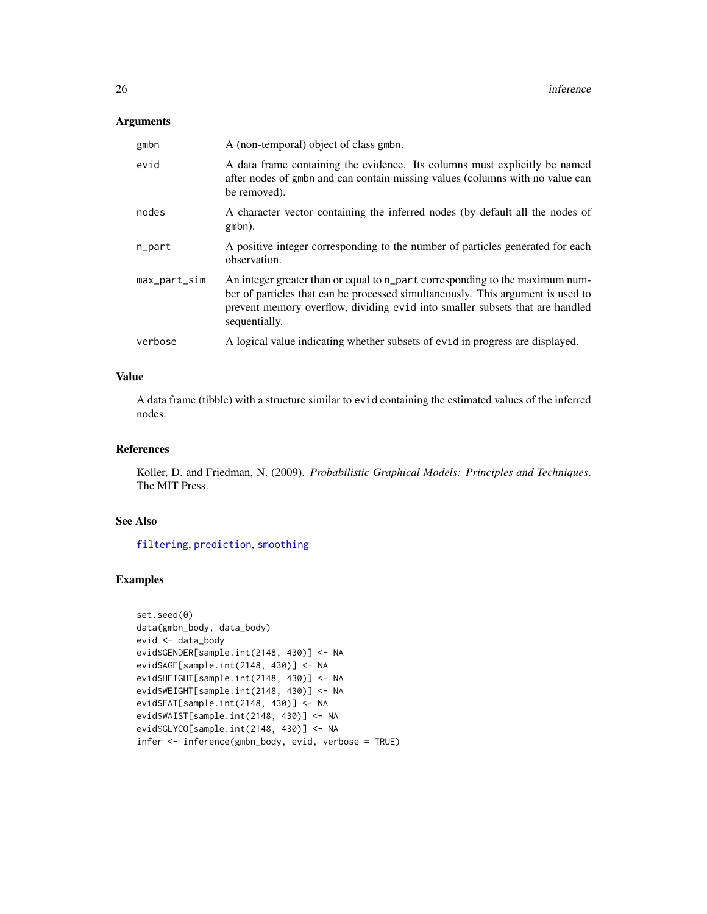### Arguments

| | |
|---|---|
| `gmbn` | A (non-temporal) object of class `gmbn`. |
| `evid` | A data frame containing the evidence. Its columns must explicitly be named after nodes of `gmbn` and can contain missing values (columns with no value can be removed). |
| `nodes` | A character vector containing the inferred nodes (by default all the nodes of `gmbn`). |
| `n_part` | A positive integer corresponding to the number of particles generated for each observation. |
| `max_part_sim` | An integer greater than or equal to `n_part` corresponding to the maximum number of particles that can be processed simultaneously. This argument is used to prevent memory overflow, dividing `evid` into smaller subsets that are handled sequentially. |
| `verbose` | A logical value indicating whether subsets of `evid` in progress are displayed. |

### Value

A data frame (tibble) with a structure similar to `evid` containing the estimated values of the inferred nodes.

### References

Koller, D. and Friedman, N. (2009). *Probabilistic Graphical Models: Principles and Techniques*. The MIT Press.

### See Also

`filtering`, `prediction`, `smoothing`

### Examples

```
set.seed(0)
data(gmbn_body, data_body)
evid <- data_body
evid$GENDER[sample.int(2148, 430)] <- NA
evid$AGE[sample.int(2148, 430)] <- NA
evid$HEIGHT[sample.int(2148, 430)] <- NA
evid$WEIGHT[sample.int(2148, 430)] <- NA
evid$FAT[sample.int(2148, 430)] <- NA
evid$WAIST[sample.int(2148, 430)] <- NA
evid$GLYCO[sample.int(2148, 430)] <- NA
infer <- inference(gmbn_body, evid, verbose = TRUE)
```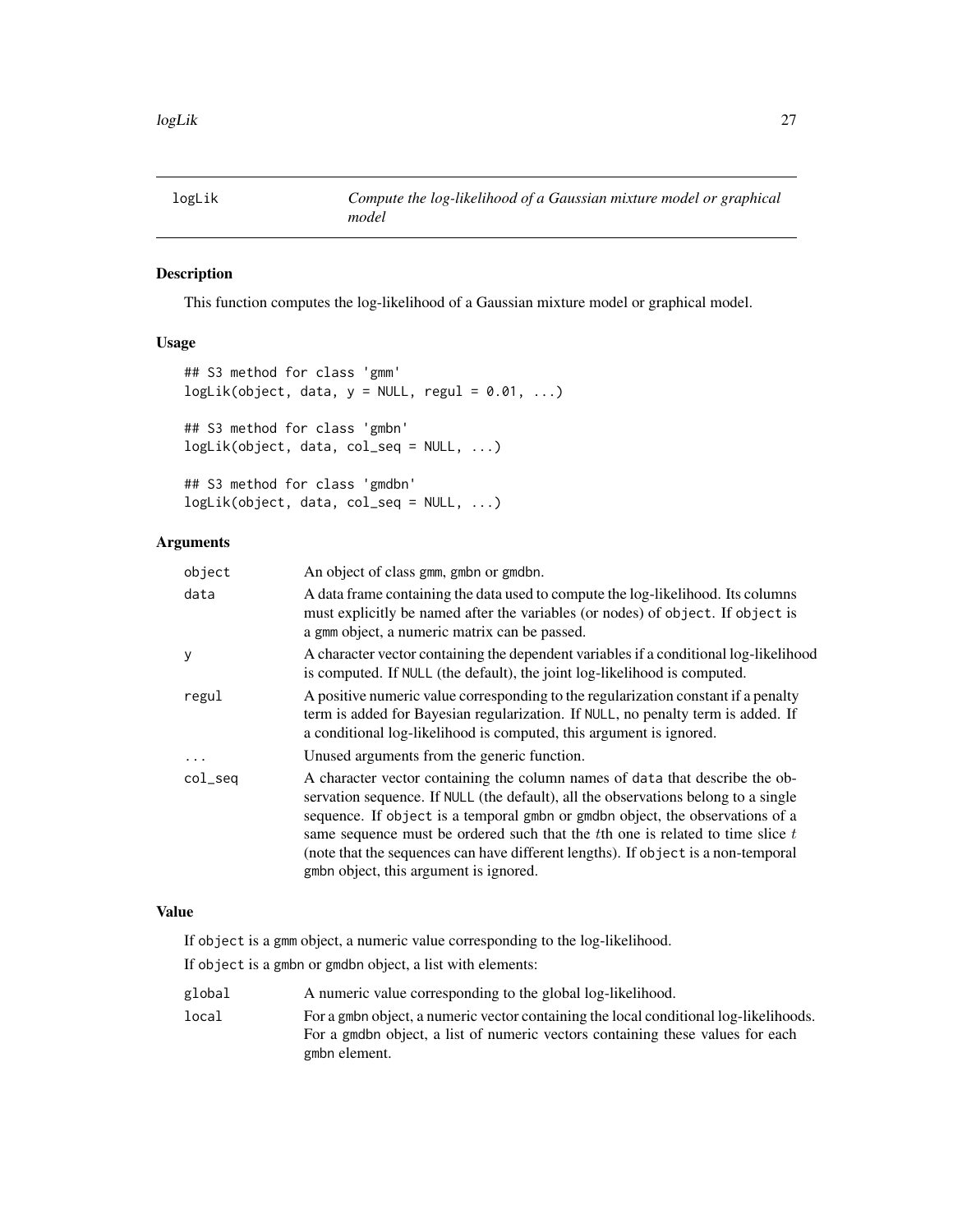# logLik — *Compute the log-likelihood of a Gaussian mixture model or graphical model*

## Description

This function computes the log-likelihood of a Gaussian mixture model or graphical model.

## Usage

```
## S3 method for class 'gmm'
logLik(object, data, y = NULL, regul = 0.01, ...)

## S3 method for class 'gmbn'
logLik(object, data, col_seq = NULL, ...)

## S3 method for class 'gmdbn'
logLik(object, data, col_seq = NULL, ...)
```

## Arguments

| | |
|---|---|
| `object` | An object of class `gmm`, `gmbn` or `gmdbn`. |
| `data` | A data frame containing the data used to compute the log-likelihood. Its columns must explicitly be named after the variables (or nodes) of `object`. If `object` is a `gmm` object, a numeric matrix can be passed. |
| `y` | A character vector containing the dependent variables if a conditional log-likelihood is computed. If `NULL` (the default), the joint log-likelihood is computed. |
| `regul` | A positive numeric value corresponding to the regularization constant if a penalty term is added for Bayesian regularization. If `NULL`, no penalty term is added. If a conditional log-likelihood is computed, this argument is ignored. |
| `...` | Unused arguments from the generic function. |
| `col_seq` | A character vector containing the column names of `data` that describe the observation sequence. If `NULL` (the default), all the observations belong to a single sequence. If `object` is a temporal `gmbn` or `gmdbn` object, the observations of a same sequence must be ordered such that the $t$th one is related to time slice $t$ (note that the sequences can have different lengths). If `object` is a non-temporal `gmbn` object, this argument is ignored. |

## Value

If `object` is a `gmm` object, a numeric value corresponding to the log-likelihood.

If `object` is a `gmbn` or `gmdbn` object, a list with elements:

| | |
|---|---|
| `global` | A numeric value corresponding to the global log-likelihood. |
| `local` | For a `gmbn` object, a numeric vector containing the local conditional log-likelihoods. For a `gmdbn` object, a list of numeric vectors containing these values for each `gmbn` element. |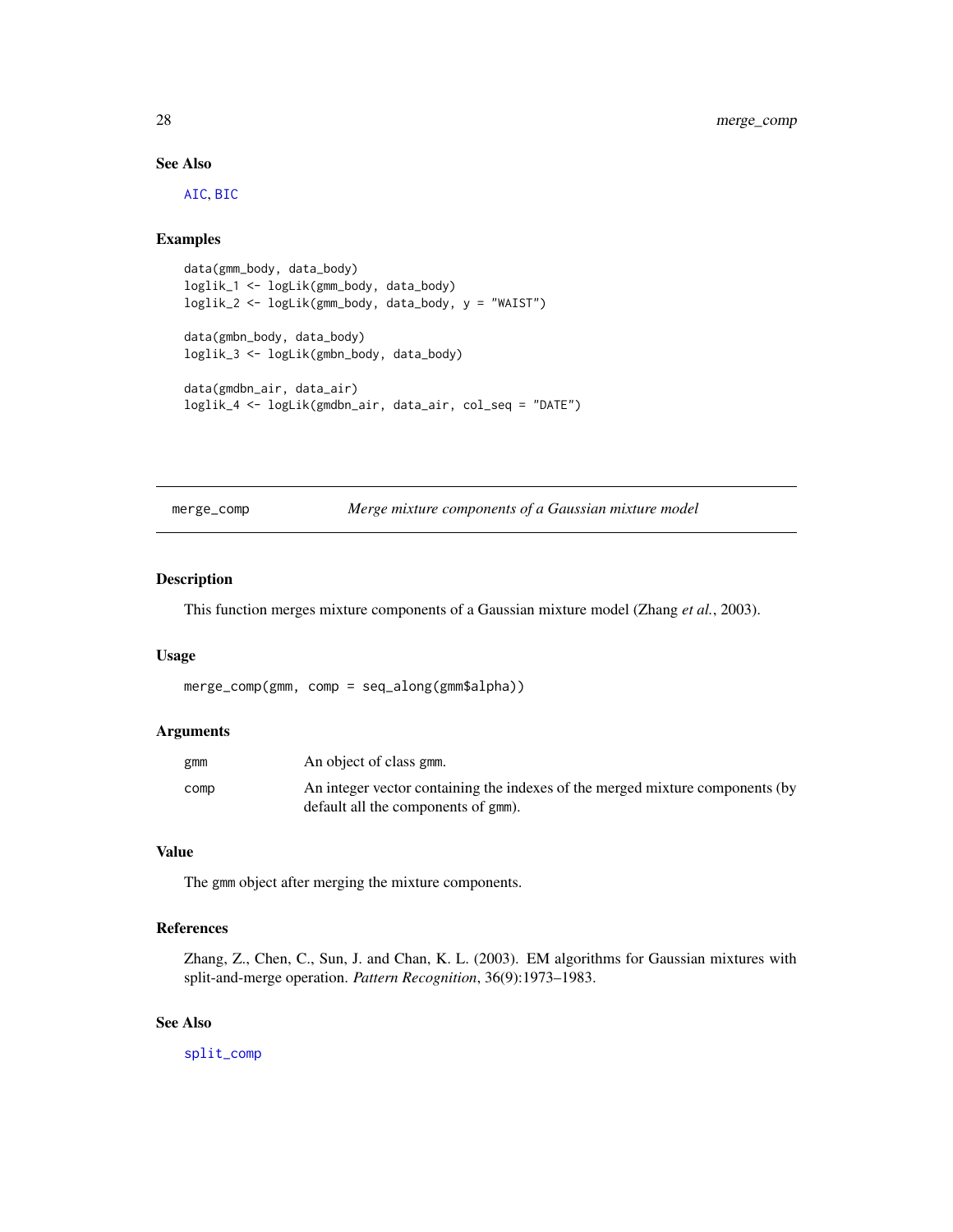### See Also

AIC, BIC

### Examples

```
data(gmm_body, data_body)
loglik_1 <- logLik(gmm_body, data_body)
loglik_2 <- logLik(gmm_body, data_body, y = "WAIST")

data(gmbn_body, data_body)
loglik_3 <- logLik(gmbn_body, data_body)

data(gmdbn_air, data_air)
loglik_4 <- logLik(gmdbn_air, data_air, col_seq = "DATE")
```

---

## merge_comp — *Merge mixture components of a Gaussian mixture model*

### Description

This function merges mixture components of a Gaussian mixture model (Zhang *et al.*, 2003).

### Usage

```
merge_comp(gmm, comp = seq_along(gmm$alpha))
```

### Arguments

| | |
|---|---|
| gmm | An object of class gmm. |
| comp | An integer vector containing the indexes of the merged mixture components (by default all the components of gmm). |

### Value

The gmm object after merging the mixture components.

### References

Zhang, Z., Chen, C., Sun, J. and Chan, K. L. (2003). EM algorithms for Gaussian mixtures with split-and-merge operation. *Pattern Recognition*, 36(9):1973–1983.

### See Also

split_comp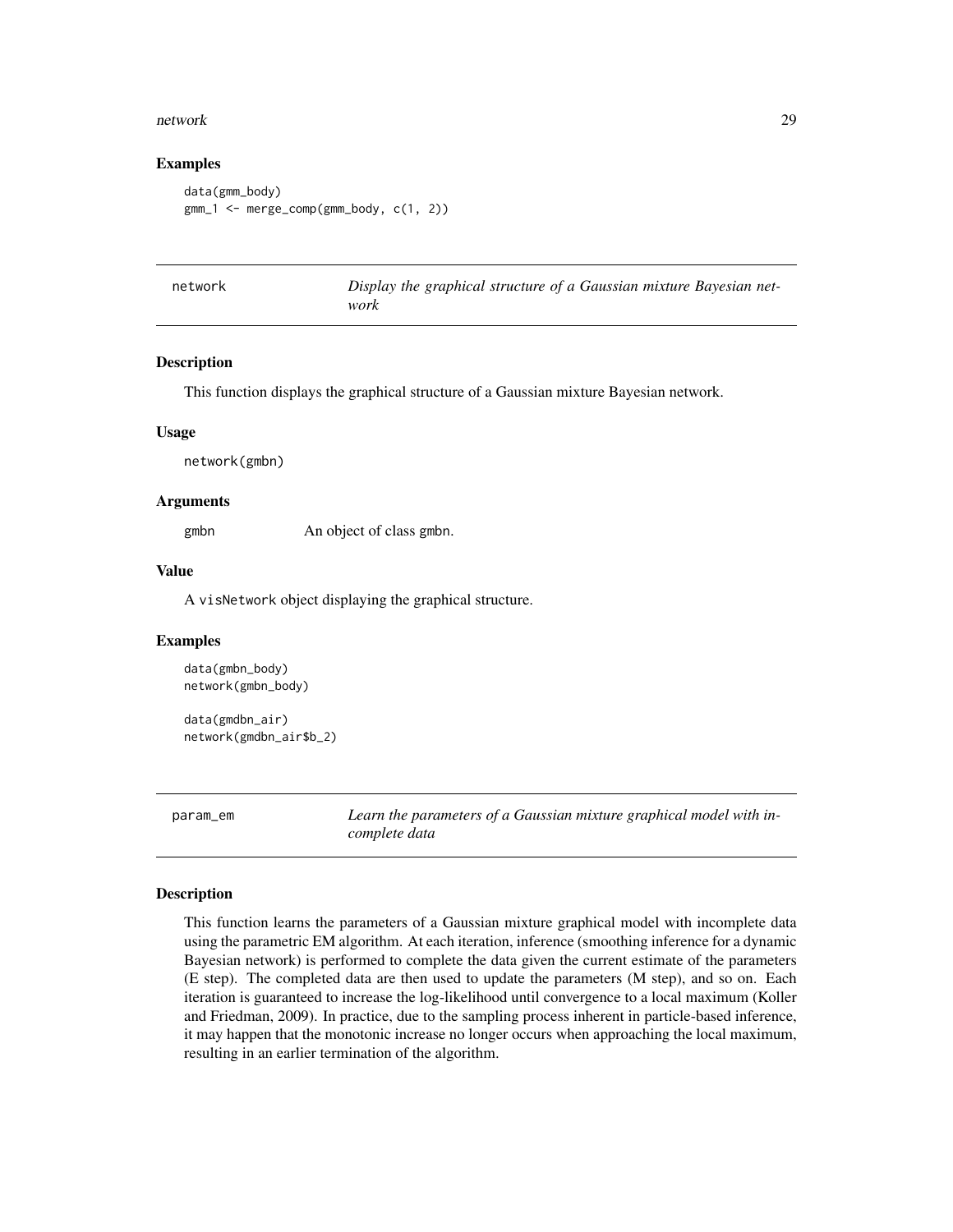### Examples

```
data(gmm_body)
gmm_1 <- merge_comp(gmm_body, c(1, 2))
```

## network — *Display the graphical structure of a Gaussian mixture Bayesian network*

### Description

This function displays the graphical structure of a Gaussian mixture Bayesian network.

### Usage

```
network(gmbn)
```

### Arguments

| | |
|---|---|
| gmbn | An object of class gmbn. |

### Value

A visNetwork object displaying the graphical structure.

### Examples

```
data(gmbn_body)
network(gmbn_body)

data(gmdbn_air)
network(gmdbn_air$b_2)
```

## param_em — *Learn the parameters of a Gaussian mixture graphical model with incomplete data*

### Description

This function learns the parameters of a Gaussian mixture graphical model with incomplete data using the parametric EM algorithm. At each iteration, inference (smoothing inference for a dynamic Bayesian network) is performed to complete the data given the current estimate of the parameters (E step). The completed data are then used to update the parameters (M step), and so on. Each iteration is guaranteed to increase the log-likelihood until convergence to a local maximum (Koller and Friedman, 2009). In practice, due to the sampling process inherent in particle-based inference, it may happen that the monotonic increase no longer occurs when approaching the local maximum, resulting in an earlier termination of the algorithm.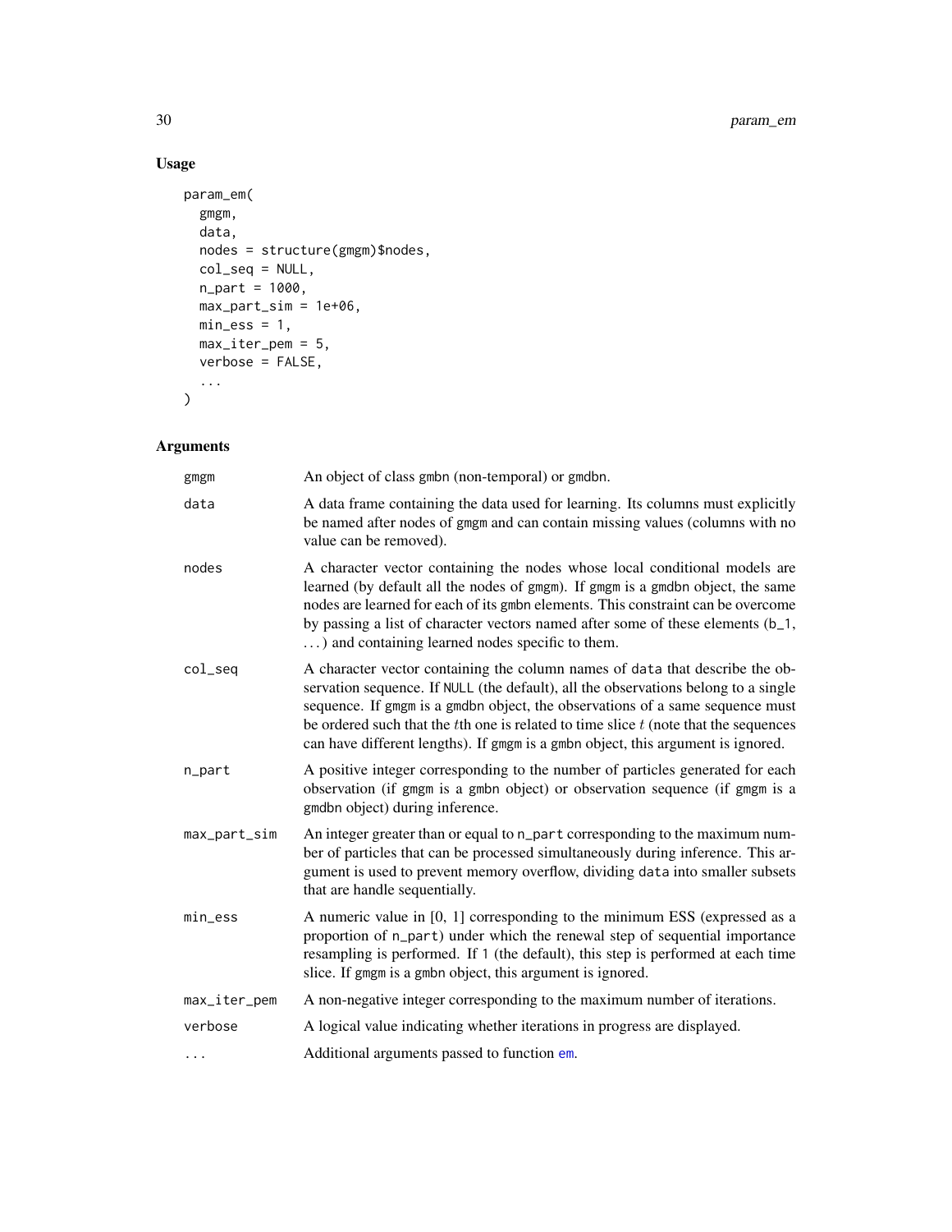## Usage

```
param_em(
  gmgm,
  data,
  nodes = structure(gmgm)$nodes,
  col_seq = NULL,
  n_part = 1000,
  max_part_sim = 1e+06,
  min_ess = 1,
  max_iter_pem = 5,
  verbose = FALSE,
  ...
)
```

## Arguments

| Argument | Description |
|---|---|
| gmgm | An object of class gmbn (non-temporal) or gmdbn. |
| data | A data frame containing the data used for learning. Its columns must explicitly be named after nodes of gmgm and can contain missing values (columns with no value can be removed). |
| nodes | A character vector containing the nodes whose local conditional models are learned (by default all the nodes of gmgm). If gmgm is a gmdbn object, the same nodes are learned for each of its gmbn elements. This constraint can be overcome by passing a list of character vectors named after some of these elements (b_1, ...) and containing learned nodes specific to them. |
| col_seq | A character vector containing the column names of data that describe the observation sequence. If NULL (the default), all the observations belong to a single sequence. If gmgm is a gmdbn object, the observations of a same sequence must be ordered such that the $t$th one is related to time slice $t$ (note that the sequences can have different lengths). If gmgm is a gmbn object, this argument is ignored. |
| n_part | A positive integer corresponding to the number of particles generated for each observation (if gmgm is a gmbn object) or observation sequence (if gmgm is a gmdbn object) during inference. |
| max_part_sim | An integer greater than or equal to n_part corresponding to the maximum number of particles that can be processed simultaneously during inference. This argument is used to prevent memory overflow, dividing data into smaller subsets that are handle sequentially. |
| min_ess | A numeric value in [0, 1] corresponding to the minimum ESS (expressed as a proportion of n_part) under which the renewal step of sequential importance resampling is performed. If 1 (the default), this step is performed at each time slice. If gmgm is a gmbn object, this argument is ignored. |
| max_iter_pem | A non-negative integer corresponding to the maximum number of iterations. |
| verbose | A logical value indicating whether iterations in progress are displayed. |
| ... | Additional arguments passed to function em. |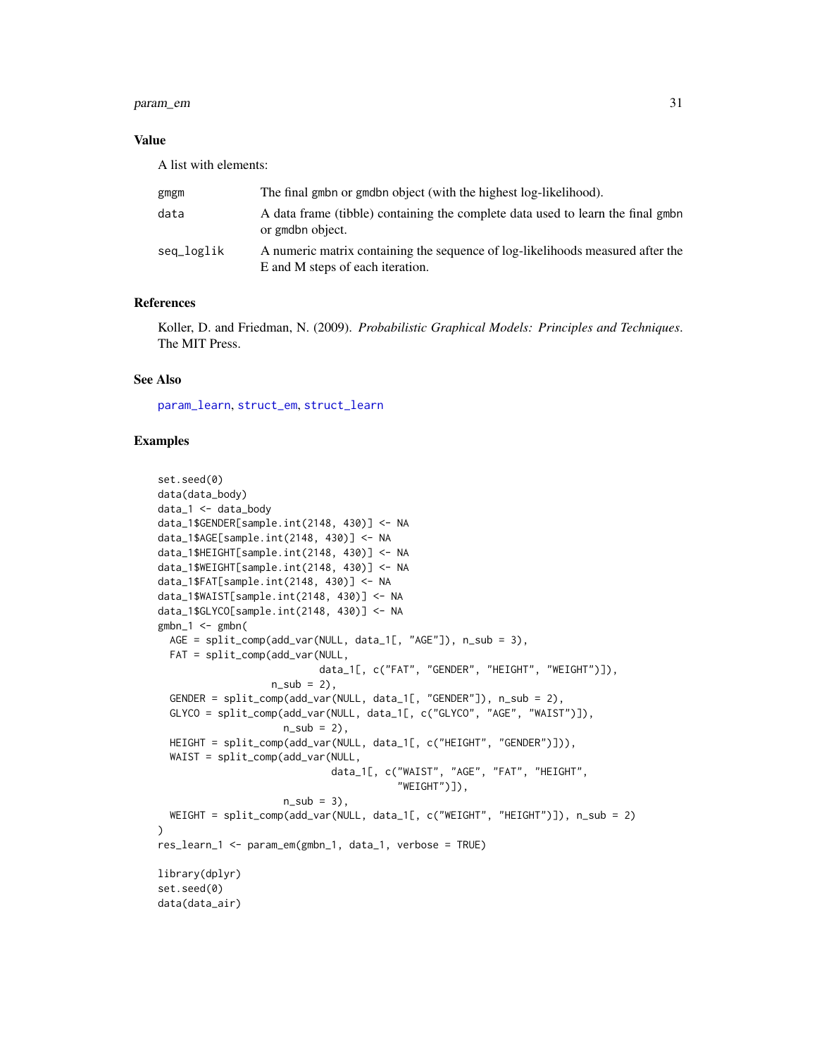### Value

A list with elements:

| | |
|---|---|
| gmgm | The final gmbn or gmdbn object (with the highest log-likelihood). |
| data | A data frame (tibble) containing the complete data used to learn the final gmbn or gmdbn object. |
| seq_loglik | A numeric matrix containing the sequence of log-likelihoods measured after the E and M steps of each iteration. |

### References

Koller, D. and Friedman, N. (2009). *Probabilistic Graphical Models: Principles and Techniques*. The MIT Press.

### See Also

param_learn, struct_em, struct_learn

### Examples

```
set.seed(0)
data(data_body)
data_1 <- data_body
data_1$GENDER[sample.int(2148, 430)] <- NA
data_1$AGE[sample.int(2148, 430)] <- NA
data_1$HEIGHT[sample.int(2148, 430)] <- NA
data_1$WEIGHT[sample.int(2148, 430)] <- NA
data_1$FAT[sample.int(2148, 430)] <- NA
data_1$WAIST[sample.int(2148, 430)] <- NA
data_1$GLYCO[sample.int(2148, 430)] <- NA
gmbn_1 <- gmbn(
  AGE = split_comp(add_var(NULL, data_1[, "AGE"]), n_sub = 3),
  FAT = split_comp(add_var(NULL,
                           data_1[, c("FAT", "GENDER", "HEIGHT", "WEIGHT")]),
                   n_sub = 2),
  GENDER = split_comp(add_var(NULL, data_1[, "GENDER"]), n_sub = 2),
  GLYCO = split_comp(add_var(NULL, data_1[, c("GLYCO", "AGE", "WAIST")]),
                     n_sub = 2),
  HEIGHT = split_comp(add_var(NULL, data_1[, c("HEIGHT", "GENDER")])),
  WAIST = split_comp(add_var(NULL,
                             data_1[, c("WAIST", "AGE", "FAT", "HEIGHT",
                                        "WEIGHT")]),
                     n_sub = 3),
  WEIGHT = split_comp(add_var(NULL, data_1[, c("WEIGHT", "HEIGHT")]), n_sub = 2)
)
res_learn_1 <- param_em(gmbn_1, data_1, verbose = TRUE)

library(dplyr)
set.seed(0)
data(data_air)
```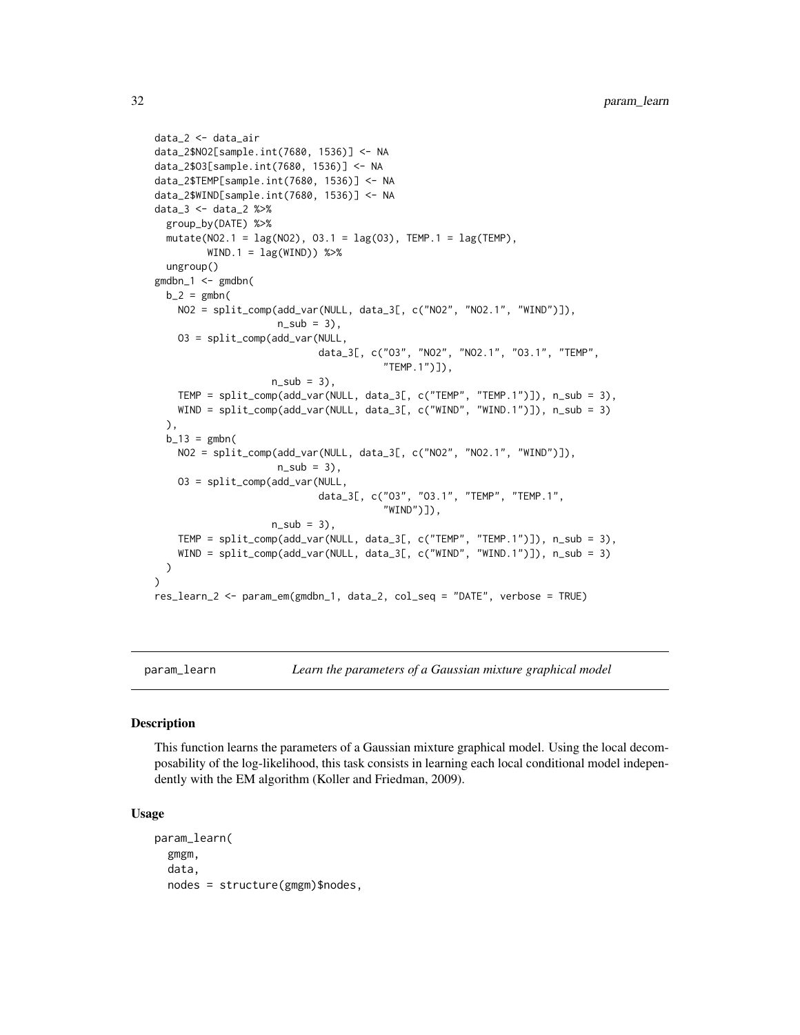```
data_2 <- data_air
data_2$NO2[sample.int(7680, 1536)] <- NA
data_2$O3[sample.int(7680, 1536)] <- NA
data_2$TEMP[sample.int(7680, 1536)] <- NA
data_2$WIND[sample.int(7680, 1536)] <- NA
data_3 <- data_2 %>%
  group_by(DATE) %>%
  mutate(NO2.1 = lag(NO2), O3.1 = lag(O3), TEMP.1 = lag(TEMP),
         WIND.1 = lag(WIND)) %>%
  ungroup()
gmdbn_1 <- gmdbn(
  b_2 = gmbn(
    NO2 = split_comp(add_var(NULL, data_3[, c("NO2", "NO2.1", "WIND")]),
                     n_sub = 3),
    O3 = split_comp(add_var(NULL,
                            data_3[, c("O3", "NO2", "NO2.1", "O3.1", "TEMP",
                                       "TEMP.1")]),
                    n_sub = 3),
    TEMP = split_comp(add_var(NULL, data_3[, c("TEMP", "TEMP.1")]), n_sub = 3),
    WIND = split_comp(add_var(NULL, data_3[, c("WIND", "WIND.1")]), n_sub = 3)
  ),
  b_13 = gmbn(
    NO2 = split_comp(add_var(NULL, data_3[, c("NO2", "NO2.1", "WIND")]),
                     n_sub = 3),
    O3 = split_comp(add_var(NULL,
                            data_3[, c("O3", "O3.1", "TEMP", "TEMP.1",
                                       "WIND")]),
                    n_sub = 3),
    TEMP = split_comp(add_var(NULL, data_3[, c("TEMP", "TEMP.1")]), n_sub = 3),
    WIND = split_comp(add_var(NULL, data_3[, c("WIND", "WIND.1")]), n_sub = 3)
  )
)
res_learn_2 <- param_em(gmdbn_1, data_2, col_seq = "DATE", verbose = TRUE)
```

## param_learn — *Learn the parameters of a Gaussian mixture graphical model*

### Description

This function learns the parameters of a Gaussian mixture graphical model. Using the local decomposability of the log-likelihood, this task consists in learning each local conditional model independently with the EM algorithm (Koller and Friedman, 2009).

### Usage

```
param_learn(
  gmgm,
  data,
  nodes = structure(gmgm)$nodes,
```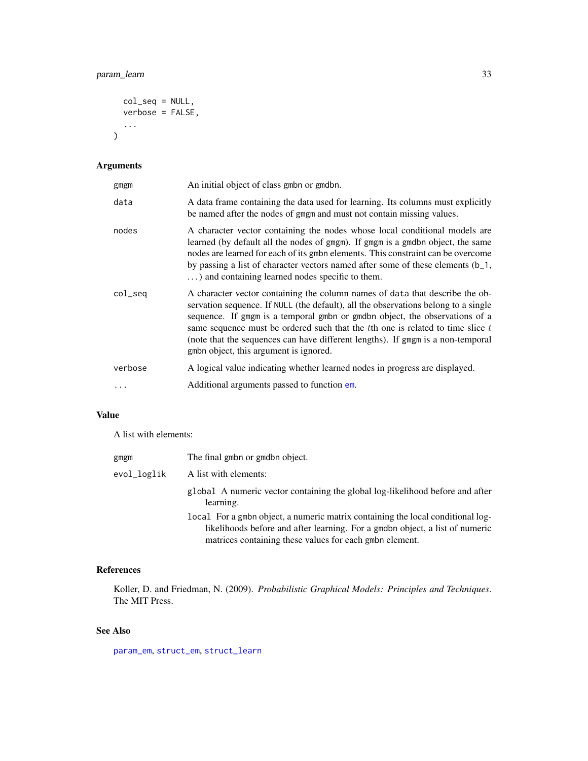```
  col_seq = NULL,
  verbose = FALSE,
  ...
)
```

## Arguments

| | |
|---|---|
| gmgm | An initial object of class gmbn or gmdbn. |
| data | A data frame containing the data used for learning. Its columns must explicitly be named after the nodes of gmgm and must not contain missing values. |
| nodes | A character vector containing the nodes whose local conditional models are learned (by default all the nodes of gmgm). If gmgm is a gmdbn object, the same nodes are learned for each of its gmbn elements. This constraint can be overcome by passing a list of character vectors named after some of these elements (b_1, ...) and containing learned nodes specific to them. |
| col_seq | A character vector containing the column names of data that describe the observation sequence. If NULL (the default), all the observations belong to a single sequence. If gmgm is a temporal gmbn or gmdbn object, the observations of a same sequence must be ordered such that the $t$th one is related to time slice $t$ (note that the sequences can have different lengths). If gmgm is a non-temporal gmbn object, this argument is ignored. |
| verbose | A logical value indicating whether learned nodes in progress are displayed. |
| ... | Additional arguments passed to function em. |

## Value

A list with elements:

| | |
|---|---|
| gmgm | The final gmbn or gmdbn object. |
| evol_loglik | A list with elements: |

- global A numeric vector containing the global log-likelihood before and after learning.
- local For a gmbn object, a numeric matrix containing the local conditional log-likelihoods before and after learning. For a gmdbn object, a list of numeric matrices containing these values for each gmbn element.

## References

Koller, D. and Friedman, N. (2009). *Probabilistic Graphical Models: Principles and Techniques*. The MIT Press.

## See Also

param_em, struct_em, struct_learn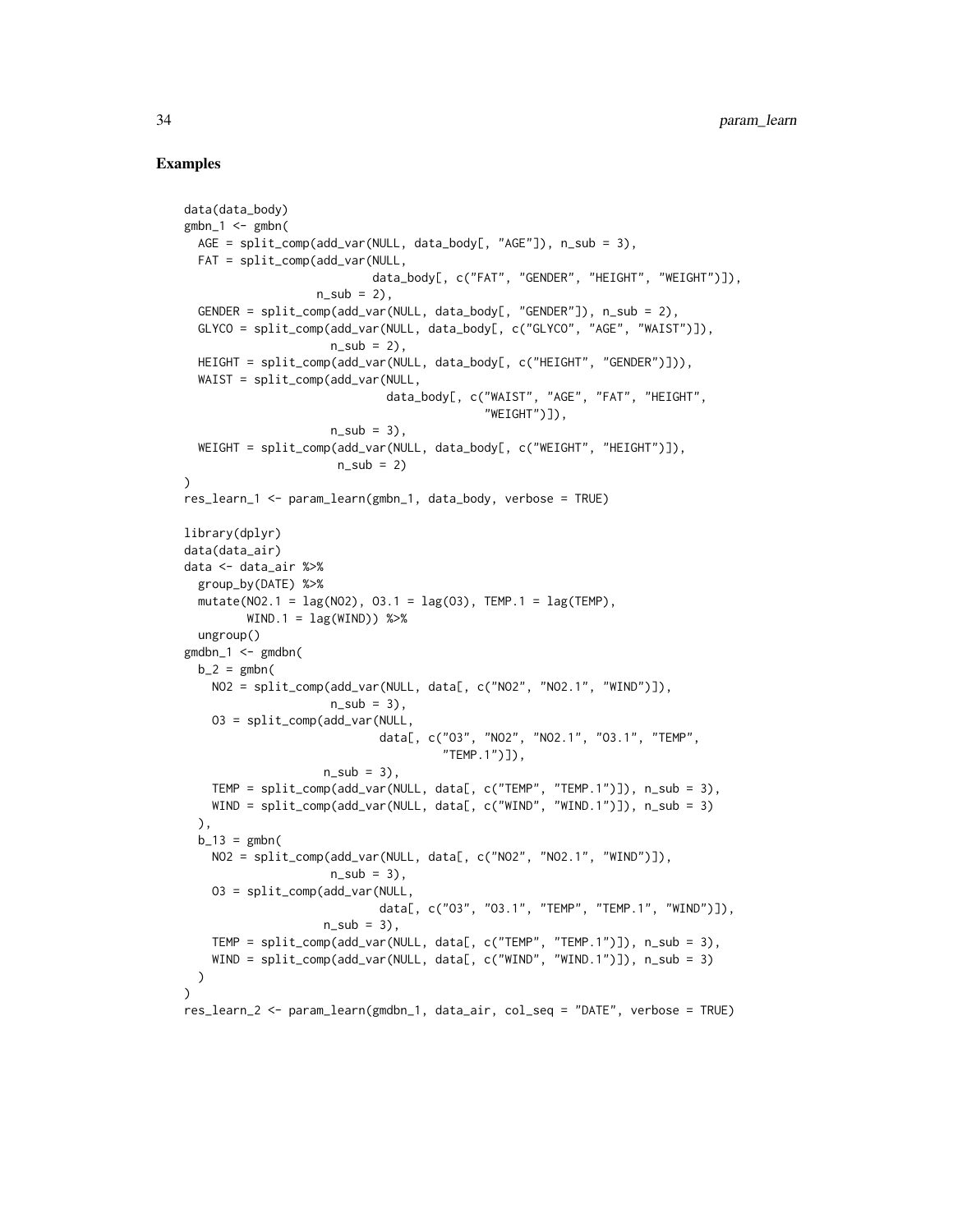## Examples

```
data(data_body)
gmbn_1 <- gmbn(
  AGE = split_comp(add_var(NULL, data_body[, "AGE"]), n_sub = 3),
  FAT = split_comp(add_var(NULL,
                           data_body[, c("FAT", "GENDER", "HEIGHT", "WEIGHT")]),
                   n_sub = 2),
  GENDER = split_comp(add_var(NULL, data_body[, "GENDER"]), n_sub = 2),
  GLYCO = split_comp(add_var(NULL, data_body[, c("GLYCO", "AGE", "WAIST")]),
                     n_sub = 2),
  HEIGHT = split_comp(add_var(NULL, data_body[, c("HEIGHT", "GENDER")])),
  WAIST = split_comp(add_var(NULL,
                             data_body[, c("WAIST", "AGE", "FAT", "HEIGHT",
                                           "WEIGHT")]),
                     n_sub = 3),
  WEIGHT = split_comp(add_var(NULL, data_body[, c("WEIGHT", "HEIGHT")]),
                      n_sub = 2)
)
res_learn_1 <- param_learn(gmbn_1, data_body, verbose = TRUE)

library(dplyr)
data(data_air)
data <- data_air %>%
  group_by(DATE) %>%
  mutate(NO2.1 = lag(NO2), O3.1 = lag(O3), TEMP.1 = lag(TEMP),
         WIND.1 = lag(WIND)) %>%
  ungroup()
gmdbn_1 <- gmdbn(
  b_2 = gmbn(
    NO2 = split_comp(add_var(NULL, data[, c("NO2", "NO2.1", "WIND")]),
                     n_sub = 3),
    O3 = split_comp(add_var(NULL,
                            data[, c("O3", "NO2", "NO2.1", "O3.1", "TEMP",
                                     "TEMP.1")]),
                    n_sub = 3),
    TEMP = split_comp(add_var(NULL, data[, c("TEMP", "TEMP.1")]), n_sub = 3),
    WIND = split_comp(add_var(NULL, data[, c("WIND", "WIND.1")]), n_sub = 3)
  ),
  b_13 = gmbn(
    NO2 = split_comp(add_var(NULL, data[, c("NO2", "NO2.1", "WIND")]),
                     n_sub = 3),
    O3 = split_comp(add_var(NULL,
                            data[, c("O3", "O3.1", "TEMP", "TEMP.1", "WIND")]),
                    n_sub = 3),
    TEMP = split_comp(add_var(NULL, data[, c("TEMP", "TEMP.1")]), n_sub = 3),
    WIND = split_comp(add_var(NULL, data[, c("WIND", "WIND.1")]), n_sub = 3)
  )
)
res_learn_2 <- param_learn(gmdbn_1, data_air, col_seq = "DATE", verbose = TRUE)
```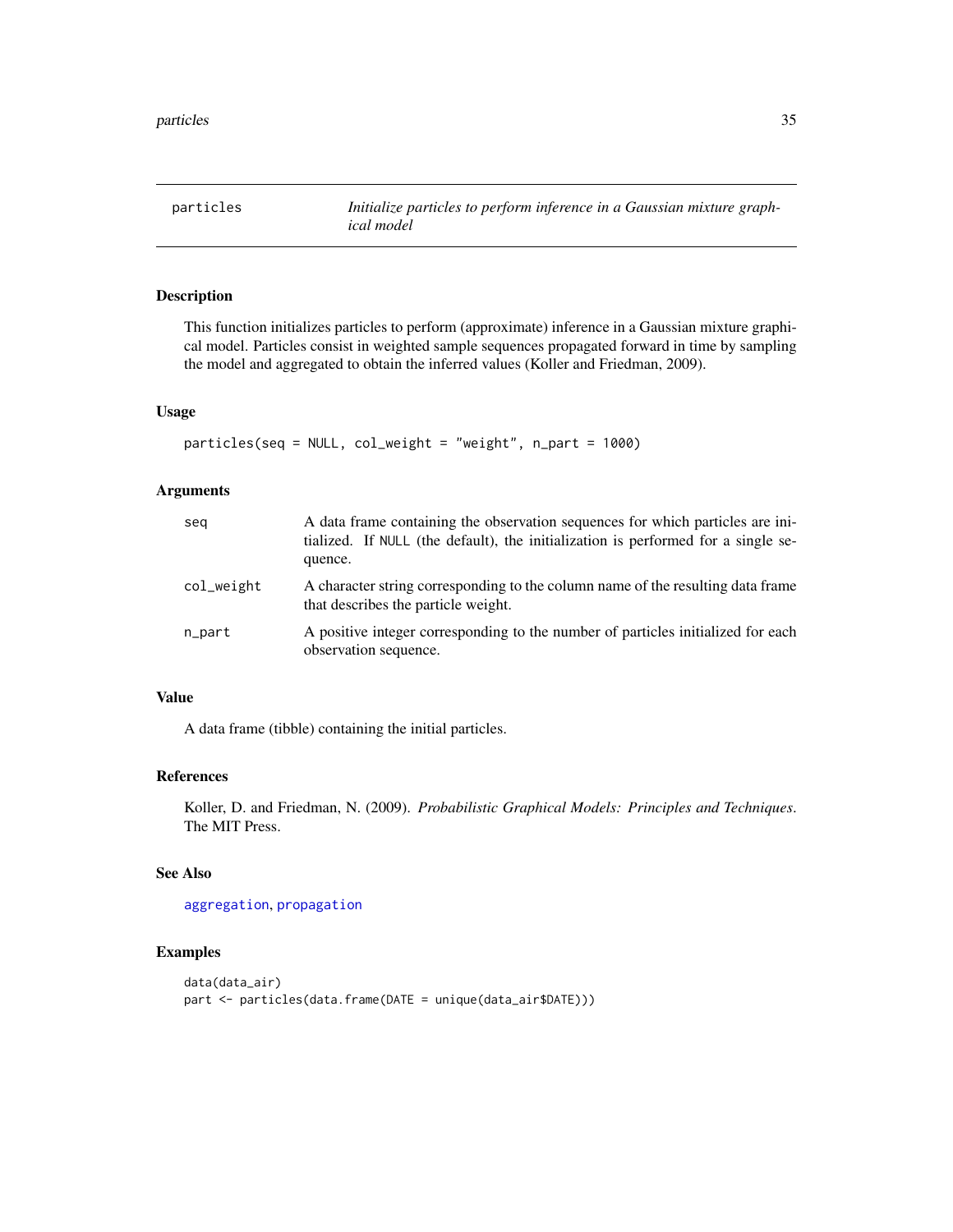## particles — *Initialize particles to perform inference in a Gaussian mixture graphical model*

### Description

This function initializes particles to perform (approximate) inference in a Gaussian mixture graphical model. Particles consist in weighted sample sequences propagated forward in time by sampling the model and aggregated to obtain the inferred values (Koller and Friedman, 2009).

### Usage

```
particles(seq = NULL, col_weight = "weight", n_part = 1000)
```

### Arguments

| Argument | Description |
|---|---|
| `seq` | A data frame containing the observation sequences for which particles are initialized. If `NULL` (the default), the initialization is performed for a single sequence. |
| `col_weight` | A character string corresponding to the column name of the resulting data frame that describes the particle weight. |
| `n_part` | A positive integer corresponding to the number of particles initialized for each observation sequence. |

### Value

A data frame (tibble) containing the initial particles.

### References

Koller, D. and Friedman, N. (2009). *Probabilistic Graphical Models: Principles and Techniques*. The MIT Press.

### See Also

`aggregation`, `propagation`

### Examples

```
data(data_air)
part <- particles(data.frame(DATE = unique(data_air$DATE)))
```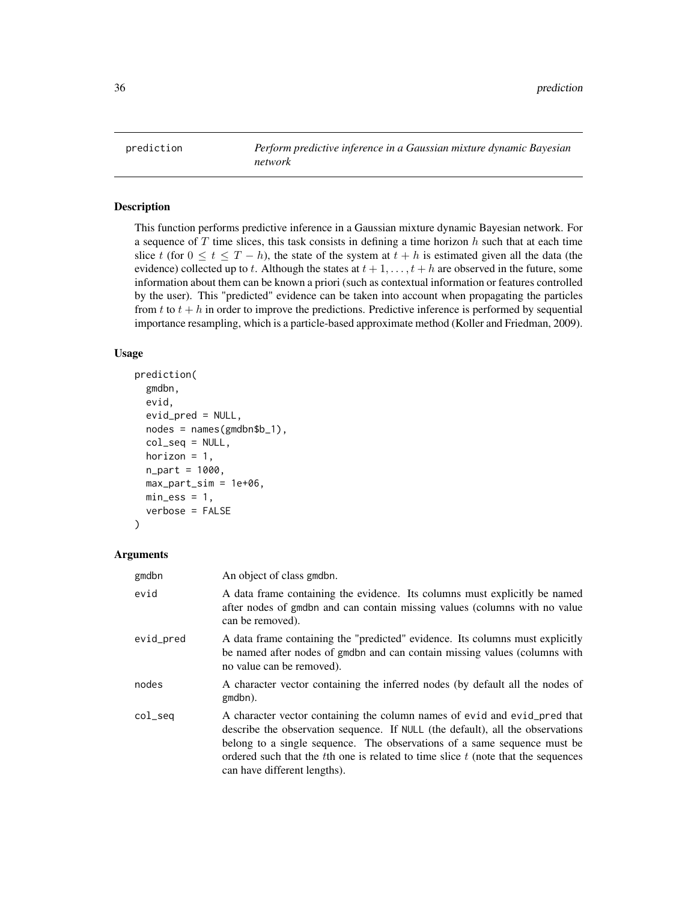prediction — *Perform predictive inference in a Gaussian mixture dynamic Bayesian network*

## Description

This function performs predictive inference in a Gaussian mixture dynamic Bayesian network. For a sequence of $T$ time slices, this task consists in defining a time horizon $h$ such that at each time slice $t$ (for $0 \leq t \leq T - h$), the state of the system at $t + h$ is estimated given all the data (the evidence) collected up to $t$. Although the states at $t + 1, \ldots, t + h$ are observed in the future, some information about them can be known a priori (such as contextual information or features controlled by the user). This "predicted" evidence can be taken into account when propagating the particles from $t$ to $t + h$ in order to improve the predictions. Predictive inference is performed by sequential importance resampling, which is a particle-based approximate method (Koller and Friedman, 2009).

## Usage

```
prediction(
  gmdbn,
  evid,
  evid_pred = NULL,
  nodes = names(gmdbn$b_1),
  col_seq = NULL,
  horizon = 1,
  n_part = 1000,
  max_part_sim = 1e+06,
  min_ess = 1,
  verbose = FALSE
)
```

## Arguments

| | |
|---|---|
| gmdbn | An object of class gmdbn. |
| evid | A data frame containing the evidence. Its columns must explicitly be named after nodes of gmdbn and can contain missing values (columns with no value can be removed). |
| evid_pred | A data frame containing the "predicted" evidence. Its columns must explicitly be named after nodes of gmdbn and can contain missing values (columns with no value can be removed). |
| nodes | A character vector containing the inferred nodes (by default all the nodes of gmdbn). |
| col_seq | A character vector containing the column names of evid and evid_pred that describe the observation sequence. If NULL (the default), all the observations belong to a single sequence. The observations of a same sequence must be ordered such that the $t$th one is related to time slice $t$ (note that the sequences can have different lengths). |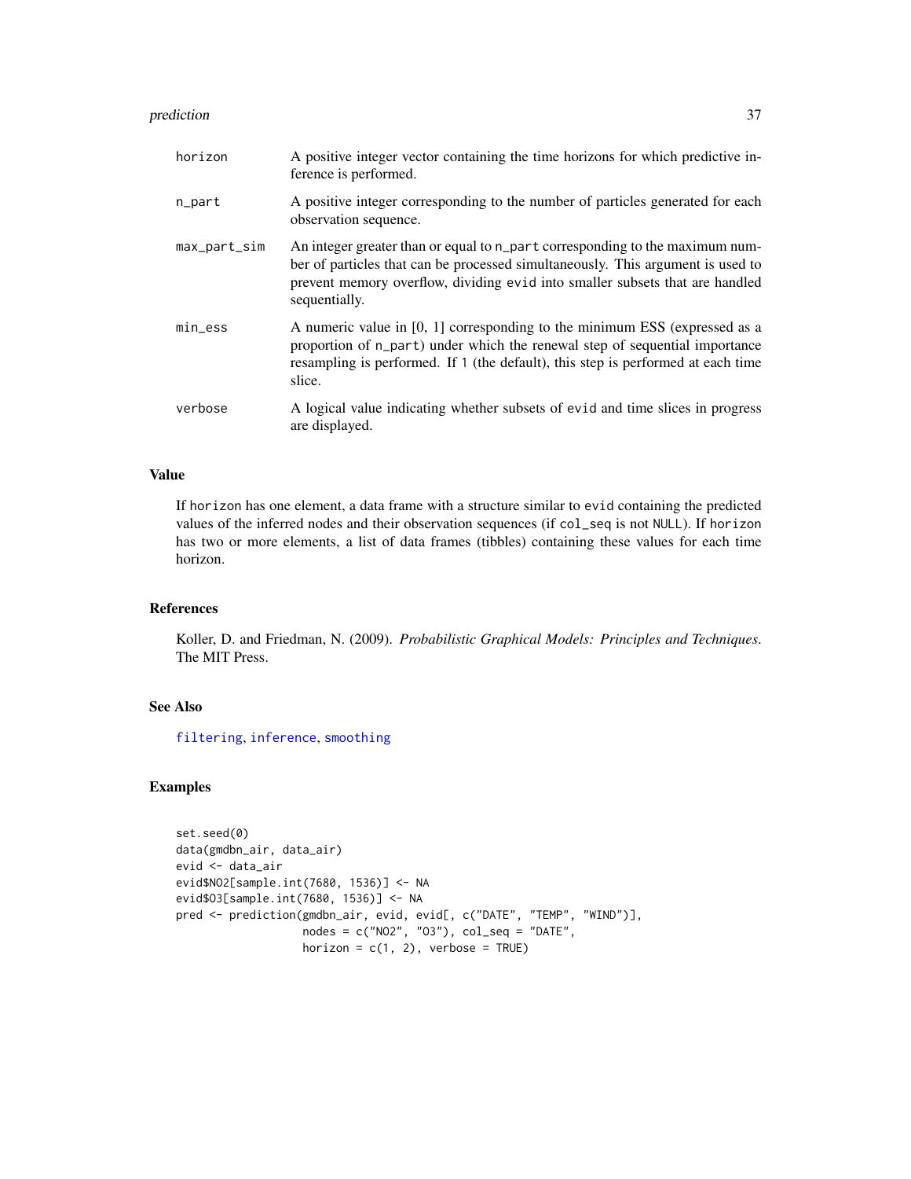| | |
|---|---|
| `horizon` | A positive integer vector containing the time horizons for which predictive inference is performed. |
| `n_part` | A positive integer corresponding to the number of particles generated for each observation sequence. |
| `max_part_sim` | An integer greater than or equal to `n_part` corresponding to the maximum number of particles that can be processed simultaneously. This argument is used to prevent memory overflow, dividing `evid` into smaller subsets that are handled sequentially. |
| `min_ess` | A numeric value in [0, 1] corresponding to the minimum ESS (expressed as a proportion of `n_part`) under which the renewal step of sequential importance resampling is performed. If `1` (the default), this step is performed at each time slice. |
| `verbose` | A logical value indicating whether subsets of `evid` and time slices in progress are displayed. |

## Value

If `horizon` has one element, a data frame with a structure similar to `evid` containing the predicted values of the inferred nodes and their observation sequences (if `col_seq` is not `NULL`). If `horizon` has two or more elements, a list of data frames (tibbles) containing these values for each time horizon.

## References

Koller, D. and Friedman, N. (2009). *Probabilistic Graphical Models: Principles and Techniques*. The MIT Press.

## See Also

`filtering`, `inference`, `smoothing`

## Examples

```
set.seed(0)
data(gmdbn_air, data_air)
evid <- data_air
evid$NO2[sample.int(7680, 1536)] <- NA
evid$O3[sample.int(7680, 1536)] <- NA
pred <- prediction(gmdbn_air, evid, evid[, c("DATE", "TEMP", "WIND")],
                   nodes = c("NO2", "O3"), col_seq = "DATE",
                   horizon = c(1, 2), verbose = TRUE)
```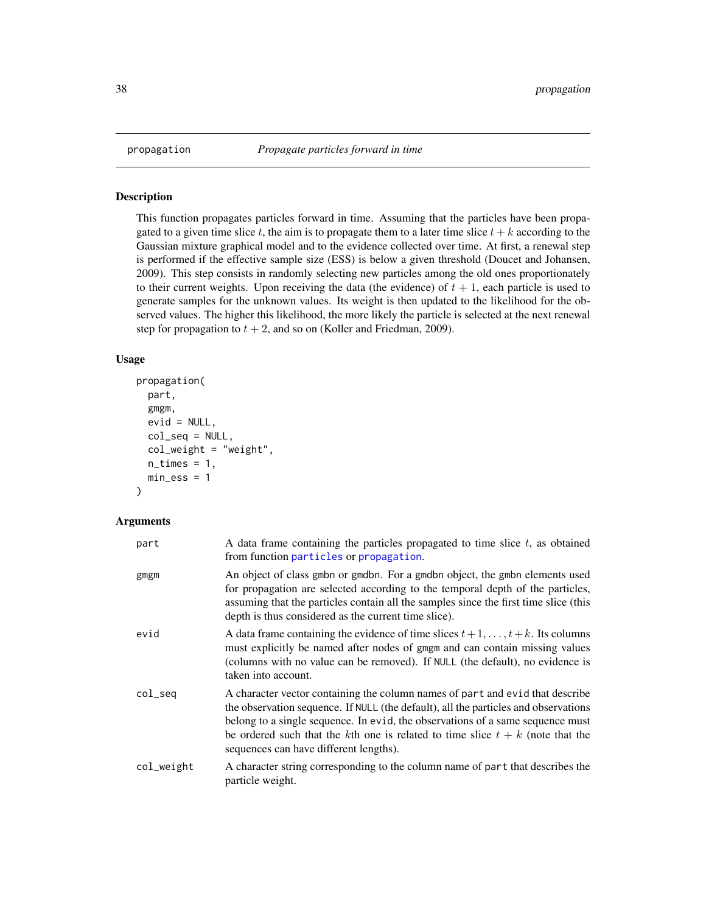propagation    *Propagate particles forward in time*

### Description

This function propagates particles forward in time. Assuming that the particles have been propagated to a given time slice $t$, the aim is to propagate them to a later time slice $t + k$ according to the Gaussian mixture graphical model and to the evidence collected over time. At first, a renewal step is performed if the effective sample size (ESS) is below a given threshold (Doucet and Johansen, 2009). This step consists in randomly selecting new particles among the old ones proportionately to their current weights. Upon receiving the data (the evidence) of $t + 1$, each particle is used to generate samples for the unknown values. Its weight is then updated to the likelihood for the observed values. The higher this likelihood, the more likely the particle is selected at the next renewal step for propagation to $t + 2$, and so on (Koller and Friedman, 2009).

### Usage

```
propagation(
  part,
  gmgm,
  evid = NULL,
  col_seq = NULL,
  col_weight = "weight",
  n_times = 1,
  min_ess = 1
)
```

### Arguments

| | |
|---|---|
| part | A data frame containing the particles propagated to time slice $t$, as obtained from function particles or propagation. |
| gmgm | An object of class gmbn or gmdbn. For a gmdbn object, the gmbn elements used for propagation are selected according to the temporal depth of the particles, assuming that the particles contain all the samples since the first time slice (this depth is thus considered as the current time slice). |
| evid | A data frame containing the evidence of time slices $t+1, \ldots, t+k$. Its columns must explicitly be named after nodes of gmgm and can contain missing values (columns with no value can be removed). If NULL (the default), no evidence is taken into account. |
| col_seq | A character vector containing the column names of part and evid that describe the observation sequence. If NULL (the default), all the particles and observations belong to a single sequence. In evid, the observations of a same sequence must be ordered such that the $k$th one is related to time slice $t + k$ (note that the sequences can have different lengths). |
| col_weight | A character string corresponding to the column name of part that describes the particle weight. |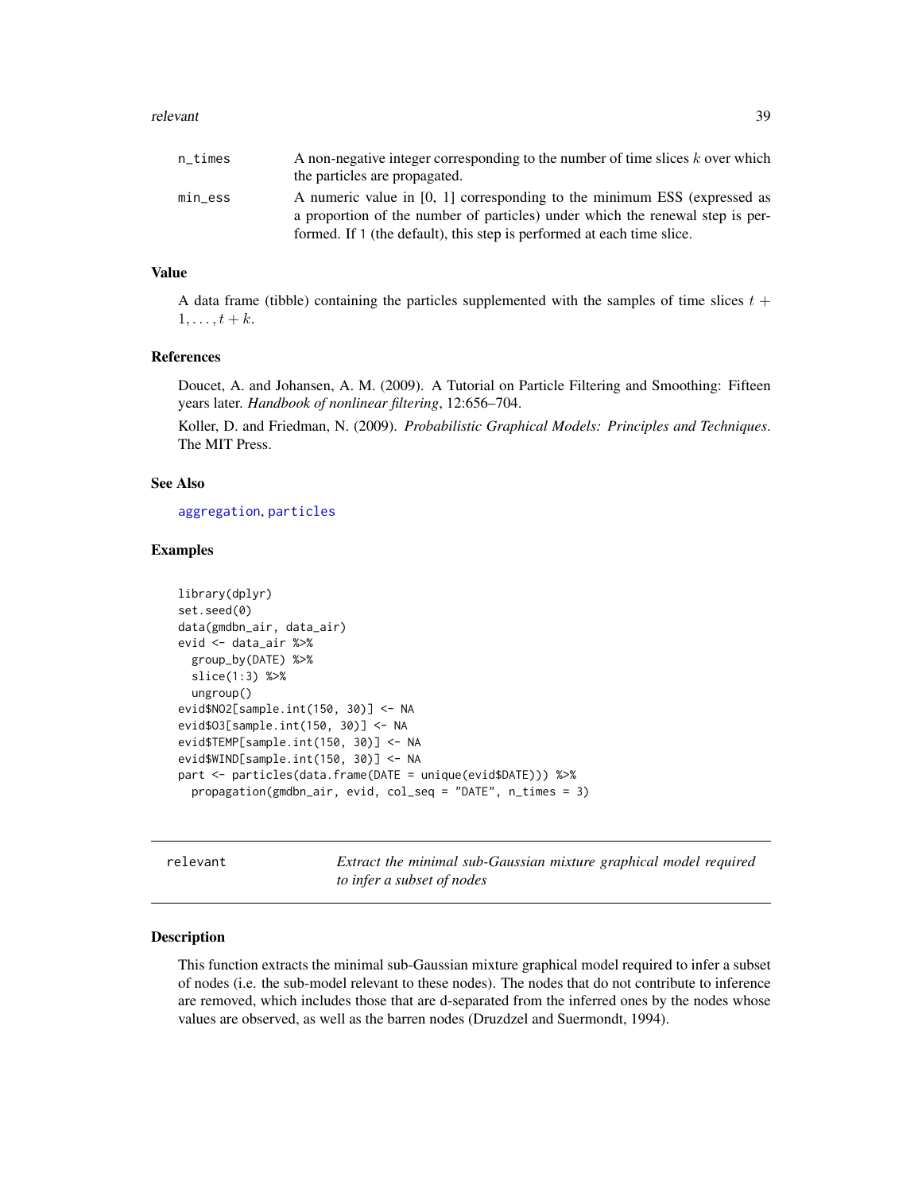| | |
|---|---|
| n_times | A non-negative integer corresponding to the number of time slices $k$ over which the particles are propagated. |
| min_ess | A numeric value in [0, 1] corresponding to the minimum ESS (expressed as a proportion of the number of particles) under which the renewal step is performed. If 1 (the default), this step is performed at each time slice. |

### Value

A data frame (tibble) containing the particles supplemented with the samples of time slices $t + 1, \ldots, t + k$.

### References

Doucet, A. and Johansen, A. M. (2009). A Tutorial on Particle Filtering and Smoothing: Fifteen years later. *Handbook of nonlinear filtering*, 12:656–704.

Koller, D. and Friedman, N. (2009). *Probabilistic Graphical Models: Principles and Techniques*. The MIT Press.

### See Also

aggregation, particles

### Examples

```
library(dplyr)
set.seed(0)
data(gmdbn_air, data_air)
evid <- data_air %>%
  group_by(DATE) %>%
  slice(1:3) %>%
  ungroup()
evid$NO2[sample.int(150, 30)] <- NA
evid$O3[sample.int(150, 30)] <- NA
evid$TEMP[sample.int(150, 30)] <- NA
evid$WIND[sample.int(150, 30)] <- NA
part <- particles(data.frame(DATE = unique(evid$DATE))) %>%
  propagation(gmdbn_air, evid, col_seq = "DATE", n_times = 3)
```

---

## relevant — *Extract the minimal sub-Gaussian mixture graphical model required to infer a subset of nodes*

### Description

This function extracts the minimal sub-Gaussian mixture graphical model required to infer a subset of nodes (i.e. the sub-model relevant to these nodes). The nodes that do not contribute to inference are removed, which includes those that are d-separated from the inferred ones by the nodes whose values are observed, as well as the barren nodes (Druzdzel and Suermondt, 1994).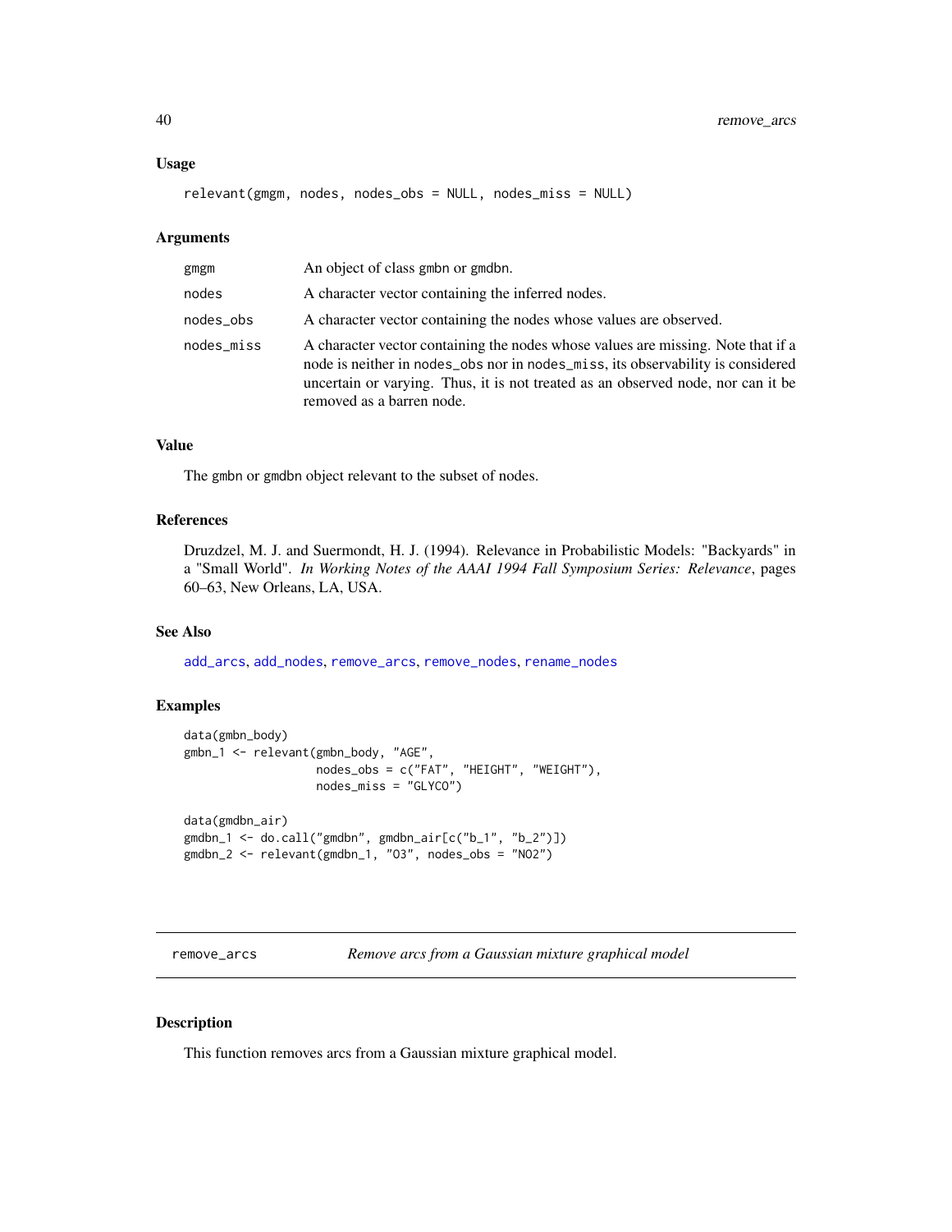### Usage

```
relevant(gmgm, nodes, nodes_obs = NULL, nodes_miss = NULL)
```

### Arguments

| | |
|---|---|
| gmgm | An object of class gmbn or gmdbn. |
| nodes | A character vector containing the inferred nodes. |
| nodes_obs | A character vector containing the nodes whose values are observed. |
| nodes_miss | A character vector containing the nodes whose values are missing. Note that if a node is neither in nodes_obs nor in nodes_miss, its observability is considered uncertain or varying. Thus, it is not treated as an observed node, nor can it be removed as a barren node. |

### Value

The gmbn or gmdbn object relevant to the subset of nodes.

### References

Druzdzel, M. J. and Suermondt, H. J. (1994). Relevance in Probabilistic Models: "Backyards" in a "Small World". *In Working Notes of the AAAI 1994 Fall Symposium Series: Relevance*, pages 60–63, New Orleans, LA, USA.

### See Also

add_arcs, add_nodes, remove_arcs, remove_nodes, rename_nodes

### Examples

```
data(gmbn_body)
gmbn_1 <- relevant(gmbn_body, "AGE",
                   nodes_obs = c("FAT", "HEIGHT", "WEIGHT"),
                   nodes_miss = "GLYCO")

data(gmdbn_air)
gmdbn_1 <- do.call("gmdbn", gmdbn_air[c("b_1", "b_2")])
gmdbn_2 <- relevant(gmdbn_1, "O3", nodes_obs = "NO2")
```

---

## remove_arcs — *Remove arcs from a Gaussian mixture graphical model*

### Description

This function removes arcs from a Gaussian mixture graphical model.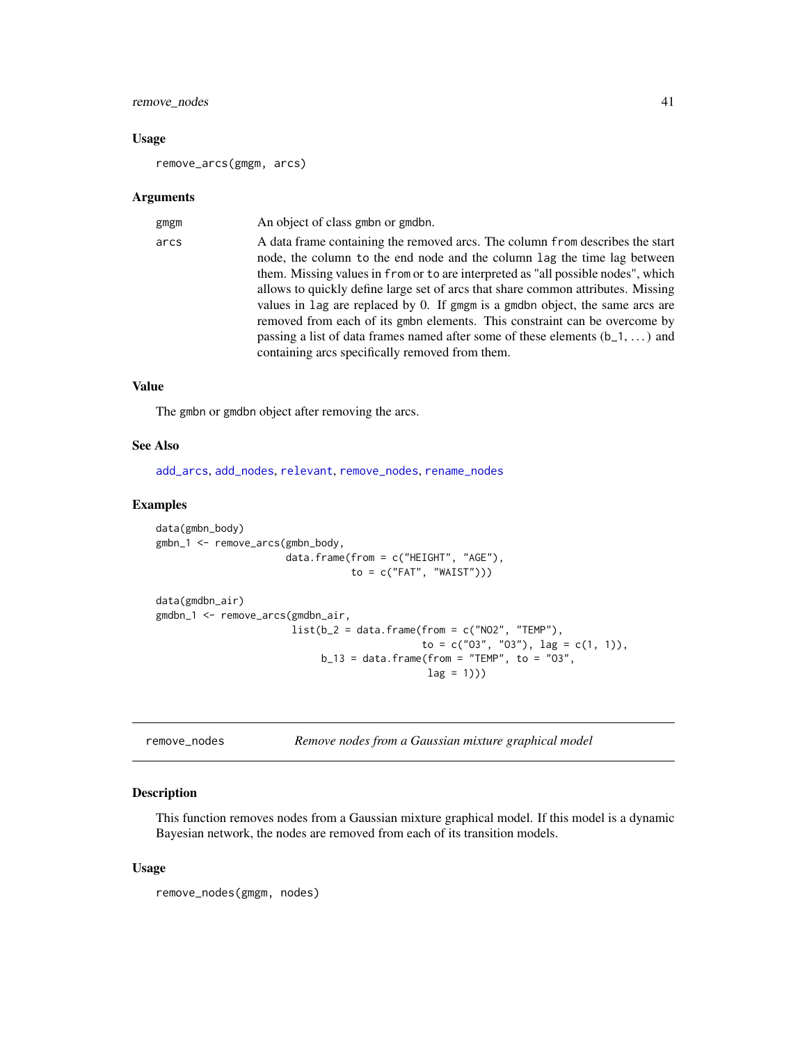### Usage

```
remove_arcs(gmgm, arcs)
```

### Arguments

| | |
|---|---|
| gmgm | An object of class gmbn or gmdbn. |
| arcs | A data frame containing the removed arcs. The column from describes the start node, the column to the end node and the column lag the time lag between them. Missing values in from or to are interpreted as "all possible nodes", which allows to quickly define large set of arcs that share common attributes. Missing values in lag are replaced by 0. If gmgm is a gmdbn object, the same arcs are removed from each of its gmbn elements. This constraint can be overcome by passing a list of data frames named after some of these elements (b_1, ...) and containing arcs specifically removed from them. |

### Value

The gmbn or gmdbn object after removing the arcs.

### See Also

add_arcs, add_nodes, relevant, remove_nodes, rename_nodes

### Examples

```
data(gmbn_body)
gmbn_1 <- remove_arcs(gmbn_body,
                      data.frame(from = c("HEIGHT", "AGE"),
                                 to = c("FAT", "WAIST")))

data(gmdbn_air)
gmdbn_1 <- remove_arcs(gmdbn_air,
                       list(b_2 = data.frame(from = c("NO2", "TEMP"),
                                             to = c("O3", "O3"), lag = c(1, 1)),
                            b_13 = data.frame(from = "TEMP", to = "O3",
                                              lag = 1)))
```

---

## remove_nodes    *Remove nodes from a Gaussian mixture graphical model*

### Description

This function removes nodes from a Gaussian mixture graphical model. If this model is a dynamic Bayesian network, the nodes are removed from each of its transition models.

### Usage

```
remove_nodes(gmgm, nodes)
```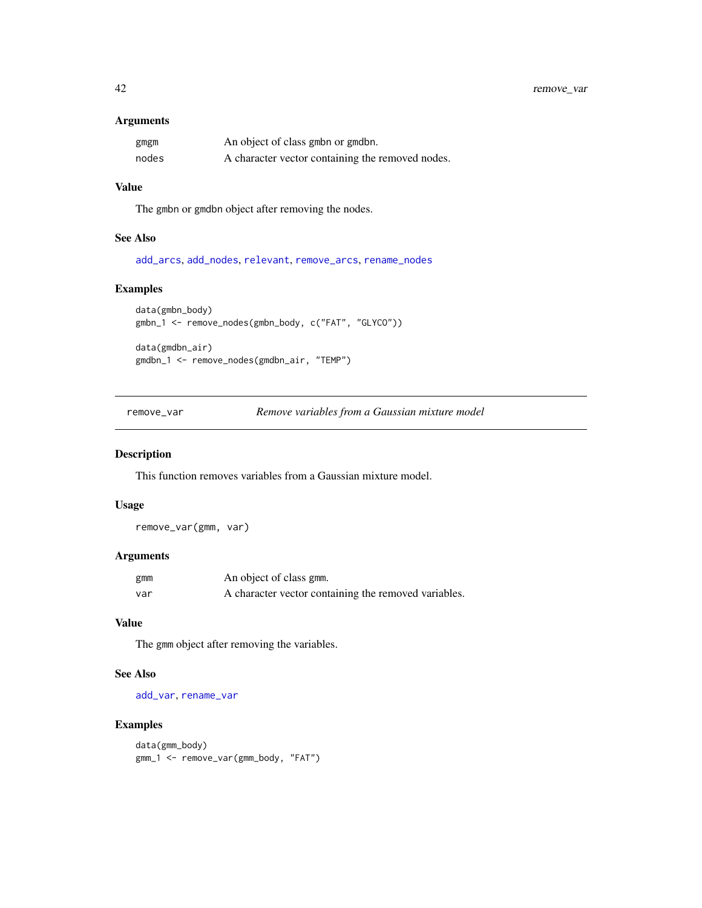### Arguments

| | |
|---|---|
| gmgm | An object of class gmbn or gmdbn. |
| nodes | A character vector containing the removed nodes. |

### Value

The gmbn or gmdbn object after removing the nodes.

### See Also

add_arcs, add_nodes, relevant, remove_arcs, rename_nodes

### Examples

```
data(gmbn_body)
gmbn_1 <- remove_nodes(gmbn_body, c("FAT", "GLYCO"))

data(gmdbn_air)
gmdbn_1 <- remove_nodes(gmdbn_air, "TEMP")
```

---

## remove_var — *Remove variables from a Gaussian mixture model*

### Description

This function removes variables from a Gaussian mixture model.

### Usage

```
remove_var(gmm, var)
```

### Arguments

| | |
|---|---|
| gmm | An object of class gmm. |
| var | A character vector containing the removed variables. |

### Value

The gmm object after removing the variables.

### See Also

add_var, rename_var

### Examples

```
data(gmm_body)
gmm_1 <- remove_var(gmm_body, "FAT")
```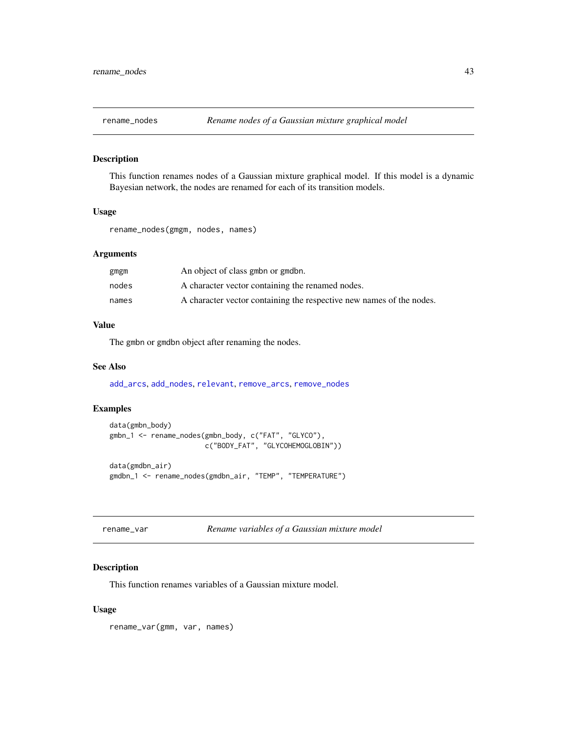## rename_nodes — *Rename nodes of a Gaussian mixture graphical model*

### Description

This function renames nodes of a Gaussian mixture graphical model. If this model is a dynamic Bayesian network, the nodes are renamed for each of its transition models.

### Usage

```
rename_nodes(gmgm, nodes, names)
```

### Arguments

| | |
|---|---|
| gmgm | An object of class gmbn or gmdbn. |
| nodes | A character vector containing the renamed nodes. |
| names | A character vector containing the respective new names of the nodes. |

### Value

The gmbn or gmdbn object after renaming the nodes.

### See Also

add_arcs, add_nodes, relevant, remove_arcs, remove_nodes

### Examples

```
data(gmbn_body)
gmbn_1 <- rename_nodes(gmbn_body, c("FAT", "GLYCO"),
                       c("BODY_FAT", "GLYCOHEMOGLOBIN"))

data(gmdbn_air)
gmdbn_1 <- rename_nodes(gmdbn_air, "TEMP", "TEMPERATURE")
```

## rename_var — *Rename variables of a Gaussian mixture model*

### Description

This function renames variables of a Gaussian mixture model.

### Usage

```
rename_var(gmm, var, names)
```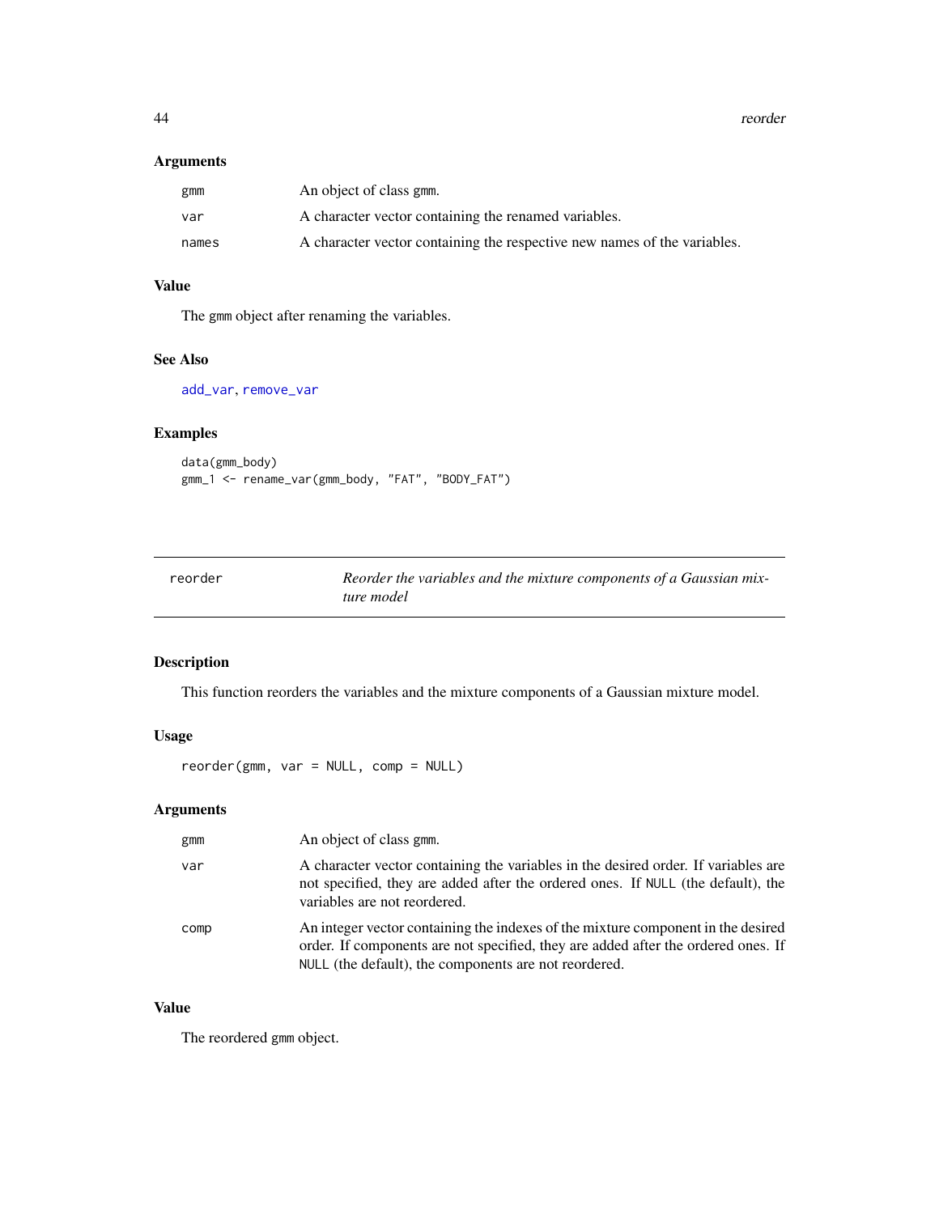### Arguments

| | |
|---|---|
| gmm | An object of class gmm. |
| var | A character vector containing the renamed variables. |
| names | A character vector containing the respective new names of the variables. |

### Value

The gmm object after renaming the variables.

### See Also

add_var, remove_var

### Examples

```
data(gmm_body)
gmm_1 <- rename_var(gmm_body, "FAT", "BODY_FAT")
```

---

## reorder — *Reorder the variables and the mixture components of a Gaussian mixture model*

---

### Description

This function reorders the variables and the mixture components of a Gaussian mixture model.

### Usage

```
reorder(gmm, var = NULL, comp = NULL)
```

### Arguments

| | |
|---|---|
| gmm | An object of class gmm. |
| var | A character vector containing the variables in the desired order. If variables are not specified, they are added after the ordered ones. If NULL (the default), the variables are not reordered. |
| comp | An integer vector containing the indexes of the mixture component in the desired order. If components are not specified, they are added after the ordered ones. If NULL (the default), the components are not reordered. |

### Value

The reordered gmm object.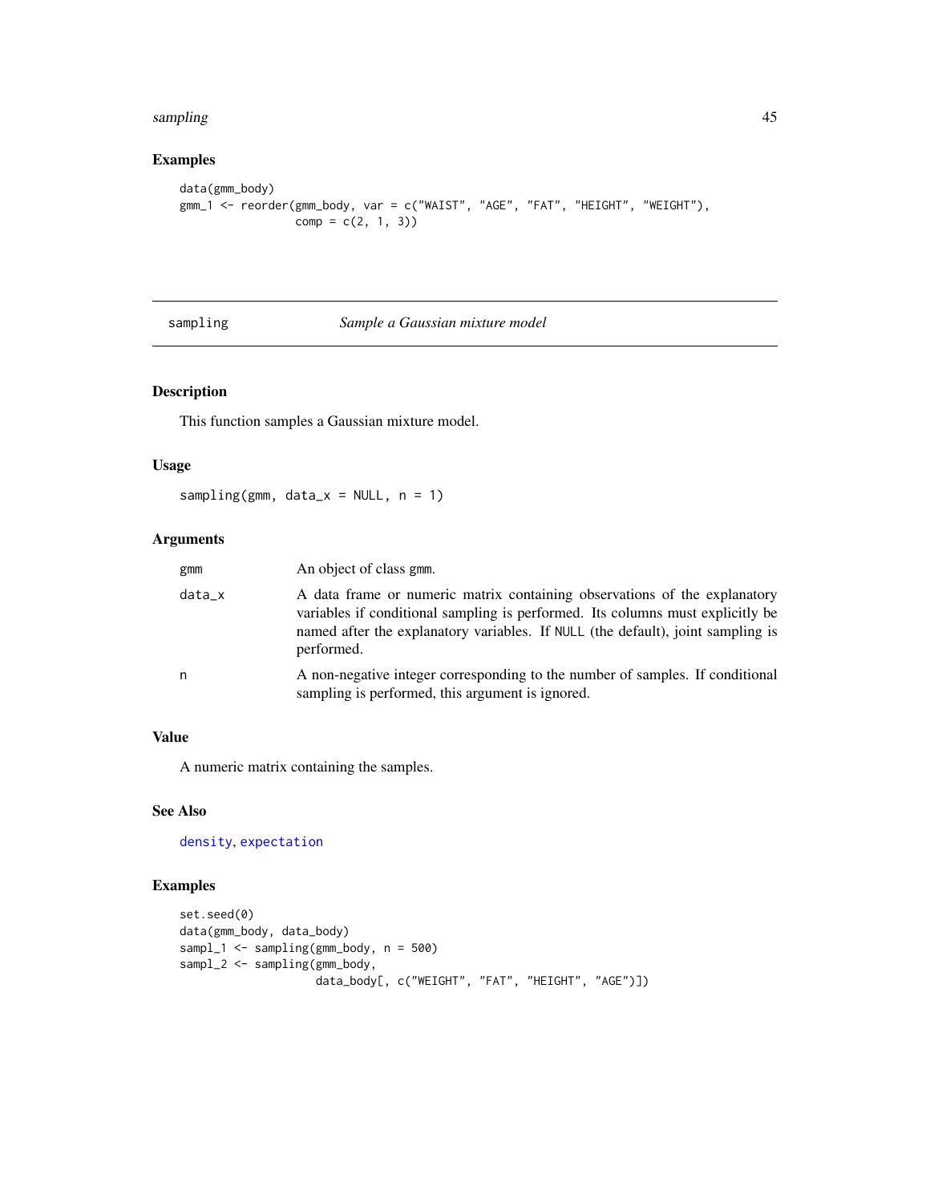## Examples

```
data(gmm_body)
gmm_1 <- reorder(gmm_body, var = c("WAIST", "AGE", "FAT", "HEIGHT", "WEIGHT"),
                 comp = c(2, 1, 3))
```

---

# sampling — *Sample a Gaussian mixture model*

## Description

This function samples a Gaussian mixture model.

## Usage

```
sampling(gmm, data_x = NULL, n = 1)
```

## Arguments

| | |
|---|---|
| gmm | An object of class gmm. |
| data_x | A data frame or numeric matrix containing observations of the explanatory variables if conditional sampling is performed. Its columns must explicitly be named after the explanatory variables. If NULL (the default), joint sampling is performed. |
| n | A non-negative integer corresponding to the number of samples. If conditional sampling is performed, this argument is ignored. |

## Value

A numeric matrix containing the samples.

## See Also

density, expectation

## Examples

```
set.seed(0)
data(gmm_body, data_body)
sampl_1 <- sampling(gmm_body, n = 500)
sampl_2 <- sampling(gmm_body,
                    data_body[, c("WEIGHT", "FAT", "HEIGHT", "AGE")])
```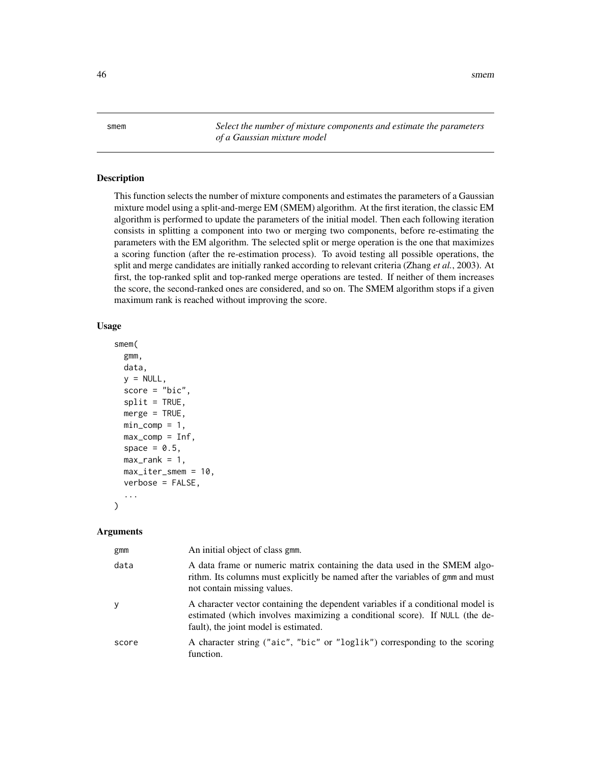# smem

*Select the number of mixture components and estimate the parameters of a Gaussian mixture model*

## Description

This function selects the number of mixture components and estimates the parameters of a Gaussian mixture model using a split-and-merge EM (SMEM) algorithm. At the first iteration, the classic EM algorithm is performed to update the parameters of the initial model. Then each following iteration consists in splitting a component into two or merging two components, before re-estimating the parameters with the EM algorithm. The selected split or merge operation is the one that maximizes a scoring function (after the re-estimation process). To avoid testing all possible operations, the split and merge candidates are initially ranked according to relevant criteria (Zhang *et al.*, 2003). At first, the top-ranked split and top-ranked merge operations are tested. If neither of them increases the score, the second-ranked ones are considered, and so on. The SMEM algorithm stops if a given maximum rank is reached without improving the score.

## Usage

```
smem(
  gmm,
  data,
  y = NULL,
  score = "bic",
  split = TRUE,
  merge = TRUE,
  min_comp = 1,
  max_comp = Inf,
  space = 0.5,
  max_rank = 1,
  max_iter_smem = 10,
  verbose = FALSE,
  ...
)
```

## Arguments

| | |
|---|---|
| gmm | An initial object of class gmm. |
| data | A data frame or numeric matrix containing the data used in the SMEM algorithm. Its columns must explicitly be named after the variables of gmm and must not contain missing values. |
| y | A character vector containing the dependent variables if a conditional model is estimated (which involves maximizing a conditional score). If NULL (the default), the joint model is estimated. |
| score | A character string ("aic", "bic" or "loglik") corresponding to the scoring function. |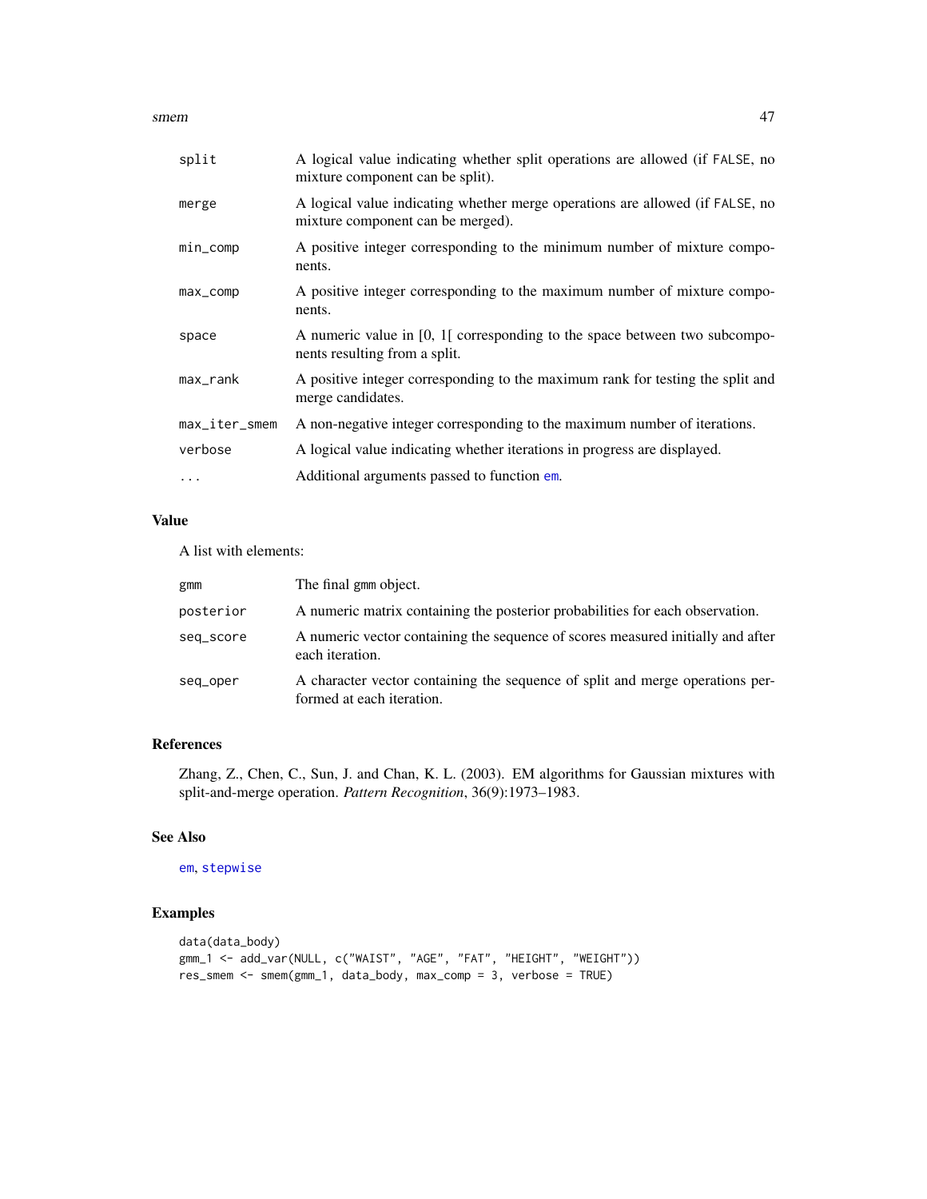| | |
|---|---|
| split | A logical value indicating whether split operations are allowed (if FALSE, no mixture component can be split). |
| merge | A logical value indicating whether merge operations are allowed (if FALSE, no mixture component can be merged). |
| min_comp | A positive integer corresponding to the minimum number of mixture components. |
| max_comp | A positive integer corresponding to the maximum number of mixture components. |
| space | A numeric value in [0, 1[ corresponding to the space between two subcomponents resulting from a split. |
| max_rank | A positive integer corresponding to the maximum rank for testing the split and merge candidates. |
| max_iter_smem | A non-negative integer corresponding to the maximum number of iterations. |
| verbose | A logical value indicating whether iterations in progress are displayed. |
| ... | Additional arguments passed to function em. |

## Value

A list with elements:

| | |
|---|---|
| gmm | The final gmm object. |
| posterior | A numeric matrix containing the posterior probabilities for each observation. |
| seq_score | A numeric vector containing the sequence of scores measured initially and after each iteration. |
| seq_oper | A character vector containing the sequence of split and merge operations performed at each iteration. |

## References

Zhang, Z., Chen, C., Sun, J. and Chan, K. L. (2003). EM algorithms for Gaussian mixtures with split-and-merge operation. *Pattern Recognition*, 36(9):1973–1983.

## See Also

em, stepwise

## Examples

```
data(data_body)
gmm_1 <- add_var(NULL, c("WAIST", "AGE", "FAT", "HEIGHT", "WEIGHT"))
res_smem <- smem(gmm_1, data_body, max_comp = 3, verbose = TRUE)
```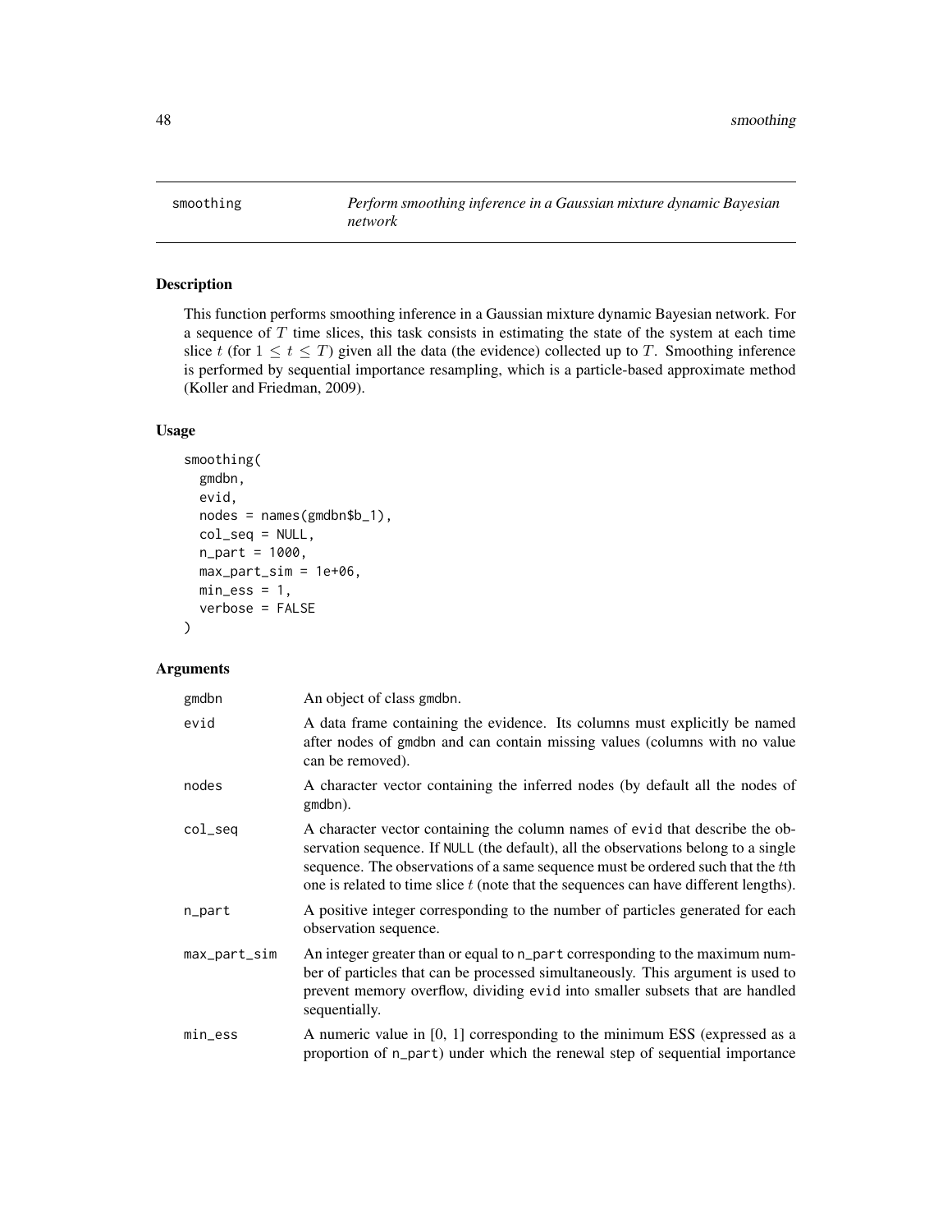# smoothing — *Perform smoothing inference in a Gaussian mixture dynamic Bayesian network*

## Description

This function performs smoothing inference in a Gaussian mixture dynamic Bayesian network. For a sequence of $T$ time slices, this task consists in estimating the state of the system at each time slice $t$ (for $1 \leq t \leq T$) given all the data (the evidence) collected up to $T$. Smoothing inference is performed by sequential importance resampling, which is a particle-based approximate method (Koller and Friedman, 2009).

## Usage

```
smoothing(
  gmdbn,
  evid,
  nodes = names(gmdbn$b_1),
  col_seq = NULL,
  n_part = 1000,
  max_part_sim = 1e+06,
  min_ess = 1,
  verbose = FALSE
)
```

## Arguments

| | |
|---|---|
| gmdbn | An object of class gmdbn. |
| evid | A data frame containing the evidence. Its columns must explicitly be named after nodes of gmdbn and can contain missing values (columns with no value can be removed). |
| nodes | A character vector containing the inferred nodes (by default all the nodes of gmdbn). |
| col_seq | A character vector containing the column names of evid that describe the observation sequence. If NULL (the default), all the observations belong to a single sequence. The observations of a same sequence must be ordered such that the $t$th one is related to time slice $t$ (note that the sequences can have different lengths). |
| n_part | A positive integer corresponding to the number of particles generated for each observation sequence. |
| max_part_sim | An integer greater than or equal to n_part corresponding to the maximum number of particles that can be processed simultaneously. This argument is used to prevent memory overflow, dividing evid into smaller subsets that are handled sequentially. |
| min_ess | A numeric value in [0, 1] corresponding to the minimum ESS (expressed as a proportion of n_part) under which the renewal step of sequential importance |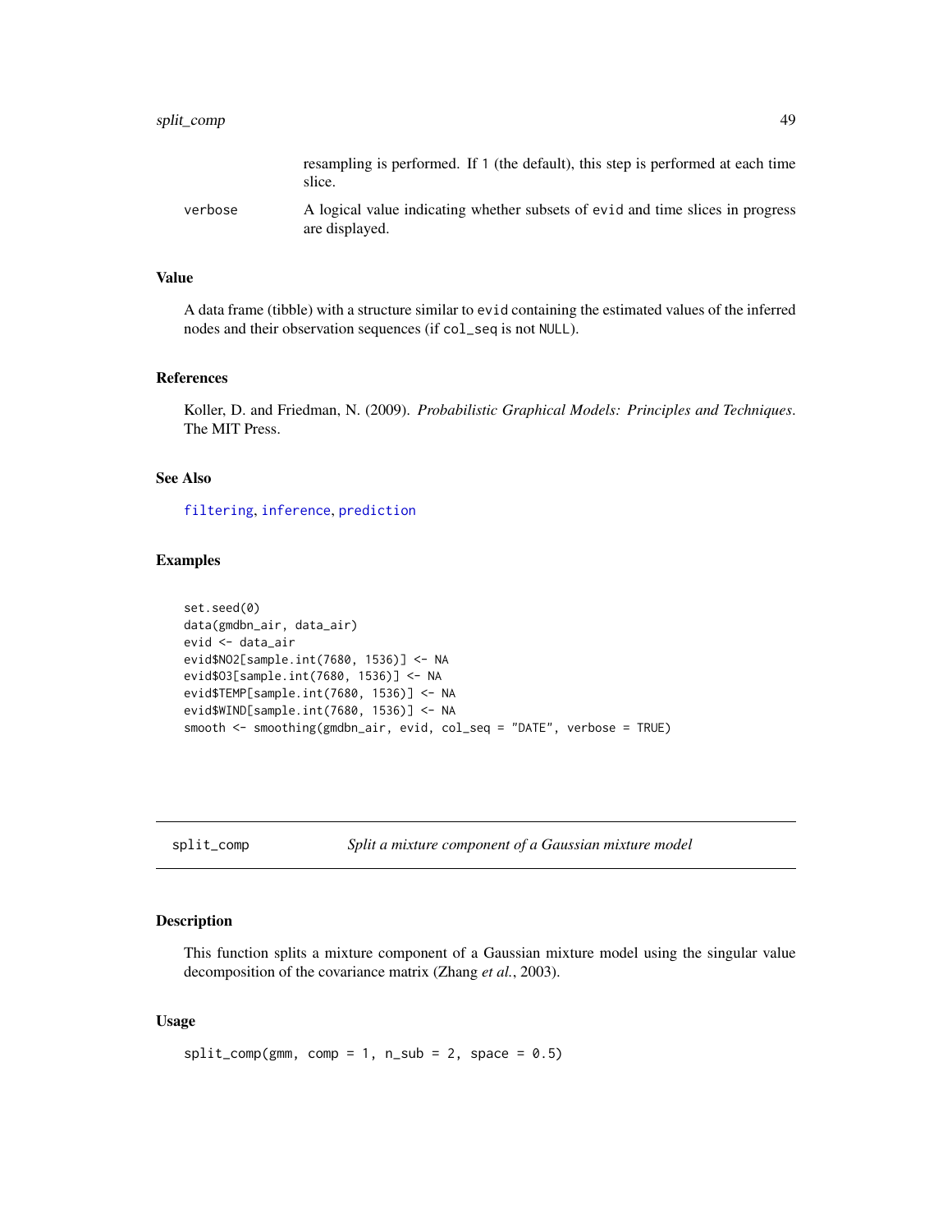resampling is performed. If 1 (the default), this step is performed at each time slice.

verbose
: A logical value indicating whether subsets of evid and time slices in progress are displayed.

### Value

A data frame (tibble) with a structure similar to evid containing the estimated values of the inferred nodes and their observation sequences (if col_seq is not NULL).

### References

Koller, D. and Friedman, N. (2009). *Probabilistic Graphical Models: Principles and Techniques*. The MIT Press.

### See Also

filtering, inference, prediction

### Examples

```
set.seed(0)
data(gmdbn_air, data_air)
evid <- data_air
evid$NO2[sample.int(7680, 1536)] <- NA
evid$O3[sample.int(7680, 1536)] <- NA
evid$TEMP[sample.int(7680, 1536)] <- NA
evid$WIND[sample.int(7680, 1536)] <- NA
smooth <- smoothing(gmdbn_air, evid, col_seq = "DATE", verbose = TRUE)
```

---

## split_comp — *Split a mixture component of a Gaussian mixture model*

### Description

This function splits a mixture component of a Gaussian mixture model using the singular value decomposition of the covariance matrix (Zhang *et al.*, 2003).

### Usage

```
split_comp(gmm, comp = 1, n_sub = 2, space = 0.5)
```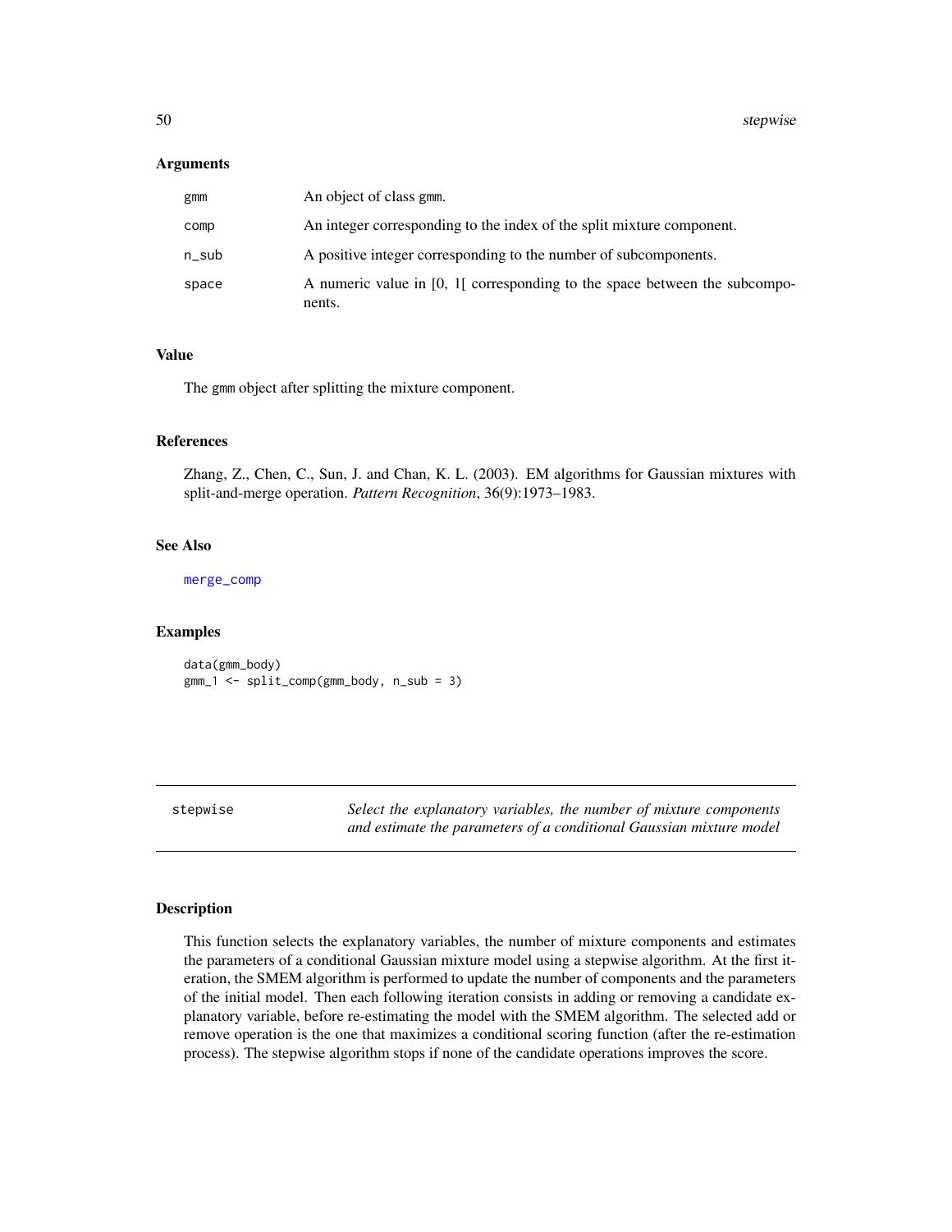### Arguments

| | |
|---|---|
| gmm | An object of class gmm. |
| comp | An integer corresponding to the index of the split mixture component. |
| n_sub | A positive integer corresponding to the number of subcomponents. |
| space | A numeric value in [0, 1[ corresponding to the space between the subcomponents. |

### Value

The gmm object after splitting the mixture component.

### References

Zhang, Z., Chen, C., Sun, J. and Chan, K. L. (2003). EM algorithms for Gaussian mixtures with split-and-merge operation. *Pattern Recognition*, 36(9):1973–1983.

### See Also

merge_comp

### Examples

```
data(gmm_body)
gmm_1 <- split_comp(gmm_body, n_sub = 3)
```

---

## stepwise — *Select the explanatory variables, the number of mixture components and estimate the parameters of a conditional Gaussian mixture model*

---

### Description

This function selects the explanatory variables, the number of mixture components and estimates the parameters of a conditional Gaussian mixture model using a stepwise algorithm. At the first iteration, the SMEM algorithm is performed to update the number of components and the parameters of the initial model. Then each following iteration consists in adding or removing a candidate explanatory variable, before re-estimating the model with the SMEM algorithm. The selected add or remove operation is the one that maximizes a conditional scoring function (after the re-estimation process). The stepwise algorithm stops if none of the candidate operations improves the score.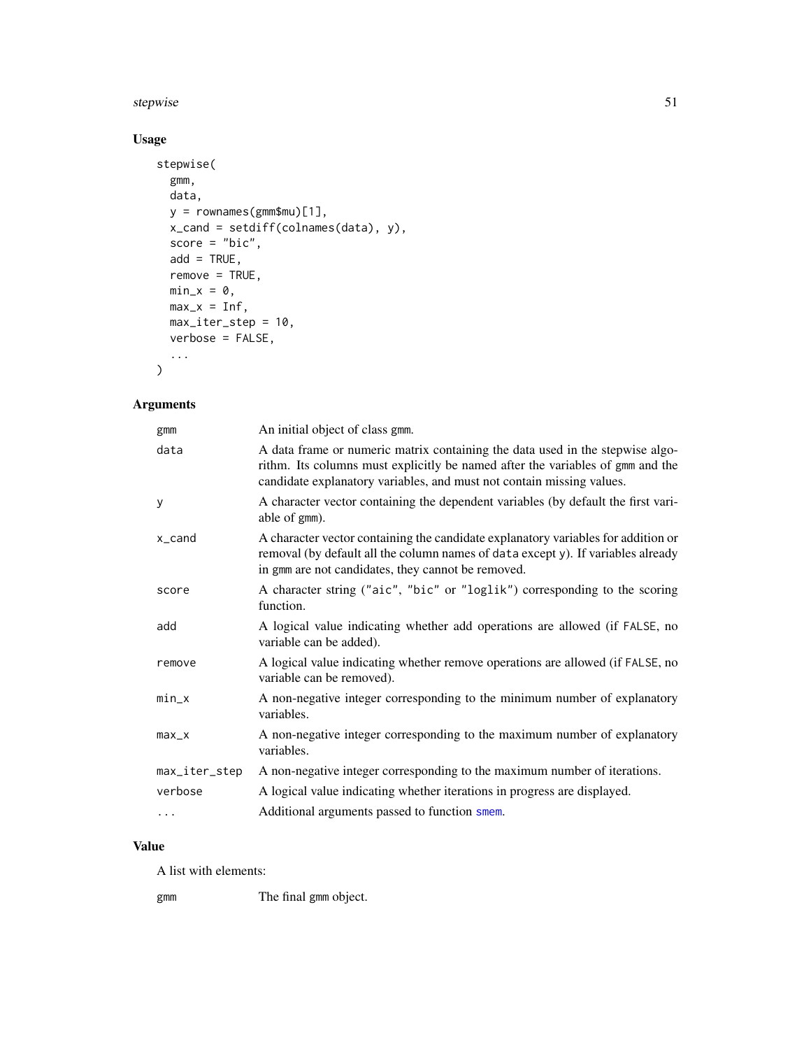## Usage

```
stepwise(
  gmm,
  data,
  y = rownames(gmm$mu)[1],
  x_cand = setdiff(colnames(data), y),
  score = "bic",
  add = TRUE,
  remove = TRUE,
  min_x = 0,
  max_x = Inf,
  max_iter_step = 10,
  verbose = FALSE,
  ...
)
```

## Arguments

| | |
|---|---|
| gmm | An initial object of class gmm. |
| data | A data frame or numeric matrix containing the data used in the stepwise algorithm. Its columns must explicitly be named after the variables of gmm and the candidate explanatory variables, and must not contain missing values. |
| y | A character vector containing the dependent variables (by default the first variable of gmm). |
| x_cand | A character vector containing the candidate explanatory variables for addition or removal (by default all the column names of data except y). If variables already in gmm are not candidates, they cannot be removed. |
| score | A character string ("aic", "bic" or "loglik") corresponding to the scoring function. |
| add | A logical value indicating whether add operations are allowed (if FALSE, no variable can be added). |
| remove | A logical value indicating whether remove operations are allowed (if FALSE, no variable can be removed). |
| min_x | A non-negative integer corresponding to the minimum number of explanatory variables. |
| max_x | A non-negative integer corresponding to the maximum number of explanatory variables. |
| max_iter_step | A non-negative integer corresponding to the maximum number of iterations. |
| verbose | A logical value indicating whether iterations in progress are displayed. |
| ... | Additional arguments passed to function smem. |

## Value

A list with elements:

| | |
|---|---|
| gmm | The final gmm object. |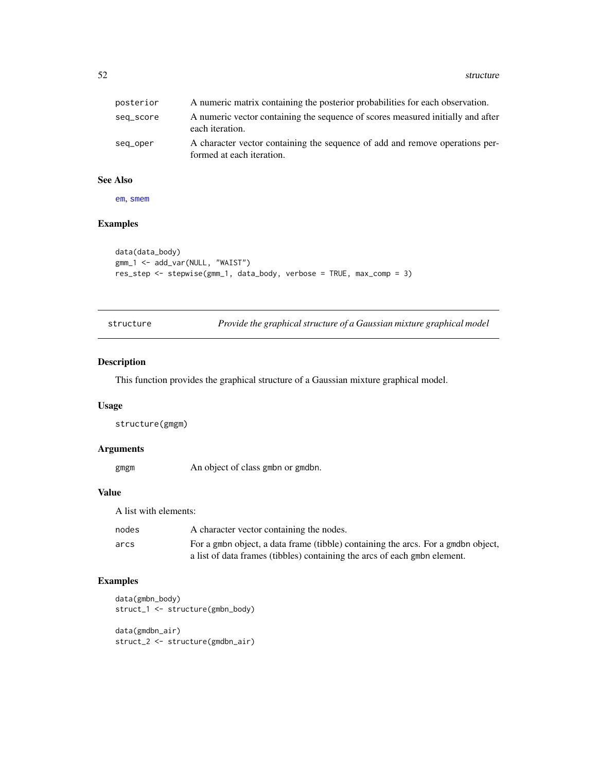| | |
|---|---|
| posterior | A numeric matrix containing the posterior probabilities for each observation. |
| seq_score | A numeric vector containing the sequence of scores measured initially and after each iteration. |
| seq_oper | A character vector containing the sequence of add and remove operations performed at each iteration. |

## See Also

em, smem

## Examples

```
data(data_body)
gmm_1 <- add_var(NULL, "WAIST")
res_step <- stepwise(gmm_1, data_body, verbose = TRUE, max_comp = 3)
```

---

# structure — *Provide the graphical structure of a Gaussian mixture graphical model*

---

## Description

This function provides the graphical structure of a Gaussian mixture graphical model.

## Usage

```
structure(gmgm)
```

## Arguments

| | |
|---|---|
| gmgm | An object of class gmbn or gmdbn. |

## Value

A list with elements:

| | |
|---|---|
| nodes | A character vector containing the nodes. |
| arcs | For a gmbn object, a data frame (tibble) containing the arcs. For a gmdbn object, a list of data frames (tibbles) containing the arcs of each gmbn element. |

## Examples

```
data(gmbn_body)
struct_1 <- structure(gmbn_body)

data(gmdbn_air)
struct_2 <- structure(gmdbn_air)
```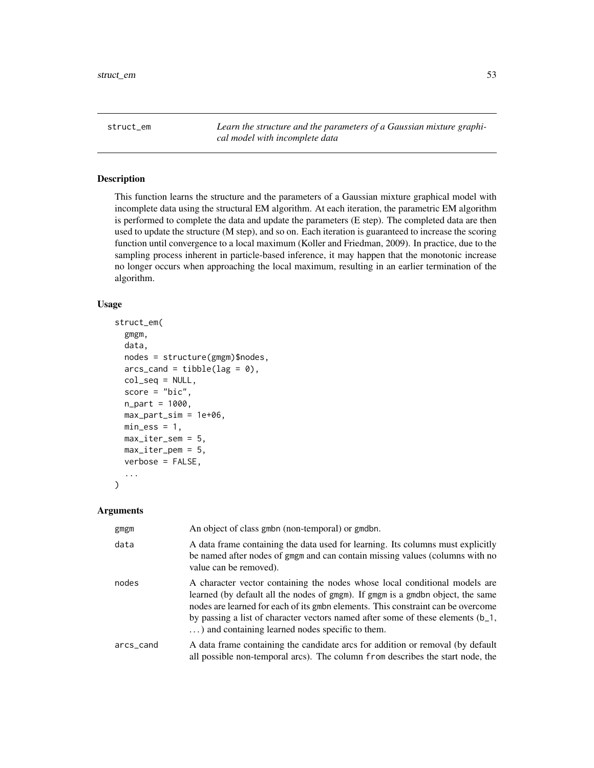## struct_em

*Learn the structure and the parameters of a Gaussian mixture graphical model with incomplete data*

### Description

This function learns the structure and the parameters of a Gaussian mixture graphical model with incomplete data using the structural EM algorithm. At each iteration, the parametric EM algorithm is performed to complete the data and update the parameters (E step). The completed data are then used to update the structure (M step), and so on. Each iteration is guaranteed to increase the scoring function until convergence to a local maximum (Koller and Friedman, 2009). In practice, due to the sampling process inherent in particle-based inference, it may happen that the monotonic increase no longer occurs when approaching the local maximum, resulting in an earlier termination of the algorithm.

### Usage

```
struct_em(
  gmgm,
  data,
  nodes = structure(gmgm)$nodes,
  arcs_cand = tibble(lag = 0),
  col_seq = NULL,
  score = "bic",
  n_part = 1000,
  max_part_sim = 1e+06,
  min_ess = 1,
  max_iter_sem = 5,
  max_iter_pem = 5,
  verbose = FALSE,
  ...
)
```

### Arguments

| | |
|---|---|
| `gmgm` | An object of class `gmbn` (non-temporal) or `gmdbn`. |
| `data` | A data frame containing the data used for learning. Its columns must explicitly be named after nodes of `gmgm` and can contain missing values (columns with no value can be removed). |
| `nodes` | A character vector containing the nodes whose local conditional models are learned (by default all the nodes of `gmgm`). If `gmgm` is a `gmdbn` object, the same nodes are learned for each of its `gmbn` elements. This constraint can be overcome by passing a list of character vectors named after some of these elements (`b_1`, ...) and containing learned nodes specific to them. |
| `arcs_cand` | A data frame containing the candidate arcs for addition or removal (by default all possible non-temporal arcs). The column `from` describes the start node, the |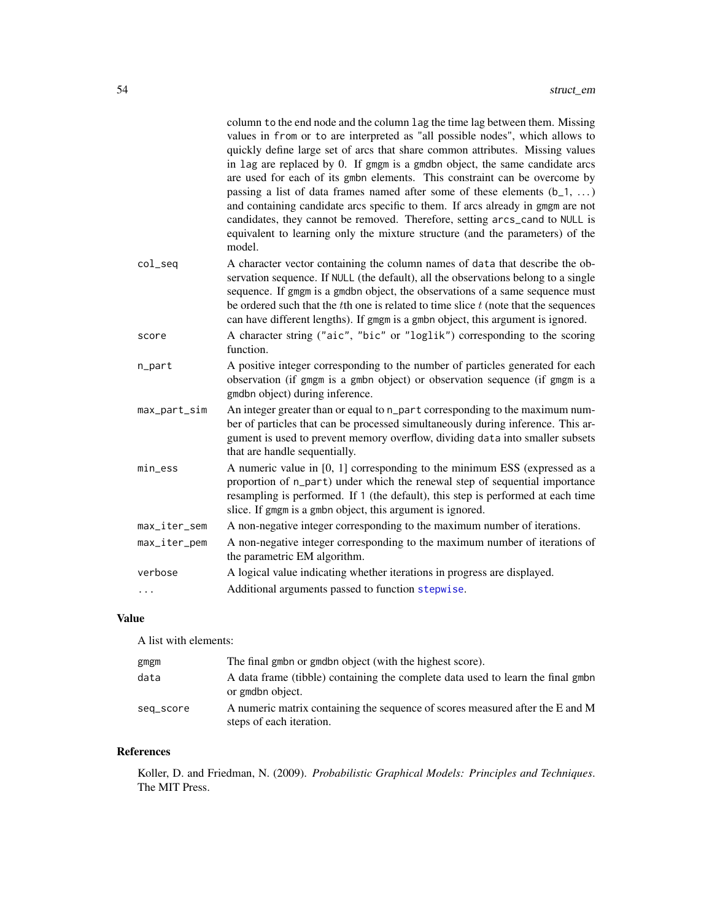column `to` the end node and the column `lag` the time lag between them. Missing values in `from` or `to` are interpreted as "all possible nodes", which allows to quickly define large set of arcs that share common attributes. Missing values in `lag` are replaced by 0. If `gmgm` is a `gmdbn` object, the same candidate arcs are used for each of its `gmbn` elements. This constraint can be overcome by passing a list of data frames named after some of these elements (`b_1`, ...) and containing candidate arcs specific to them. If arcs already in `gmgm` are not candidates, they cannot be removed. Therefore, setting `arcs_cand` to `NULL` is equivalent to learning only the mixture structure (and the parameters) of the model.

| | |
|---|---|
| `col_seq` | A character vector containing the column names of `data` that describe the observation sequence. If `NULL` (the default), all the observations belong to a single sequence. If `gmgm` is a `gmdbn` object, the observations of a same sequence must be ordered such that the $t$th one is related to time slice $t$ (note that the sequences can have different lengths). If `gmgm` is a `gmbn` object, this argument is ignored. |
| `score` | A character string (`"aic"`, `"bic"` or `"loglik"`) corresponding to the scoring function. |
| `n_part` | A positive integer corresponding to the number of particles generated for each observation (if `gmgm` is a `gmbn` object) or observation sequence (if `gmgm` is a `gmdbn` object) during inference. |
| `max_part_sim` | An integer greater than or equal to `n_part` corresponding to the maximum number of particles that can be processed simultaneously during inference. This argument is used to prevent memory overflow, dividing `data` into smaller subsets that are handle sequentially. |
| `min_ess` | A numeric value in [0, 1] corresponding to the minimum ESS (expressed as a proportion of `n_part`) under which the renewal step of sequential importance resampling is performed. If `1` (the default), this step is performed at each time slice. If `gmgm` is a `gmbn` object, this argument is ignored. |
| `max_iter_sem` | A non-negative integer corresponding to the maximum number of iterations. |
| `max_iter_pem` | A non-negative integer corresponding to the maximum number of iterations of the parametric EM algorithm. |
| `verbose` | A logical value indicating whether iterations in progress are displayed. |
| `...` | Additional arguments passed to function `stepwise`. |

## Value

A list with elements:

| | |
|---|---|
| `gmgm` | The final `gmbn` or `gmdbn` object (with the highest score). |
| `data` | A data frame (tibble) containing the complete data used to learn the final `gmbn` or `gmdbn` object. |
| `seq_score` | A numeric matrix containing the sequence of scores measured after the E and M steps of each iteration. |

## References

Koller, D. and Friedman, N. (2009). *Probabilistic Graphical Models: Principles and Techniques*. The MIT Press.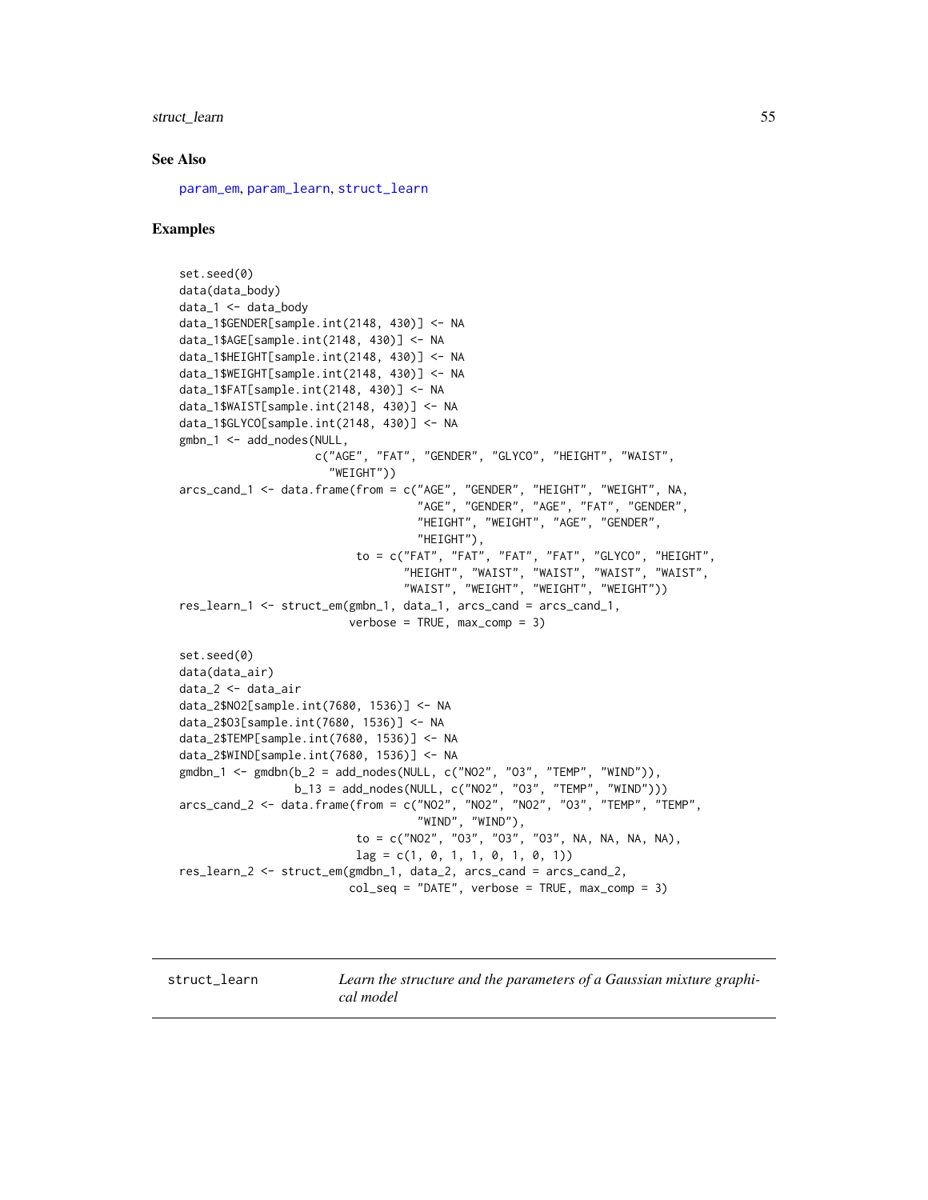### See Also

param_em, param_learn, struct_learn

### Examples

```
set.seed(0)
data(data_body)
data_1 <- data_body
data_1$GENDER[sample.int(2148, 430)] <- NA
data_1$AGE[sample.int(2148, 430)] <- NA
data_1$HEIGHT[sample.int(2148, 430)] <- NA
data_1$WEIGHT[sample.int(2148, 430)] <- NA
data_1$FAT[sample.int(2148, 430)] <- NA
data_1$WAIST[sample.int(2148, 430)] <- NA
data_1$GLYCO[sample.int(2148, 430)] <- NA
gmbn_1 <- add_nodes(NULL,
                    c("AGE", "FAT", "GENDER", "GLYCO", "HEIGHT", "WAIST",
                      "WEIGHT"))
arcs_cand_1 <- data.frame(from = c("AGE", "GENDER", "HEIGHT", "WEIGHT", NA,
                                   "AGE", "GENDER", "AGE", "FAT", "GENDER",
                                   "HEIGHT", "WEIGHT", "AGE", "GENDER",
                                   "HEIGHT"),
                          to = c("FAT", "FAT", "FAT", "FAT", "GLYCO", "HEIGHT",
                                 "HEIGHT", "WAIST", "WAIST", "WAIST", "WAIST",
                                 "WAIST", "WEIGHT", "WEIGHT", "WEIGHT"))
res_learn_1 <- struct_em(gmbn_1, data_1, arcs_cand = arcs_cand_1,
                         verbose = TRUE, max_comp = 3)

set.seed(0)
data(data_air)
data_2 <- data_air
data_2$NO2[sample.int(7680, 1536)] <- NA
data_2$O3[sample.int(7680, 1536)] <- NA
data_2$TEMP[sample.int(7680, 1536)] <- NA
data_2$WIND[sample.int(7680, 1536)] <- NA
gmdbn_1 <- gmdbn(b_2 = add_nodes(NULL, c("NO2", "O3", "TEMP", "WIND")),
                 b_13 = add_nodes(NULL, c("NO2", "O3", "TEMP", "WIND")))
arcs_cand_2 <- data.frame(from = c("NO2", "NO2", "NO2", "O3", "TEMP", "TEMP",
                                   "WIND", "WIND"),
                          to = c("NO2", "O3", "O3", "O3", NA, NA, NA, NA),
                          lag = c(1, 0, 1, 1, 0, 1, 0, 1))
res_learn_2 <- struct_em(gmdbn_1, data_2, arcs_cand = arcs_cand_2,
                         col_seq = "DATE", verbose = TRUE, max_comp = 3)
```

---

## struct_learn — *Learn the structure and the parameters of a Gaussian mixture graphical model*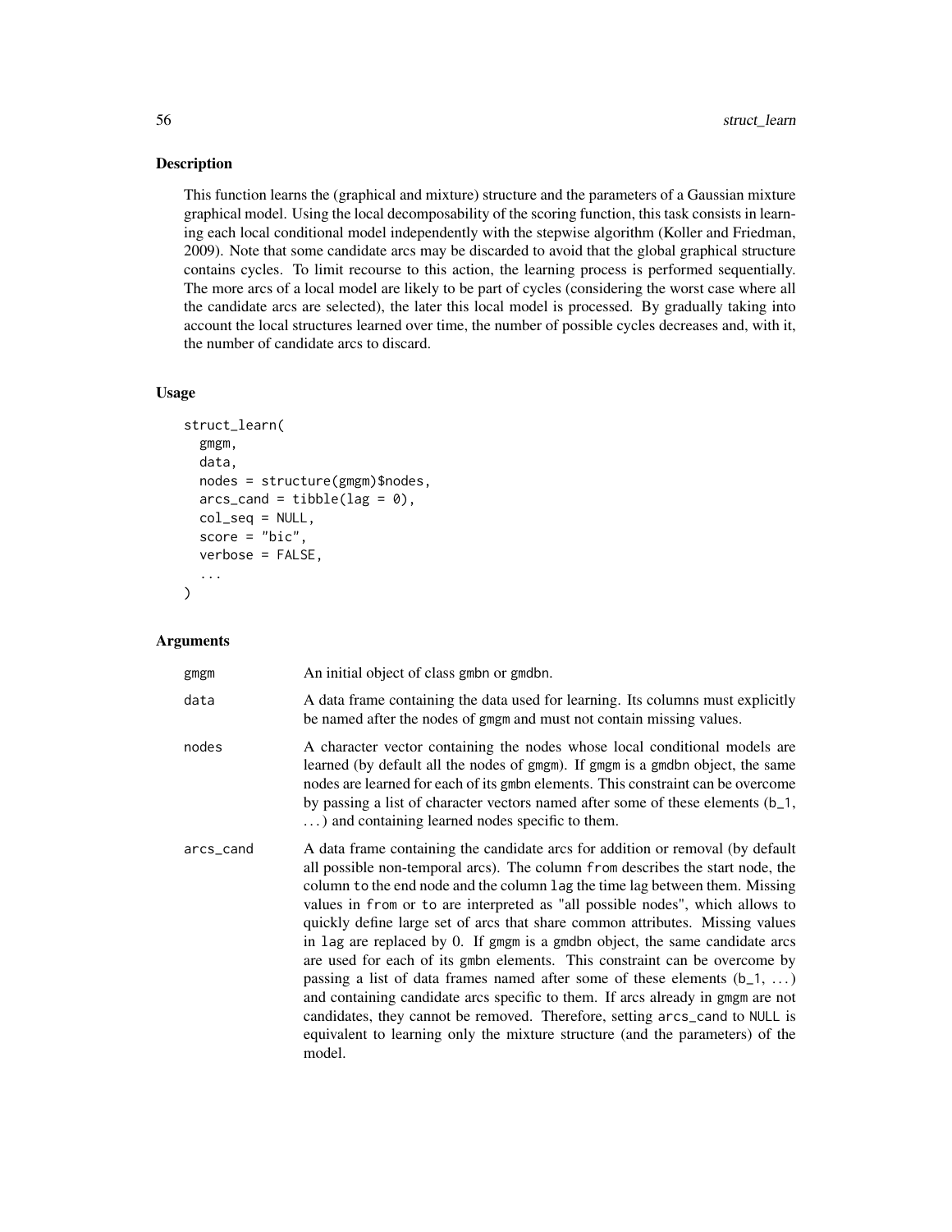## Description

This function learns the (graphical and mixture) structure and the parameters of a Gaussian mixture graphical model. Using the local decomposability of the scoring function, this task consists in learning each local conditional model independently with the stepwise algorithm (Koller and Friedman, 2009). Note that some candidate arcs may be discarded to avoid that the global graphical structure contains cycles. To limit recourse to this action, the learning process is performed sequentially. The more arcs of a local model are likely to be part of cycles (considering the worst case where all the candidate arcs are selected), the later this local model is processed. By gradually taking into account the local structures learned over time, the number of possible cycles decreases and, with it, the number of candidate arcs to discard.

## Usage

```
struct_learn(
  gmgm,
  data,
  nodes = structure(gmgm)$nodes,
  arcs_cand = tibble(lag = 0),
  col_seq = NULL,
  score = "bic",
  verbose = FALSE,
  ...
)
```

## Arguments

| | |
|---|---|
| `gmgm` | An initial object of class `gmbn` or `gmdbn`. |
| `data` | A data frame containing the data used for learning. Its columns must explicitly be named after the nodes of `gmgm` and must not contain missing values. |
| `nodes` | A character vector containing the nodes whose local conditional models are learned (by default all the nodes of `gmgm`). If `gmgm` is a `gmdbn` object, the same nodes are learned for each of its `gmbn` elements. This constraint can be overcome by passing a list of character vectors named after some of these elements (`b_1`, ...) and containing learned nodes specific to them. |
| `arcs_cand` | A data frame containing the candidate arcs for addition or removal (by default all possible non-temporal arcs). The column `from` describes the start node, the column `to` the end node and the column `lag` the time lag between them. Missing values in `from` or `to` are interpreted as "all possible nodes", which allows to quickly define large set of arcs that share common attributes. Missing values in `lag` are replaced by 0. If `gmgm` is a `gmdbn` object, the same candidate arcs are used for each of its `gmbn` elements. This constraint can be overcome by passing a list of data frames named after some of these elements (`b_1`, ...) and containing candidate arcs specific to them. If arcs already in `gmgm` are not candidates, they cannot be removed. Therefore, setting `arcs_cand` to `NULL` is equivalent to learning only the mixture structure (and the parameters) of the model. |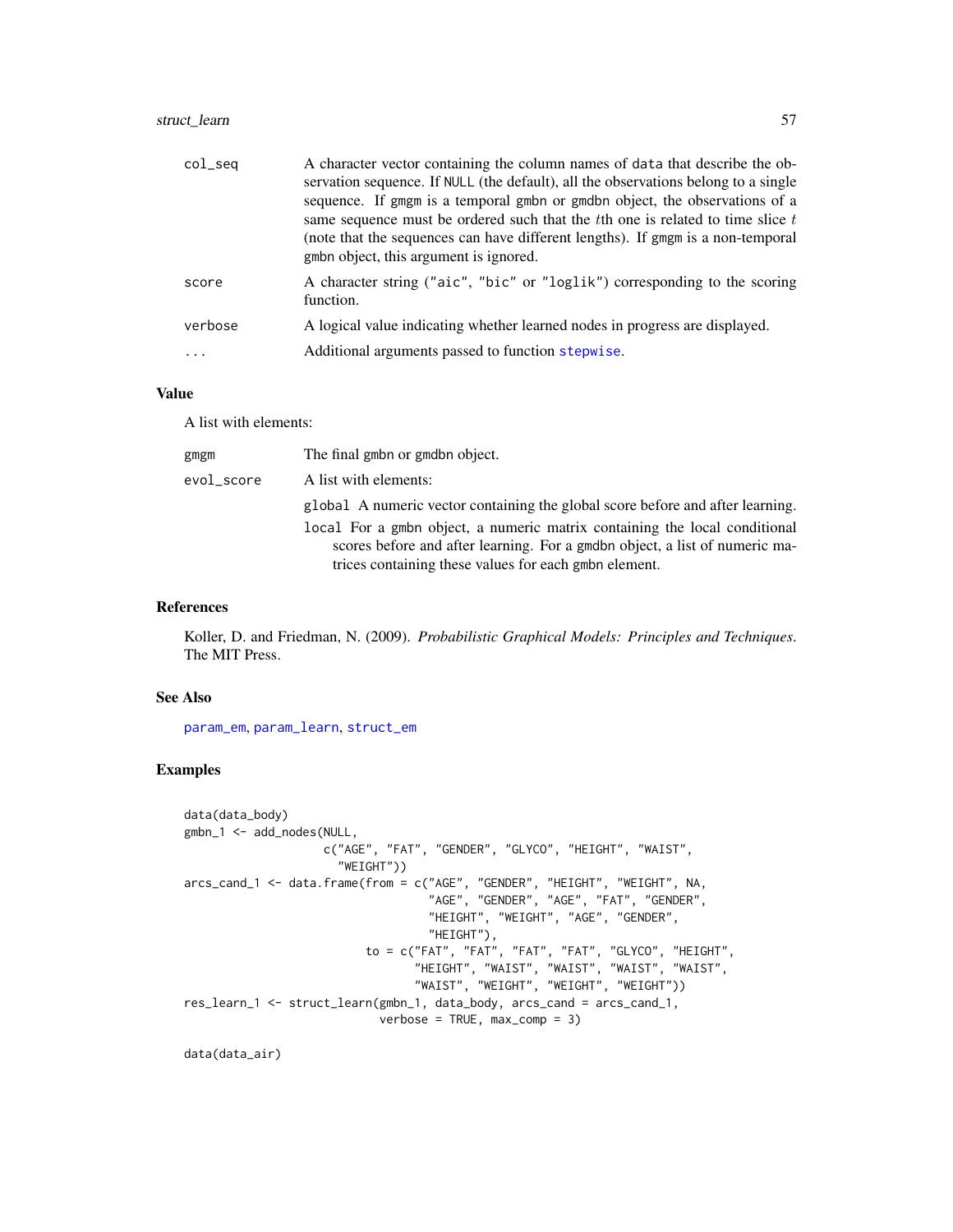| | |
|---|---|
| col_seq | A character vector containing the column names of data that describe the observation sequence. If NULL (the default), all the observations belong to a single sequence. If gmgm is a temporal gmbn or gmdbn object, the observations of a same sequence must be ordered such that the $t$th one is related to time slice $t$ (note that the sequences can have different lengths). If gmgm is a non-temporal gmbn object, this argument is ignored. |
| score | A character string ("aic", "bic" or "loglik") corresponding to the scoring function. |
| verbose | A logical value indicating whether learned nodes in progress are displayed. |
| ... | Additional arguments passed to function stepwise. |

## Value

A list with elements:

| | |
|---|---|
| gmgm | The final gmbn or gmdbn object. |
| evol_score | A list with elements: |

- global A numeric vector containing the global score before and after learning.
- local For a gmbn object, a numeric matrix containing the local conditional scores before and after learning. For a gmdbn object, a list of numeric matrices containing these values for each gmbn element.

## References

Koller, D. and Friedman, N. (2009). *Probabilistic Graphical Models: Principles and Techniques*. The MIT Press.

## See Also

param_em, param_learn, struct_em

## Examples

```
data(data_body)
gmbn_1 <- add_nodes(NULL,
                    c("AGE", "FAT", "GENDER", "GLYCO", "HEIGHT", "WAIST",
                      "WEIGHT"))
arcs_cand_1 <- data.frame(from = c("AGE", "GENDER", "HEIGHT", "WEIGHT", NA,
                                   "AGE", "GENDER", "AGE", "FAT", "GENDER",
                                   "HEIGHT", "WEIGHT", "AGE", "GENDER",
                                   "HEIGHT"),
                          to = c("FAT", "FAT", "FAT", "FAT", "GLYCO", "HEIGHT",
                                 "HEIGHT", "WAIST", "WAIST", "WAIST", "WAIST",
                                 "WAIST", "WEIGHT", "WEIGHT", "WEIGHT"))
res_learn_1 <- struct_learn(gmbn_1, data_body, arcs_cand = arcs_cand_1,
                            verbose = TRUE, max_comp = 3)

data(data_air)
```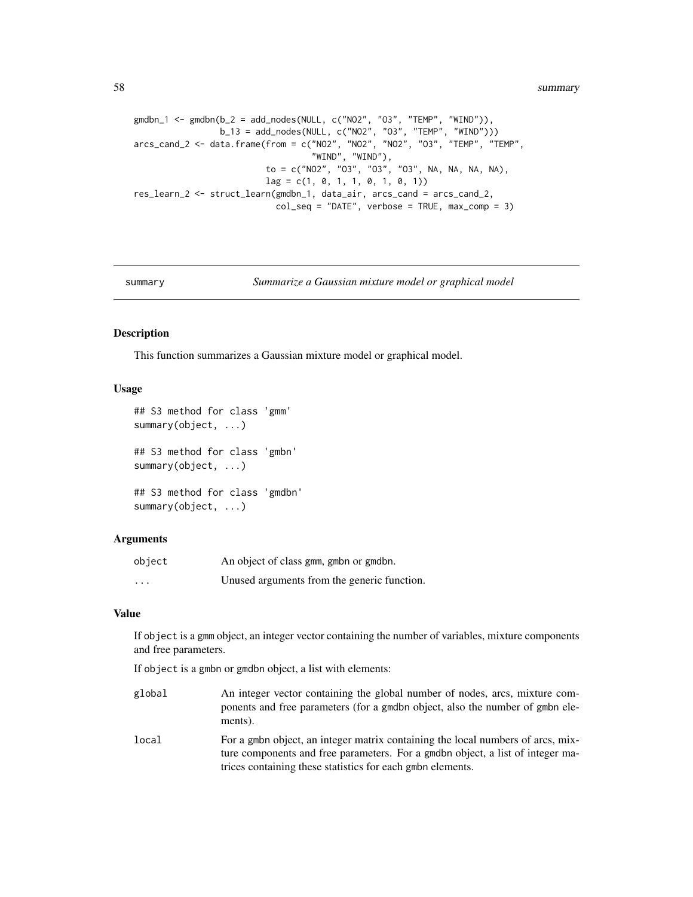```
gmdbn_1 <- gmdbn(b_2 = add_nodes(NULL, c("NO2", "O3", "TEMP", "WIND")),
                 b_13 = add_nodes(NULL, c("NO2", "O3", "TEMP", "WIND")))
arcs_cand_2 <- data.frame(from = c("NO2", "NO2", "NO2", "O3", "TEMP", "TEMP",
                                   "WIND", "WIND"),
                          to = c("NO2", "O3", "O3", "O3", NA, NA, NA, NA),
                          lag = c(1, 0, 1, 1, 0, 1, 0, 1))
res_learn_2 <- struct_learn(gmdbn_1, data_air, arcs_cand = arcs_cand_2,
                            col_seq = "DATE", verbose = TRUE, max_comp = 3)
```

## summary — *Summarize a Gaussian mixture model or graphical model*

### Description

This function summarizes a Gaussian mixture model or graphical model.

### Usage

```
## S3 method for class 'gmm'
summary(object, ...)

## S3 method for class 'gmbn'
summary(object, ...)

## S3 method for class 'gmdbn'
summary(object, ...)
```

### Arguments

| | |
|---|---|
| `object` | An object of class gmm, gmbn or gmdbn. |
| `...` | Unused arguments from the generic function. |

### Value

If `object` is a gmm object, an integer vector containing the number of variables, mixture components and free parameters.

If `object` is a gmbn or gmdbn object, a list with elements:

| | |
|---|---|
| `global` | An integer vector containing the global number of nodes, arcs, mixture components and free parameters (for a gmdbn object, also the number of gmbn elements). |
| `local` | For a gmbn object, an integer matrix containing the local numbers of arcs, mixture components and free parameters. For a gmdbn object, a list of integer matrices containing these statistics for each gmbn elements. |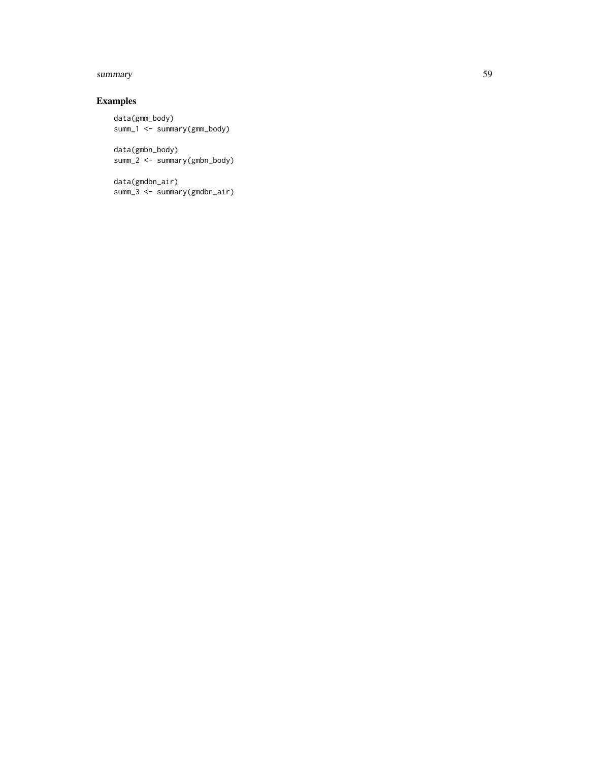## Examples

```
data(gmm_body)
summ_1 <- summary(gmm_body)

data(gmbn_body)
summ_2 <- summary(gmbn_body)

data(gmdbn_air)
summ_3 <- summary(gmdbn_air)
```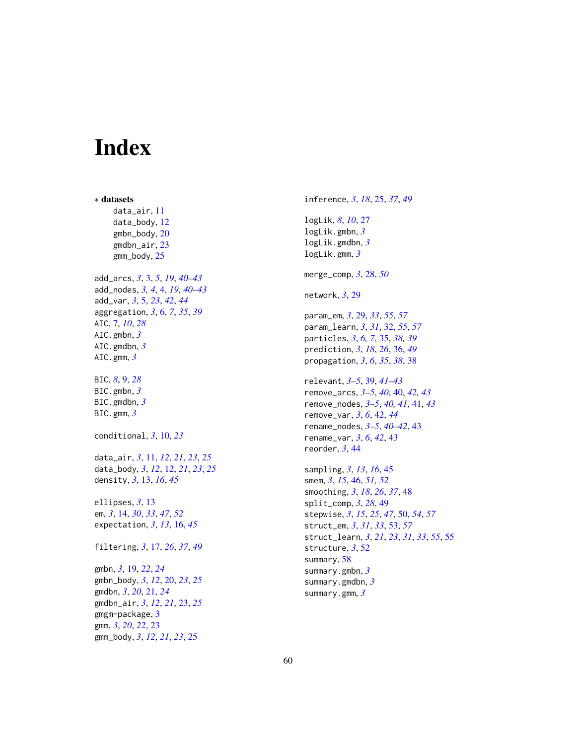# Index

∗ **datasets**
- data_air, 11
- data_body, 12
- gmbn_body, 20
- gmdbn_air, 23
- gmm_body, 25

add_arcs, *3*, 3, *5*, *19*, *40–43*
add_nodes, *3, 4*, 4, *19*, *40–43*
add_var, *3*, 5, *23*, *42*, *44*
aggregation, *3*, 6, *7*, *35*, *39*
AIC, 7, *10*, *28*
AIC.gmbn, *3*
AIC.gmdbn, *3*
AIC.gmm, *3*

BIC, *8*, 9, *28*
BIC.gmbn, *3*
BIC.gmdbn, *3*
BIC.gmm, *3*

conditional, *3*, 10, *23*

data_air, *3*, 11, *12*, *21*, *23*, *25*
data_body, *3*, *12*, 12, *21*, *23*, *25*
density, *3*, 13, *16*, *45*

ellipses, *3*, 13
em, *3*, 14, *30*, *33*, *47*, *52*
expectation, *3*, *13*, 16, *45*

filtering, *3*, 17, *26*, *37*, *49*

gmbn, *3*, 19, *22*, *24*
gmbn_body, *3*, *12*, 20, *23*, *25*
gmdbn, *3*, *20*, 21, *24*
gmdbn_air, *3*, *12*, *21*, 23, *25*
gmgm-package, 3
gmm, *3*, *20*, *22*, 23
gmm_body, *3*, *12*, *21*, *23*, 25

inference, *3*, *18*, 25, *37*, *49*

logLik, *8*, *10*, 27
logLik.gmbn, *3*
logLik.gmdbn, *3*
logLik.gmm, *3*

merge_comp, *3*, 28, *50*

network, *3*, 29

param_em, *3*, 29, *33*, *55*, *57*
param_learn, *3*, *31*, 32, *55*, *57*
particles, *3*, *6, 7*, 35, *38, 39*
prediction, *3*, *18*, *26*, 36, *49*
propagation, *3*, *6*, *35*, *38*, 38

relevant, *3–5*, 39, *41–43*
remove_arcs, *3–5*, *40*, 40, *42, 43*
remove_nodes, *3–5*, *40, 41*, 41, *43*
remove_var, *3*, *6*, 42, *44*
rename_nodes, *3–5*, *40–42*, 43
rename_var, *3*, *6*, *42*, 43
reorder, *3*, 44

sampling, *3*, *13*, *16*, 45
smem, *3*, *15*, 46, *51, 52*
smoothing, *3*, *18*, *26*, *37*, 48
split_comp, *3*, *28*, 49
stepwise, *3*, *15*, *25*, *47*, 50, *54*, *57*
struct_em, *3*, *31*, *33*, 53, *57*
struct_learn, *3*, *21*, *23*, *31*, *33*, *55*, 55
structure, *3*, 52
summary, 58
summary.gmbn, *3*
summary.gmdbn, *3*
summary.gmm, *3*